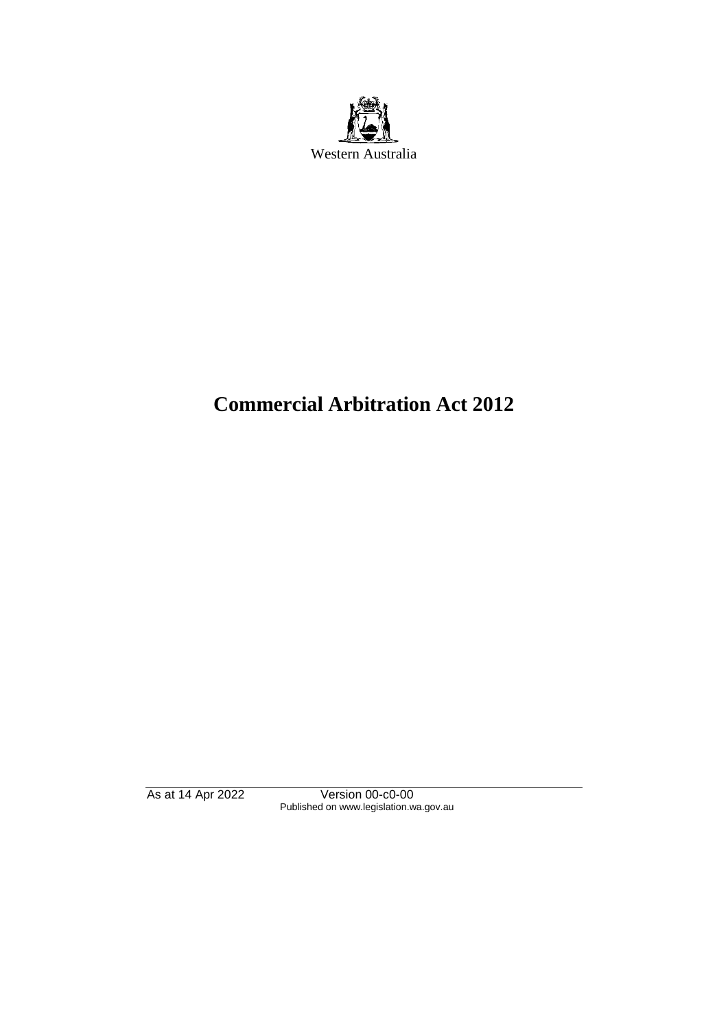Western Australia

# Commercial Arbitration Act 2012

As at 14 Apr 2022 Version 00-c0-00
Published on www.legislation.wa.gov.au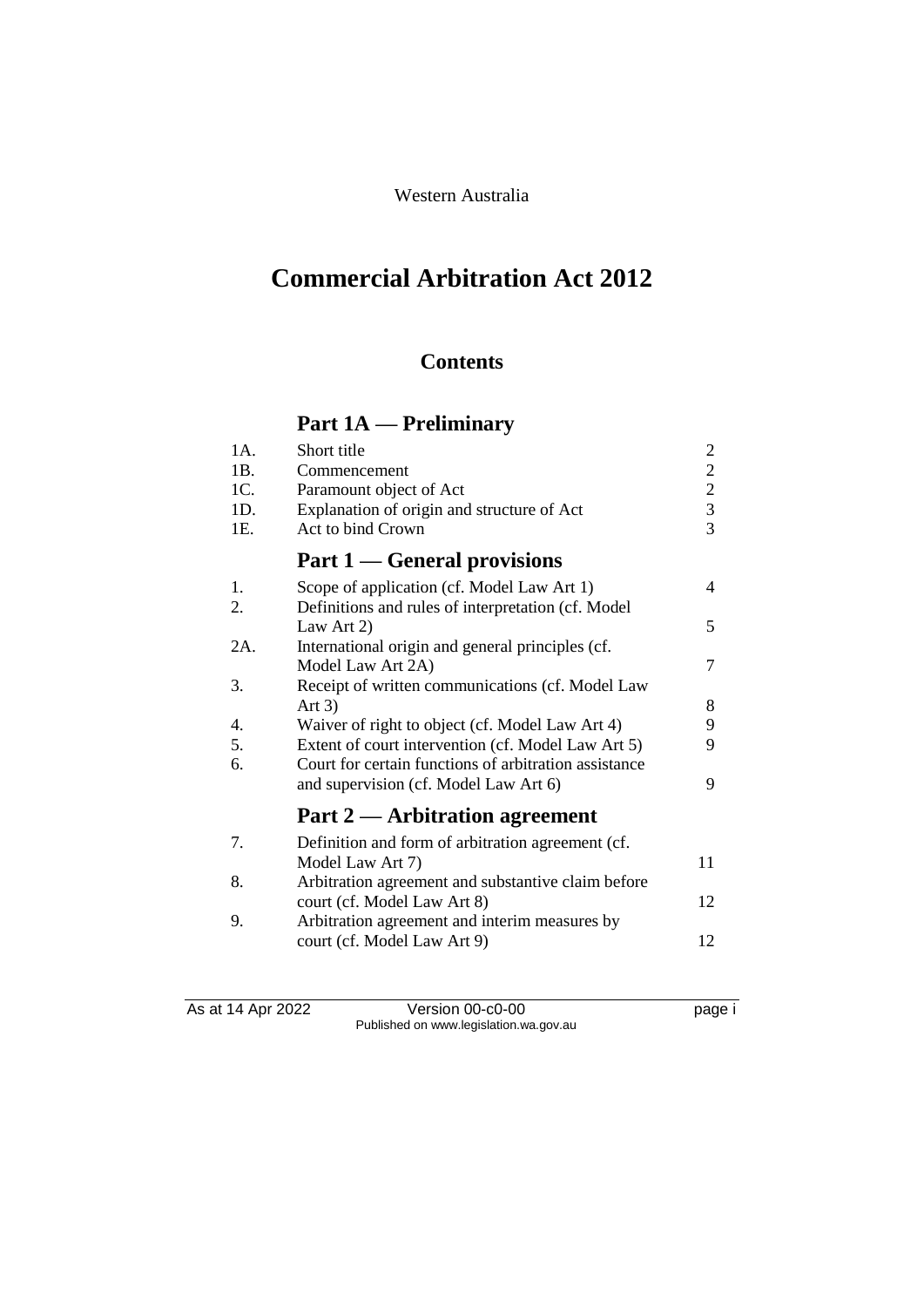Western Australia

# Commercial Arbitration Act 2012

## Contents

## Part 1A — Preliminary

| | | |
|---|---|---|
| 1A. | Short title | 2 |
| 1B. | Commencement | 2 |
| 1C. | Paramount object of Act | 2 |
| 1D. | Explanation of origin and structure of Act | 3 |
| 1E. | Act to bind Crown | 3 |

## Part 1 — General provisions

| | | |
|---|---|---|
| 1. | Scope of application (cf. Model Law Art 1) | 4 |
| 2. | Definitions and rules of interpretation (cf. Model Law Art 2) | 5 |
| 2A. | International origin and general principles (cf. Model Law Art 2A) | 7 |
| 3. | Receipt of written communications (cf. Model Law Art 3) | 8 |
| 4. | Waiver of right to object (cf. Model Law Art 4) | 9 |
| 5. | Extent of court intervention (cf. Model Law Art 5) | 9 |
| 6. | Court for certain functions of arbitration assistance and supervision (cf. Model Law Art 6) | 9 |

## Part 2 — Arbitration agreement

| | | |
|---|---|---|
| 7. | Definition and form of arbitration agreement (cf. Model Law Art 7) | 11 |
| 8. | Arbitration agreement and substantive claim before court (cf. Model Law Art 8) | 12 |
| 9. | Arbitration agreement and interim measures by court (cf. Model Law Art 9) | 12 |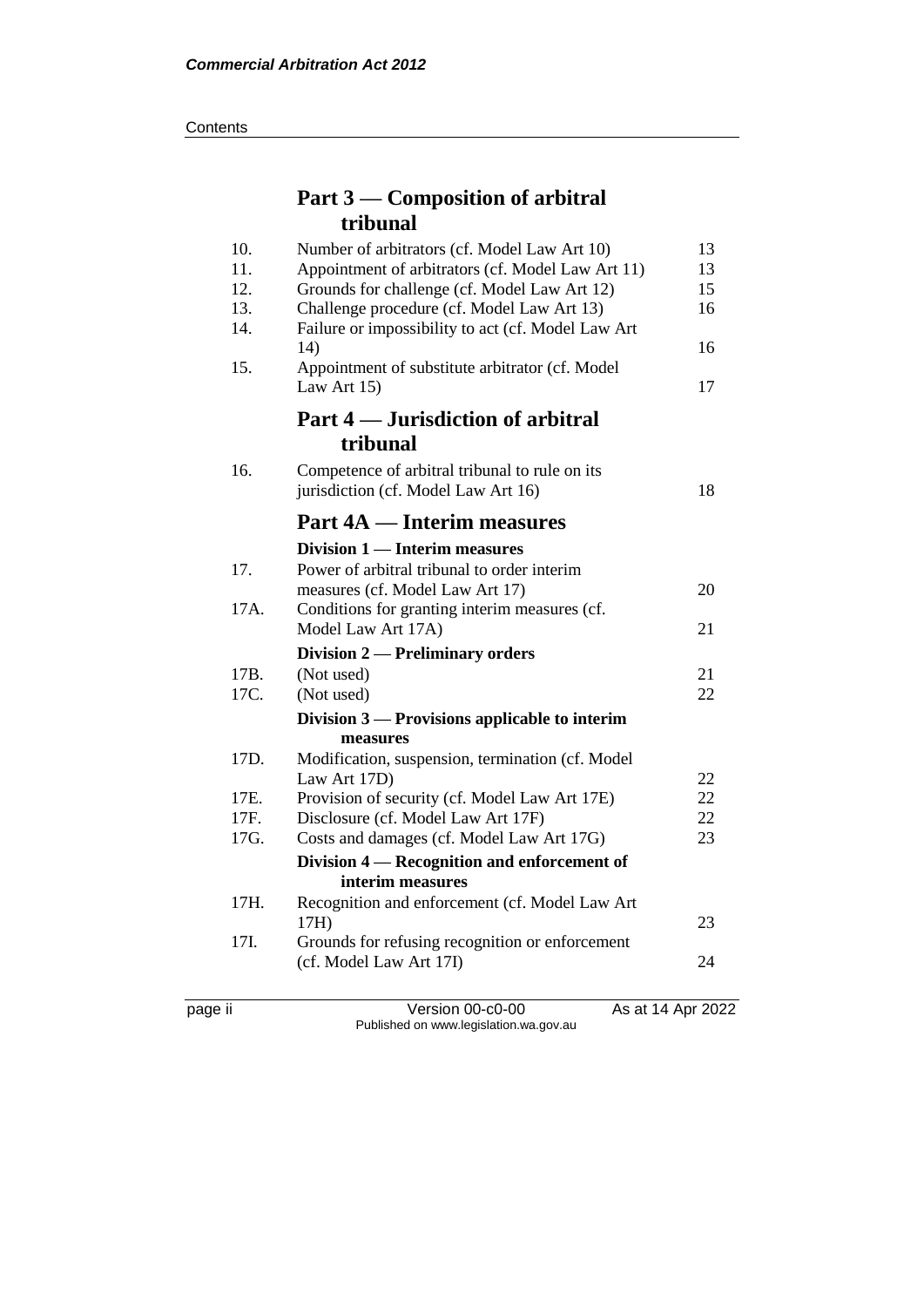## Part 3 — Composition of arbitral tribunal

| | | |
|---|---|---|
| 10. | Number of arbitrators (cf. Model Law Art 10) | 13 |
| 11. | Appointment of arbitrators (cf. Model Law Art 11) | 13 |
| 12. | Grounds for challenge (cf. Model Law Art 12) | 15 |
| 13. | Challenge procedure (cf. Model Law Art 13) | 16 |
| 14. | Failure or impossibility to act (cf. Model Law Art 14) | 16 |
| 15. | Appointment of substitute arbitrator (cf. Model Law Art 15) | 17 |

## Part 4 — Jurisdiction of arbitral tribunal

| | | |
|---|---|---|
| 16. | Competence of arbitral tribunal to rule on its jurisdiction (cf. Model Law Art 16) | 18 |

## Part 4A — Interim measures

### Division 1 — Interim measures

| | | |
|---|---|---|
| 17. | Power of arbitral tribunal to order interim measures (cf. Model Law Art 17) | 20 |
| 17A. | Conditions for granting interim measures (cf. Model Law Art 17A) | 21 |

### Division 2 — Preliminary orders

| | | |
|---|---|---|
| 17B. | (Not used) | 21 |
| 17C. | (Not used) | 22 |

### Division 3 — Provisions applicable to interim measures

| | | |
|---|---|---|
| 17D. | Modification, suspension, termination (cf. Model Law Art 17D) | 22 |
| 17E. | Provision of security (cf. Model Law Art 17E) | 22 |
| 17F. | Disclosure (cf. Model Law Art 17F) | 22 |
| 17G. | Costs and damages (cf. Model Law Art 17G) | 23 |

### Division 4 — Recognition and enforcement of interim measures

| | | |
|---|---|---|
| 17H. | Recognition and enforcement (cf. Model Law Art 17H) | 23 |
| 17I. | Grounds for refusing recognition or enforcement (cf. Model Law Art 17I) | 24 |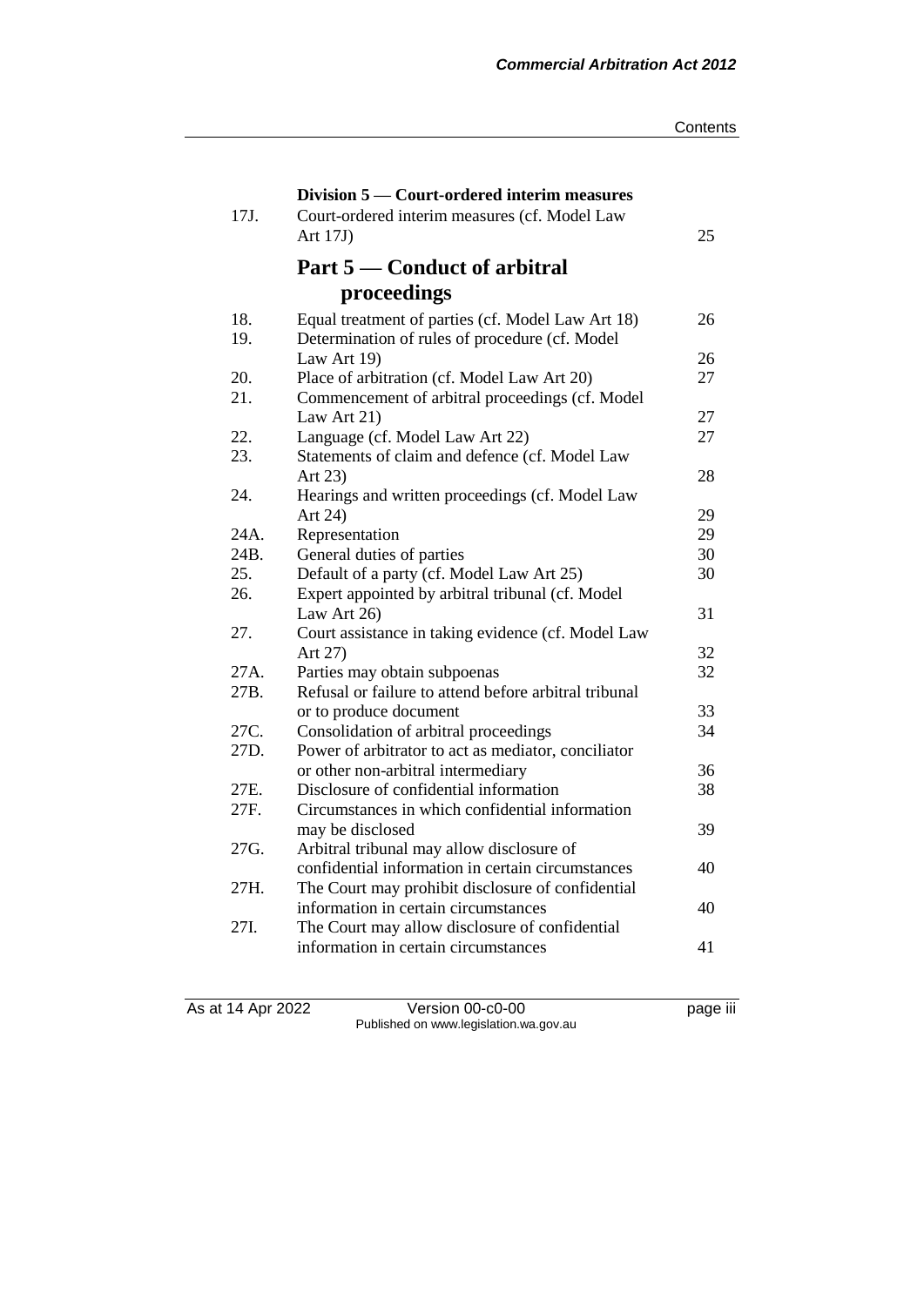**Division 5 — Court-ordered interim measures**

| | | |
|---|---|---|
| 17J. | Court-ordered interim measures (cf. Model Law Art 17J) | 25 |

## Part 5 — Conduct of arbitral proceedings

| | | |
|---|---|---|
| 18. | Equal treatment of parties (cf. Model Law Art 18) | 26 |
| 19. | Determination of rules of procedure (cf. Model Law Art 19) | 26 |
| 20. | Place of arbitration (cf. Model Law Art 20) | 27 |
| 21. | Commencement of arbitral proceedings (cf. Model Law Art 21) | 27 |
| 22. | Language (cf. Model Law Art 22) | 27 |
| 23. | Statements of claim and defence (cf. Model Law Art 23) | 28 |
| 24. | Hearings and written proceedings (cf. Model Law Art 24) | 29 |
| 24A. | Representation | 29 |
| 24B. | General duties of parties | 30 |
| 25. | Default of a party (cf. Model Law Art 25) | 30 |
| 26. | Expert appointed by arbitral tribunal (cf. Model Law Art 26) | 31 |
| 27. | Court assistance in taking evidence (cf. Model Law Art 27) | 32 |
| 27A. | Parties may obtain subpoenas | 32 |
| 27B. | Refusal or failure to attend before arbitral tribunal or to produce document | 33 |
| 27C. | Consolidation of arbitral proceedings | 34 |
| 27D. | Power of arbitrator to act as mediator, conciliator or other non-arbitral intermediary | 36 |
| 27E. | Disclosure of confidential information | 38 |
| 27F. | Circumstances in which confidential information may be disclosed | 39 |
| 27G. | Arbitral tribunal may allow disclosure of confidential information in certain circumstances | 40 |
| 27H. | The Court may prohibit disclosure of confidential information in certain circumstances | 40 |
| 27I. | The Court may allow disclosure of confidential information in certain circumstances | 41 |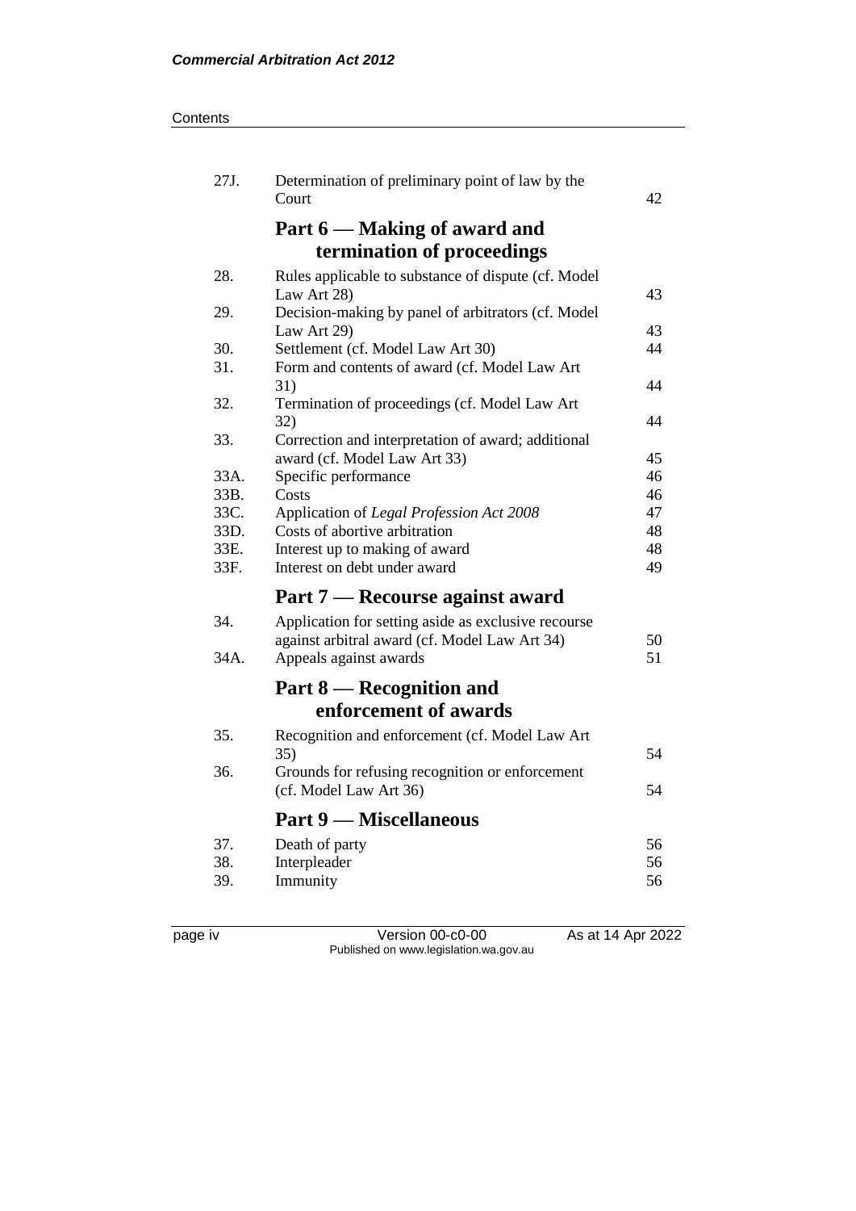| | | |
|---|---|---|
| 27J. | Determination of preliminary point of law by the Court | 42 |

## Part 6 — Making of award and termination of proceedings

| | | |
|---|---|---|
| 28. | Rules applicable to substance of dispute (cf. Model Law Art 28) | 43 |
| 29. | Decision-making by panel of arbitrators (cf. Model Law Art 29) | 43 |
| 30. | Settlement (cf. Model Law Art 30) | 44 |
| 31. | Form and contents of award (cf. Model Law Art 31) | 44 |
| 32. | Termination of proceedings (cf. Model Law Art 32) | 44 |
| 33. | Correction and interpretation of award; additional award (cf. Model Law Art 33) | 45 |
| 33A. | Specific performance | 46 |
| 33B. | Costs | 46 |
| 33C. | Application of *Legal Profession Act 2008* | 47 |
| 33D. | Costs of abortive arbitration | 48 |
| 33E. | Interest up to making of award | 48 |
| 33F. | Interest on debt under award | 49 |

## Part 7 — Recourse against award

| | | |
|---|---|---|
| 34. | Application for setting aside as exclusive recourse against arbitral award (cf. Model Law Art 34) | 50 |
| 34A. | Appeals against awards | 51 |

## Part 8 — Recognition and enforcement of awards

| | | |
|---|---|---|
| 35. | Recognition and enforcement (cf. Model Law Art 35) | 54 |
| 36. | Grounds for refusing recognition or enforcement (cf. Model Law Art 36) | 54 |

## Part 9 — Miscellaneous

| | | |
|---|---|---|
| 37. | Death of party | 56 |
| 38. | Interpleader | 56 |
| 39. | Immunity | 56 |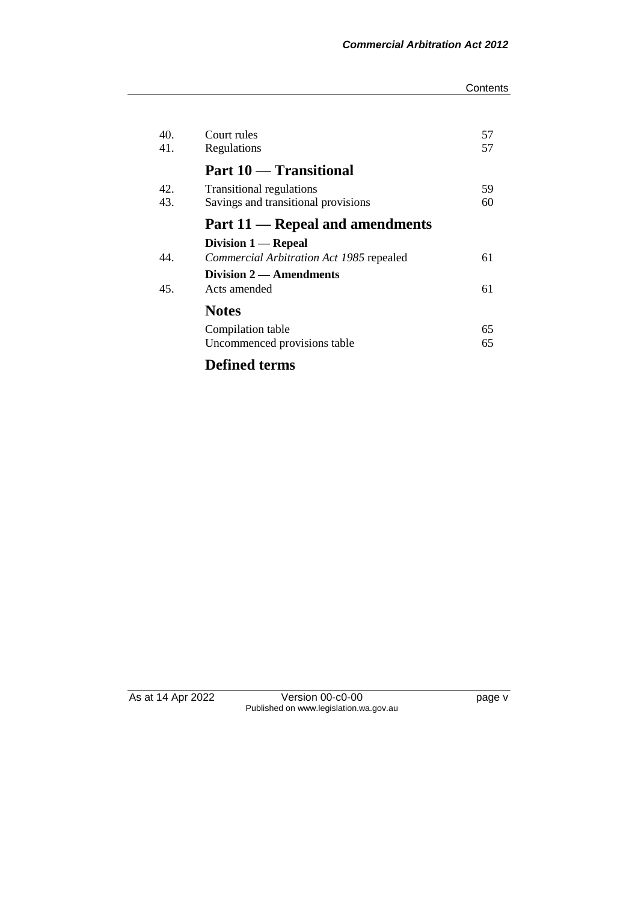| | | |
|---|---|---|
| 40. | Court rules | 57 |
| 41. | Regulations | 57 |
| | **Part 10 — Transitional** | |
| 42. | Transitional regulations | 59 |
| 43. | Savings and transitional provisions | 60 |
| | **Part 11 — Repeal and amendments** | |
| | **Division 1 — Repeal** | |
| 44. | *Commercial Arbitration Act 1985* repealed | 61 |
| | **Division 2 — Amendments** | |
| 45. | Acts amended | 61 |
| | **Notes** | |
| | Compilation table | 65 |
| | Uncommenced provisions table | 65 |
| | **Defined terms** | |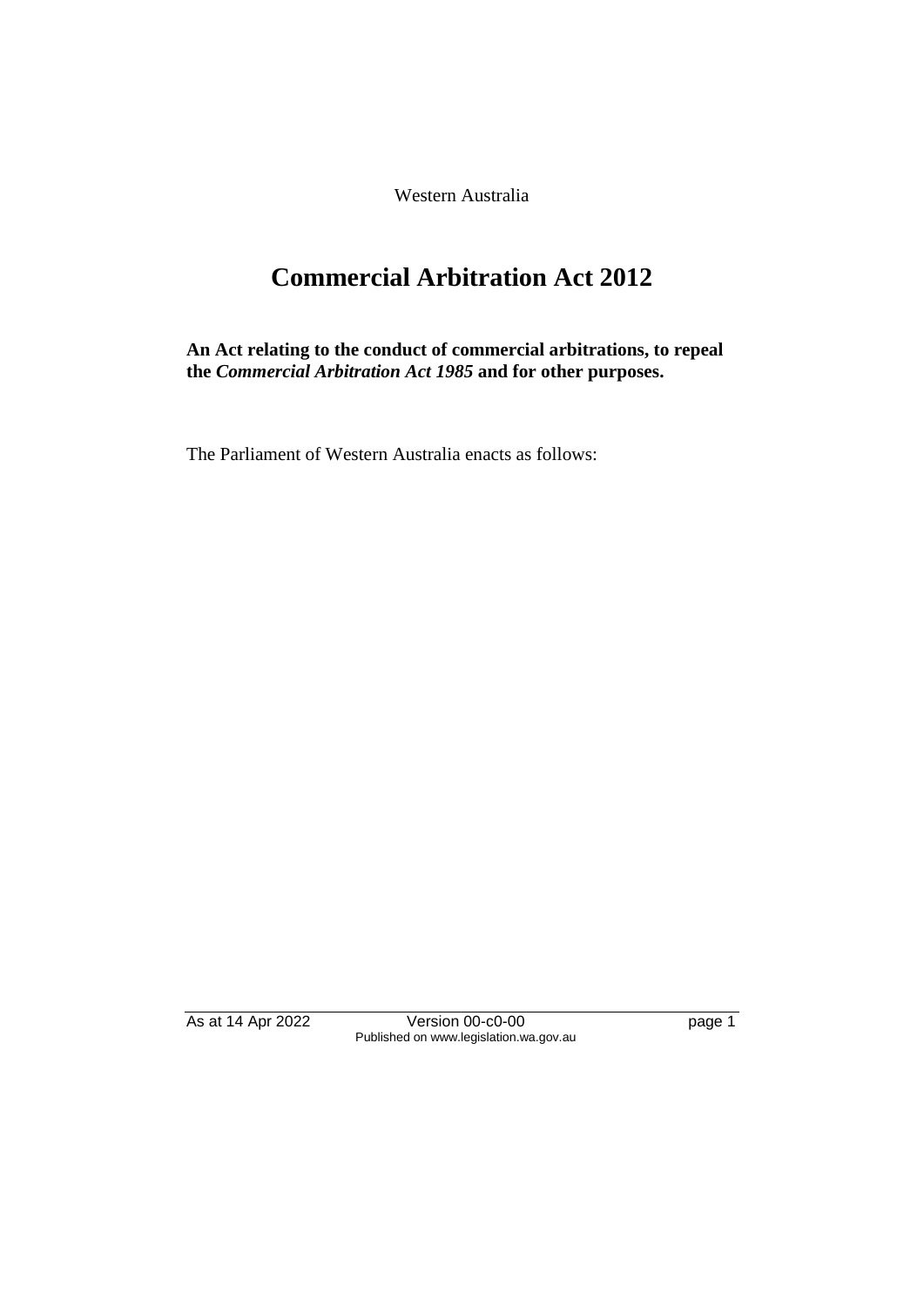Western Australia

# Commercial Arbitration Act 2012

**An Act relating to the conduct of commercial arbitrations, to repeal the *Commercial Arbitration Act 1985* and for other purposes.**

The Parliament of Western Australia enacts as follows: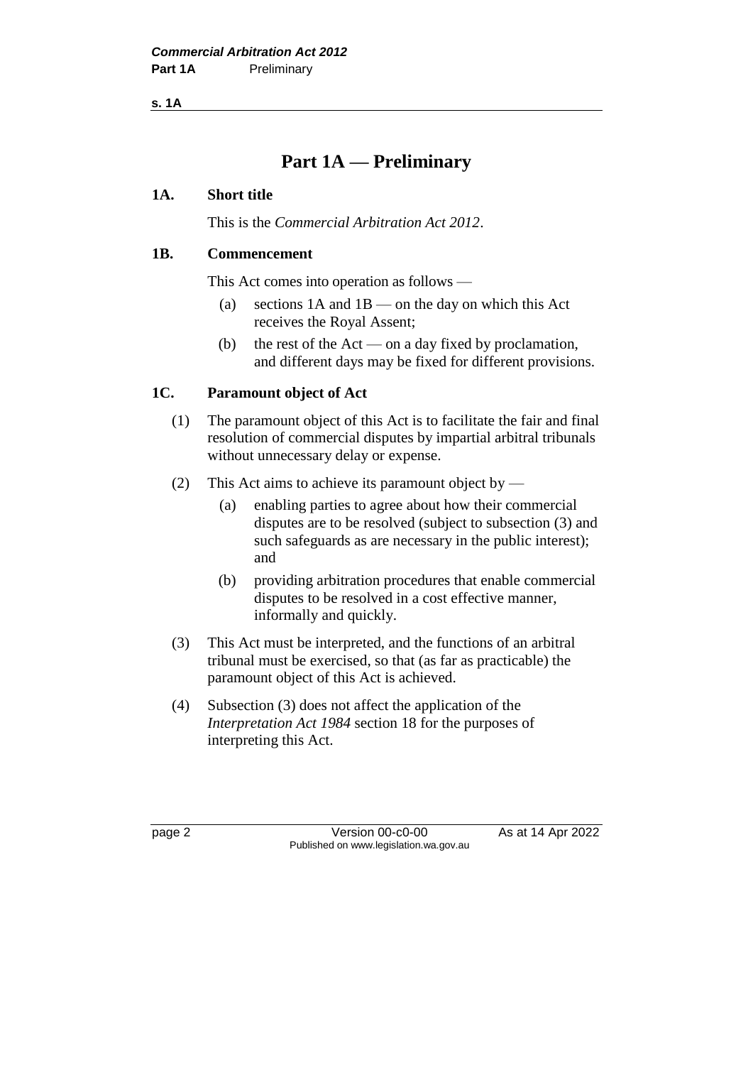# Part 1A — Preliminary

**1A. Short title**

This is the *Commercial Arbitration Act 2012*.

**1B. Commencement**

This Act comes into operation as follows —

(a) sections 1A and 1B — on the day on which this Act receives the Royal Assent;

(b) the rest of the Act — on a day fixed by proclamation, and different days may be fixed for different provisions.

**1C. Paramount object of Act**

(1) The paramount object of this Act is to facilitate the fair and final resolution of commercial disputes by impartial arbitral tribunals without unnecessary delay or expense.

(2) This Act aims to achieve its paramount object by —

(a) enabling parties to agree about how their commercial disputes are to be resolved (subject to subsection (3) and such safeguards as are necessary in the public interest); and

(b) providing arbitration procedures that enable commercial disputes to be resolved in a cost effective manner, informally and quickly.

(3) This Act must be interpreted, and the functions of an arbitral tribunal must be exercised, so that (as far as practicable) the paramount object of this Act is achieved.

(4) Subsection (3) does not affect the application of the *Interpretation Act 1984* section 18 for the purposes of interpreting this Act.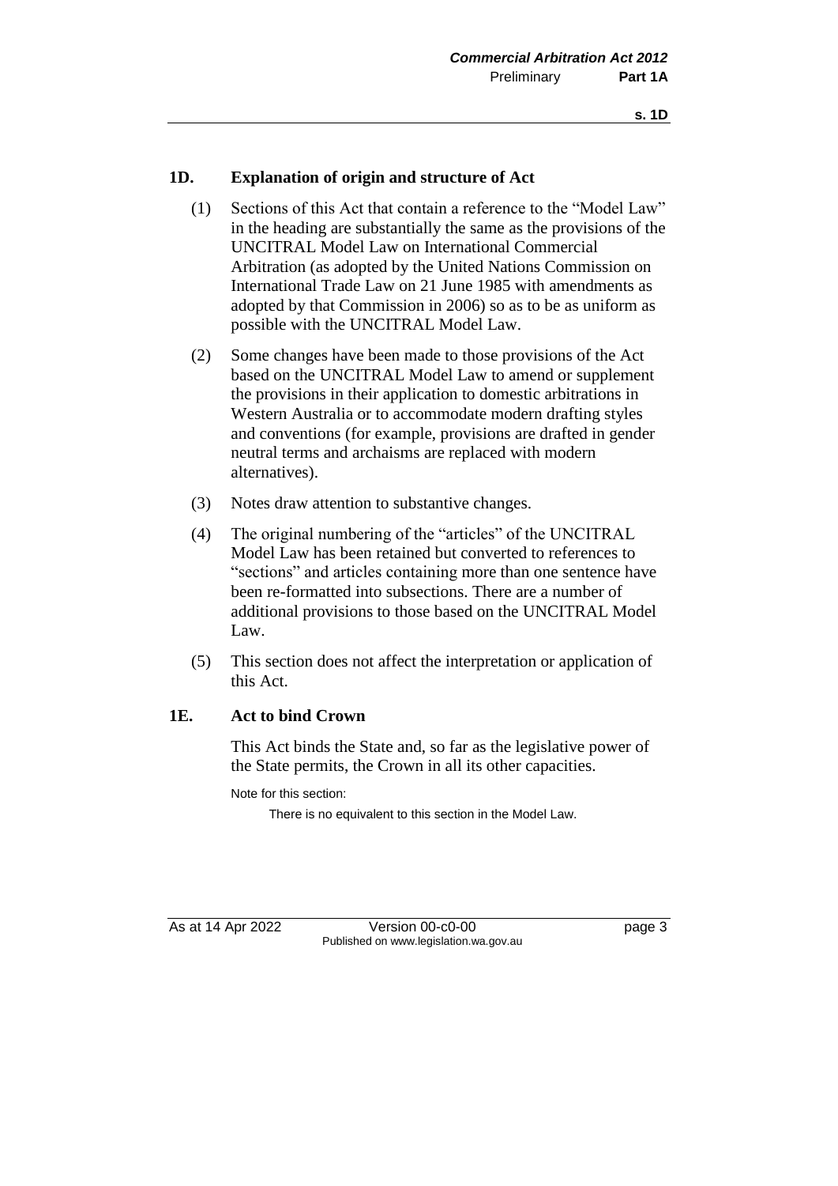## 1D. Explanation of origin and structure of Act

(1) Sections of this Act that contain a reference to the "Model Law" in the heading are substantially the same as the provisions of the UNCITRAL Model Law on International Commercial Arbitration (as adopted by the United Nations Commission on International Trade Law on 21 June 1985 with amendments as adopted by that Commission in 2006) so as to be as uniform as possible with the UNCITRAL Model Law.

(2) Some changes have been made to those provisions of the Act based on the UNCITRAL Model Law to amend or supplement the provisions in their application to domestic arbitrations in Western Australia or to accommodate modern drafting styles and conventions (for example, provisions are drafted in gender neutral terms and archaisms are replaced with modern alternatives).

(3) Notes draw attention to substantive changes.

(4) The original numbering of the "articles" of the UNCITRAL Model Law has been retained but converted to references to "sections" and articles containing more than one sentence have been re-formatted into subsections. There are a number of additional provisions to those based on the UNCITRAL Model Law.

(5) This section does not affect the interpretation or application of this Act.

## 1E. Act to bind Crown

This Act binds the State and, so far as the legislative power of the State permits, the Crown in all its other capacities.

Note for this section:

There is no equivalent to this section in the Model Law.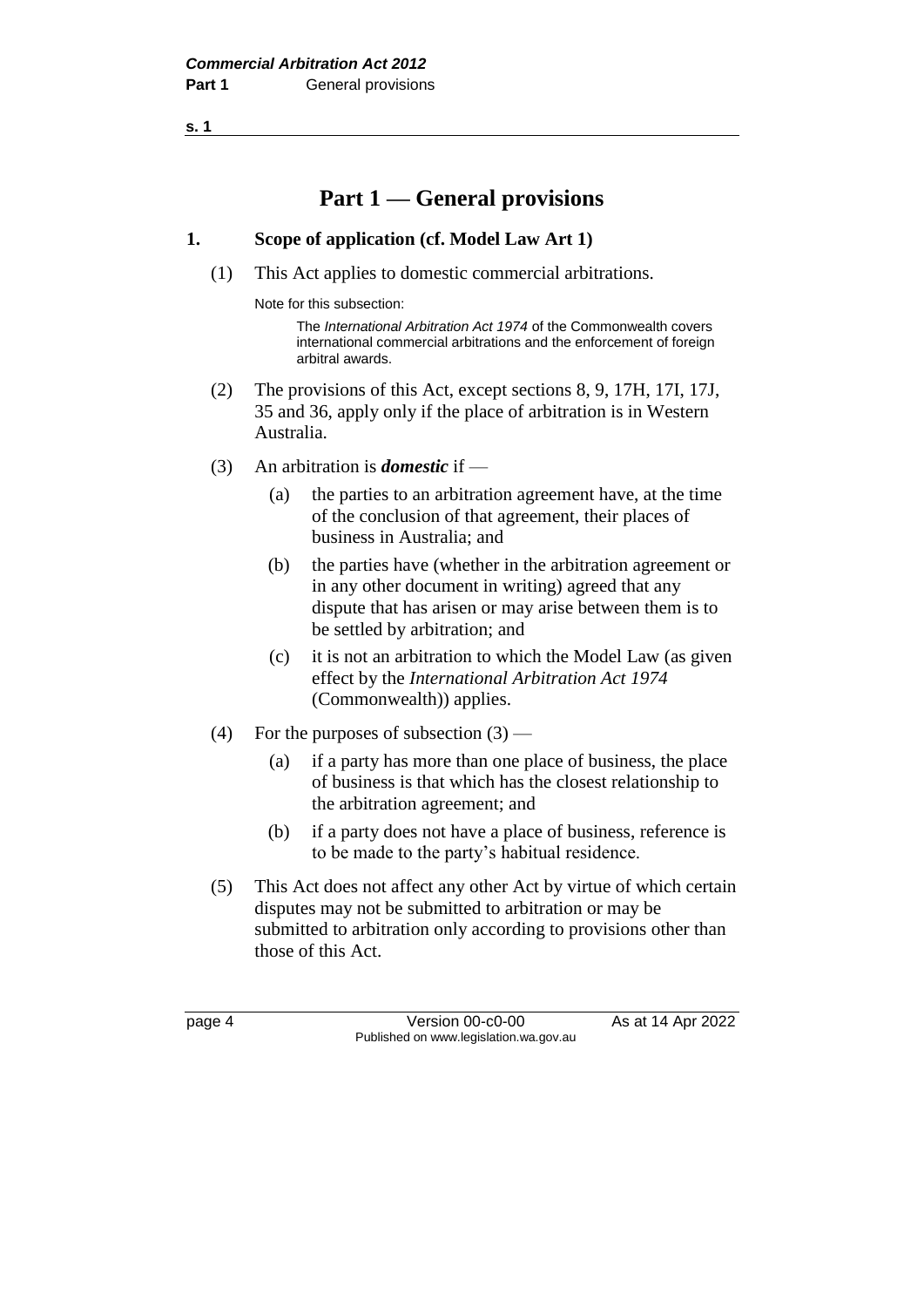# Part 1 — General provisions

## 1. Scope of application (cf. Model Law Art 1)

(1) This Act applies to domestic commercial arbitrations.

Note for this subsection:

The *International Arbitration Act 1974* of the Commonwealth covers international commercial arbitrations and the enforcement of foreign arbitral awards.

(2) The provisions of this Act, except sections 8, 9, 17H, 17I, 17J, 35 and 36, apply only if the place of arbitration is in Western Australia.

(3) An arbitration is ***domestic*** if —

- (a) the parties to an arbitration agreement have, at the time of the conclusion of that agreement, their places of business in Australia; and
- (b) the parties have (whether in the arbitration agreement or in any other document in writing) agreed that any dispute that has arisen or may arise between them is to be settled by arbitration; and
- (c) it is not an arbitration to which the Model Law (as given effect by the *International Arbitration Act 1974* (Commonwealth)) applies.

(4) For the purposes of subsection (3) —

- (a) if a party has more than one place of business, the place of business is that which has the closest relationship to the arbitration agreement; and
- (b) if a party does not have a place of business, reference is to be made to the party's habitual residence.

(5) This Act does not affect any other Act by virtue of which certain disputes may not be submitted to arbitration or may be submitted to arbitration only according to provisions other than those of this Act.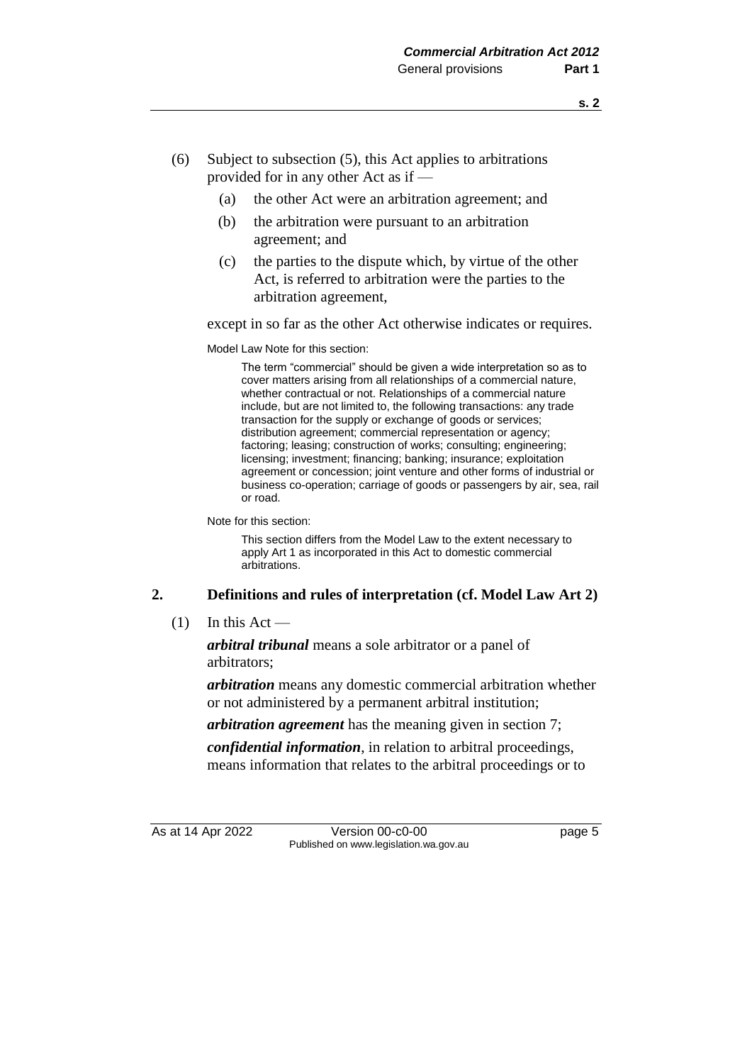(6) Subject to subsection (5), this Act applies to arbitrations provided for in any other Act as if —

(a) the other Act were an arbitration agreement; and

(b) the arbitration were pursuant to an arbitration agreement; and

(c) the parties to the dispute which, by virtue of the other Act, is referred to arbitration were the parties to the arbitration agreement,

except in so far as the other Act otherwise indicates or requires.

Model Law Note for this section:

> The term "commercial" should be given a wide interpretation so as to cover matters arising from all relationships of a commercial nature, whether contractual or not. Relationships of a commercial nature include, but are not limited to, the following transactions: any trade transaction for the supply or exchange of goods or services; distribution agreement; commercial representation or agency; factoring; leasing; construction of works; consulting; engineering; licensing; investment; financing; banking; insurance; exploitation agreement or concession; joint venture and other forms of industrial or business co-operation; carriage of goods or passengers by air, sea, rail or road.

Note for this section:

> This section differs from the Model Law to the extent necessary to apply Art 1 as incorporated in this Act to domestic commercial arbitrations.

## 2. Definitions and rules of interpretation (cf. Model Law Art 2)

(1) In this Act —

***arbitral tribunal*** means a sole arbitrator or a panel of arbitrators;

***arbitration*** means any domestic commercial arbitration whether or not administered by a permanent arbitral institution;

***arbitration agreement*** has the meaning given in section 7;

***confidential information***, in relation to arbitral proceedings, means information that relates to the arbitral proceedings or to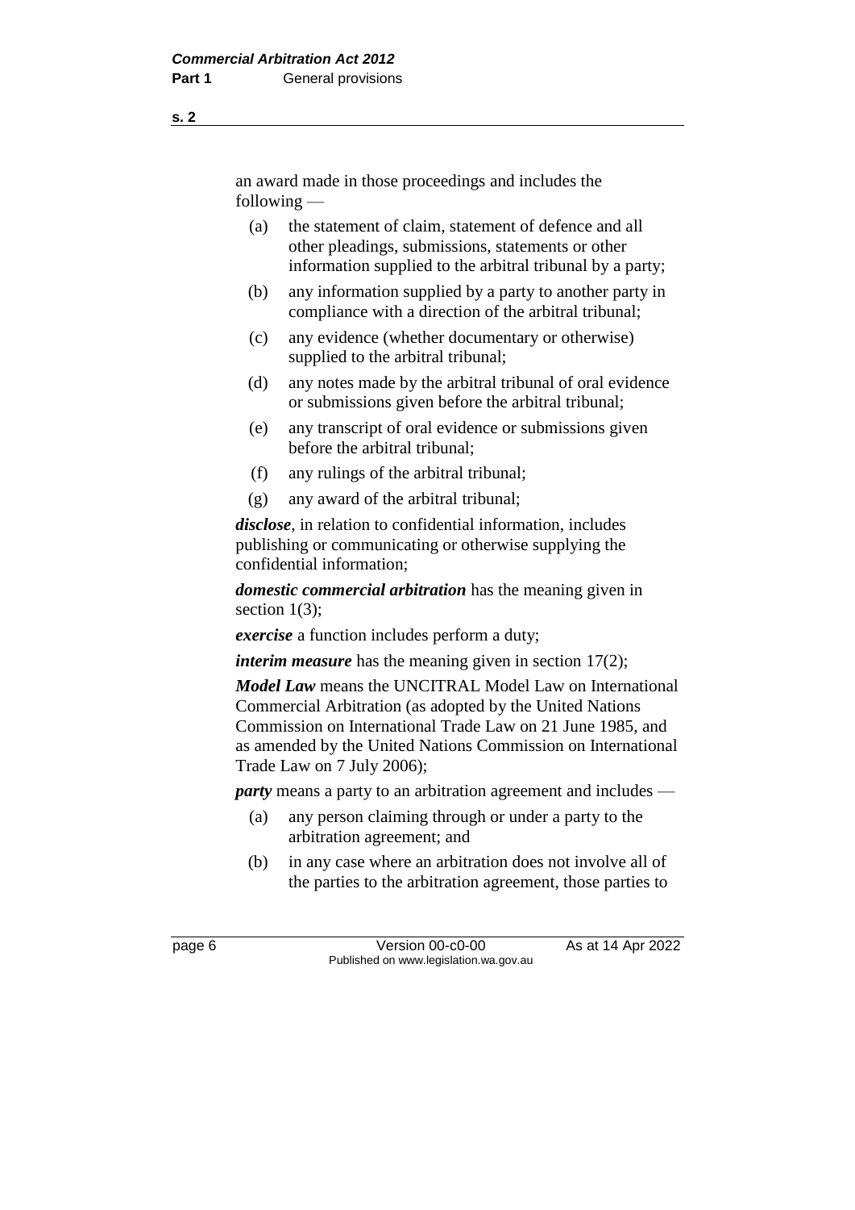an award made in those proceedings and includes the following —

(a) the statement of claim, statement of defence and all other pleadings, submissions, statements or other information supplied to the arbitral tribunal by a party;

(b) any information supplied by a party to another party in compliance with a direction of the arbitral tribunal;

(c) any evidence (whether documentary or otherwise) supplied to the arbitral tribunal;

(d) any notes made by the arbitral tribunal of oral evidence or submissions given before the arbitral tribunal;

(e) any transcript of oral evidence or submissions given before the arbitral tribunal;

(f) any rulings of the arbitral tribunal;

(g) any award of the arbitral tribunal;

***disclose***, in relation to confidential information, includes publishing or communicating or otherwise supplying the confidential information;

***domestic commercial arbitration*** has the meaning given in section 1(3);

***exercise*** a function includes perform a duty;

***interim measure*** has the meaning given in section 17(2);

***Model Law*** means the UNCITRAL Model Law on International Commercial Arbitration (as adopted by the United Nations Commission on International Trade Law on 21 June 1985, and as amended by the United Nations Commission on International Trade Law on 7 July 2006);

***party*** means a party to an arbitration agreement and includes —

(a) any person claiming through or under a party to the arbitration agreement; and

(b) in any case where an arbitration does not involve all of the parties to the arbitration agreement, those parties to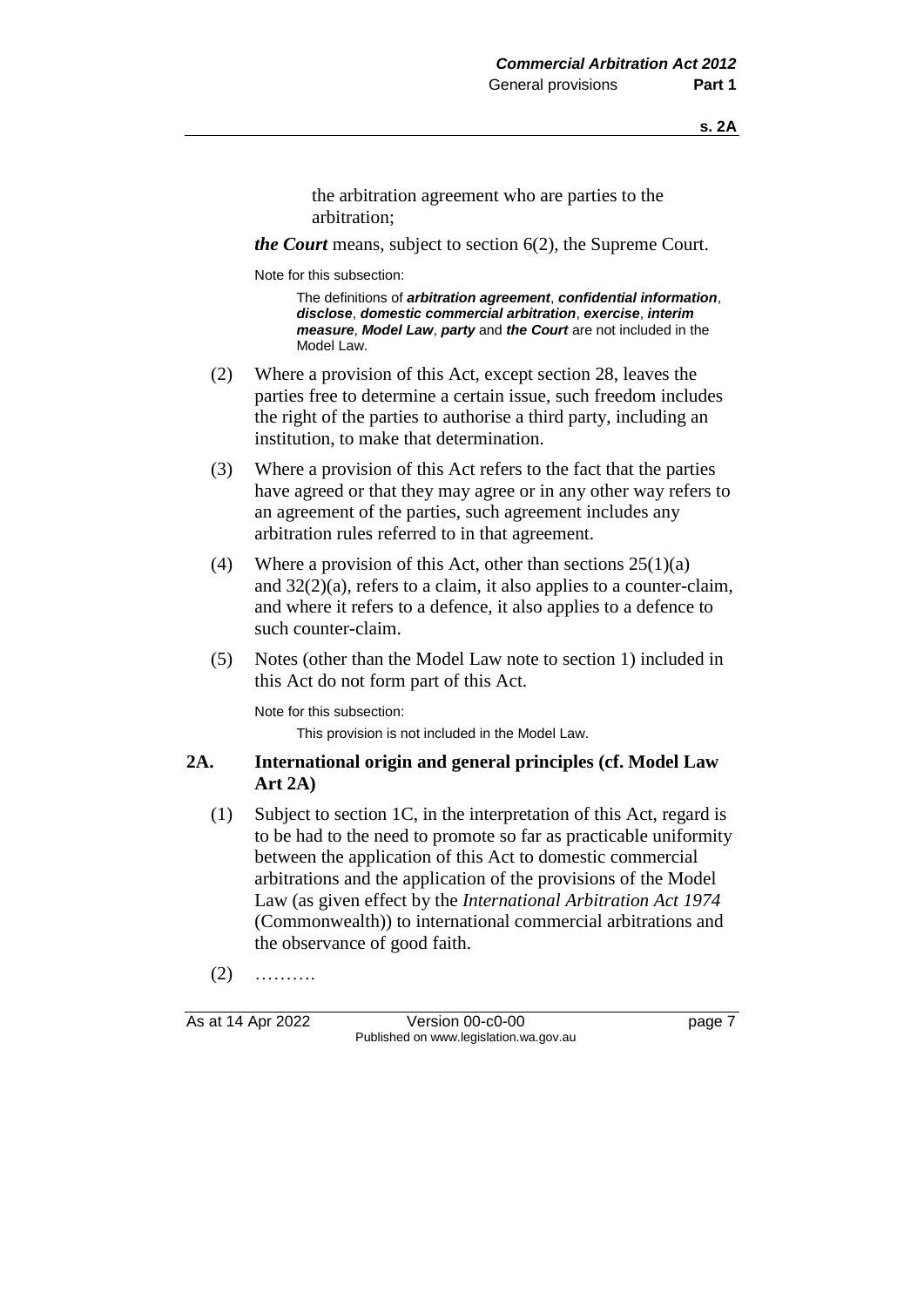the arbitration agreement who are parties to the arbitration;

***the Court*** means, subject to section 6(2), the Supreme Court.

Note for this subsection:

The definitions of ***arbitration agreement***, ***confidential information***, ***disclose***, ***domestic commercial arbitration***, ***exercise***, ***interim measure***, ***Model Law***, ***party*** and ***the Court*** are not included in the Model Law.

(2) Where a provision of this Act, except section 28, leaves the parties free to determine a certain issue, such freedom includes the right of the parties to authorise a third party, including an institution, to make that determination.

(3) Where a provision of this Act refers to the fact that the parties have agreed or that they may agree or in any other way refers to an agreement of the parties, such agreement includes any arbitration rules referred to in that agreement.

(4) Where a provision of this Act, other than sections 25(1)(a) and 32(2)(a), refers to a claim, it also applies to a counter-claim, and where it refers to a defence, it also applies to a defence to such counter-claim.

(5) Notes (other than the Model Law note to section 1) included in this Act do not form part of this Act.

Note for this subsection:

This provision is not included in the Model Law.

## 2A. International origin and general principles (cf. Model Law Art 2A)

(1) Subject to section 1C, in the interpretation of this Act, regard is to be had to the need to promote so far as practicable uniformity between the application of this Act to domestic commercial arbitrations and the application of the provisions of the Model Law (as given effect by the *International Arbitration Act 1974* (Commonwealth)) to international commercial arbitrations and the observance of good faith.

(2) ……….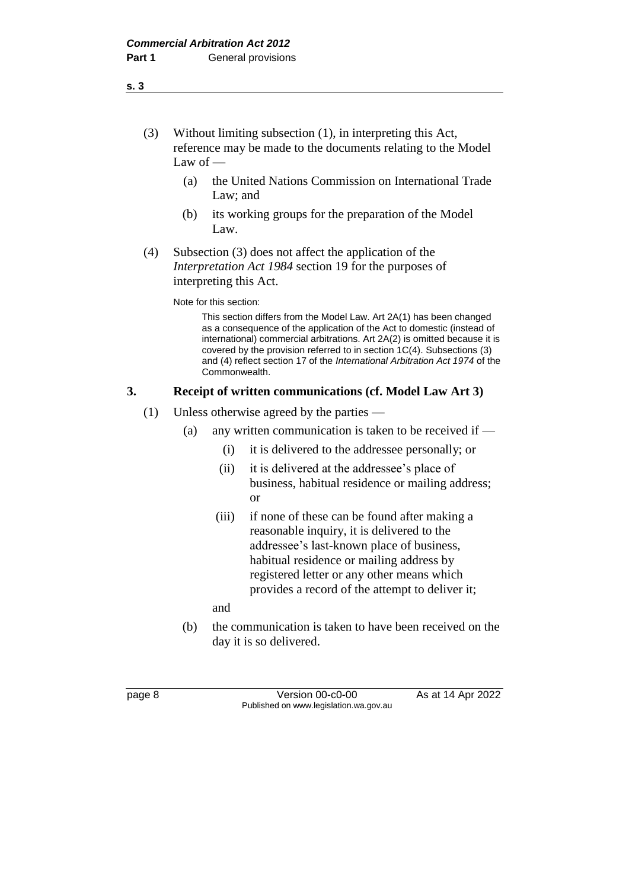(3) Without limiting subsection (1), in interpreting this Act, reference may be made to the documents relating to the Model Law of —

(a) the United Nations Commission on International Trade Law; and

(b) its working groups for the preparation of the Model Law.

(4) Subsection (3) does not affect the application of the *Interpretation Act 1984* section 19 for the purposes of interpreting this Act.

Note for this section:

This section differs from the Model Law. Art 2A(1) has been changed as a consequence of the application of the Act to domestic (instead of international) commercial arbitrations. Art 2A(2) is omitted because it is covered by the provision referred to in section 1C(4). Subsections (3) and (4) reflect section 17 of the *International Arbitration Act 1974* of the Commonwealth.

## 3. Receipt of written communications (cf. Model Law Art 3)

(1) Unless otherwise agreed by the parties —

(a) any written communication is taken to be received if —

(i) it is delivered to the addressee personally; or

(ii) it is delivered at the addressee's place of business, habitual residence or mailing address; or

(iii) if none of these can be found after making a reasonable inquiry, it is delivered to the addressee's last-known place of business, habitual residence or mailing address by registered letter or any other means which provides a record of the attempt to deliver it;

and

(b) the communication is taken to have been received on the day it is so delivered.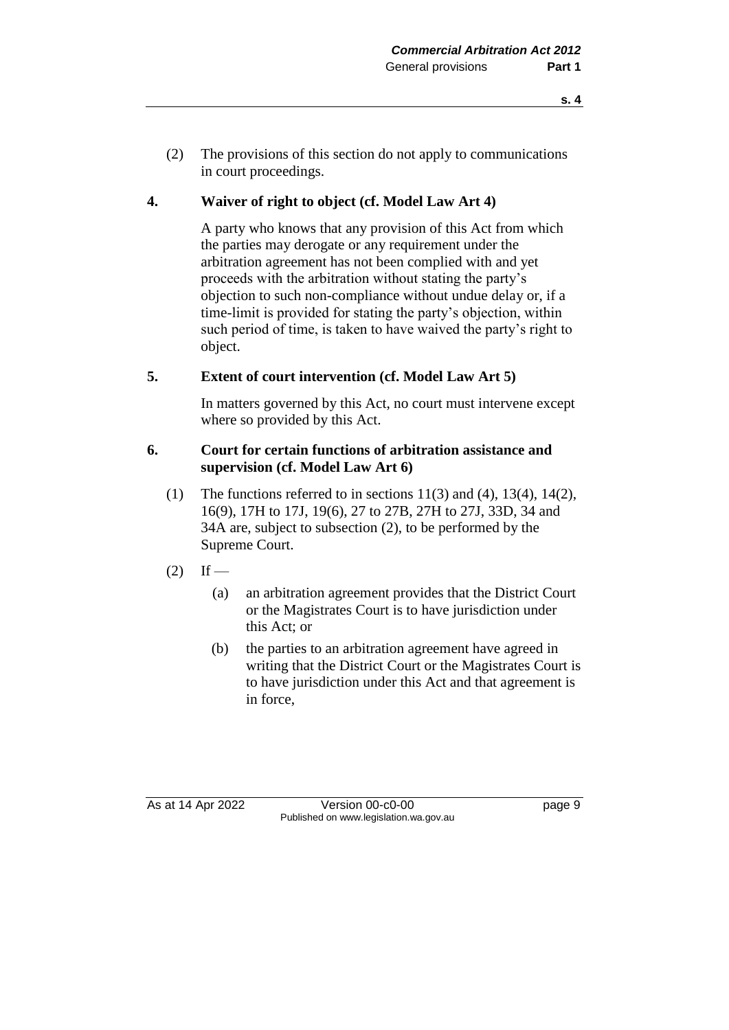(2) The provisions of this section do not apply to communications in court proceedings.

## 4. Waiver of right to object (cf. Model Law Art 4)

A party who knows that any provision of this Act from which the parties may derogate or any requirement under the arbitration agreement has not been complied with and yet proceeds with the arbitration without stating the party's objection to such non-compliance without undue delay or, if a time-limit is provided for stating the party's objection, within such period of time, is taken to have waived the party's right to object.

## 5. Extent of court intervention (cf. Model Law Art 5)

In matters governed by this Act, no court must intervene except where so provided by this Act.

## 6. Court for certain functions of arbitration assistance and supervision (cf. Model Law Art 6)

(1) The functions referred to in sections 11(3) and (4), 13(4), 14(2), 16(9), 17H to 17J, 19(6), 27 to 27B, 27H to 27J, 33D, 34 and 34A are, subject to subsection (2), to be performed by the Supreme Court.

(2) If —

(a) an arbitration agreement provides that the District Court or the Magistrates Court is to have jurisdiction under this Act; or

(b) the parties to an arbitration agreement have agreed in writing that the District Court or the Magistrates Court is to have jurisdiction under this Act and that agreement is in force,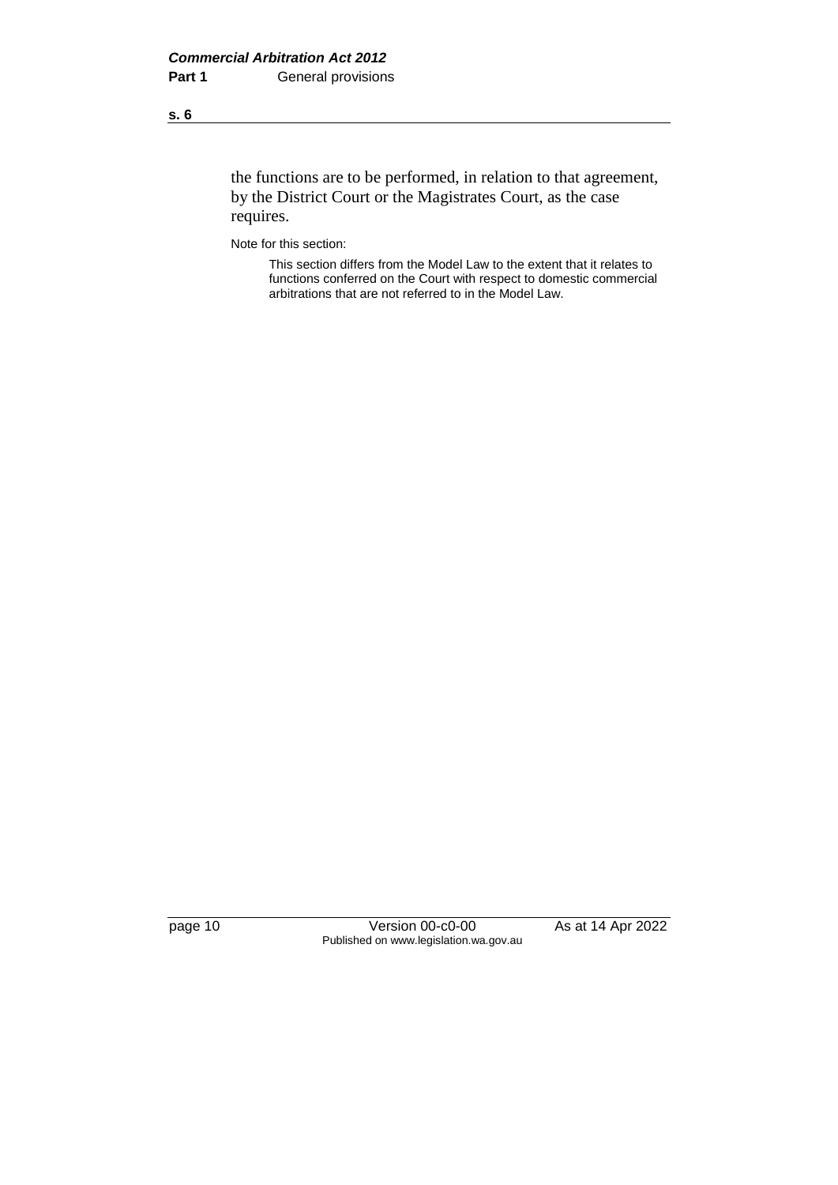the functions are to be performed, in relation to that agreement, by the District Court or the Magistrates Court, as the case requires.

Note for this section:

This section differs from the Model Law to the extent that it relates to functions conferred on the Court with respect to domestic commercial arbitrations that are not referred to in the Model Law.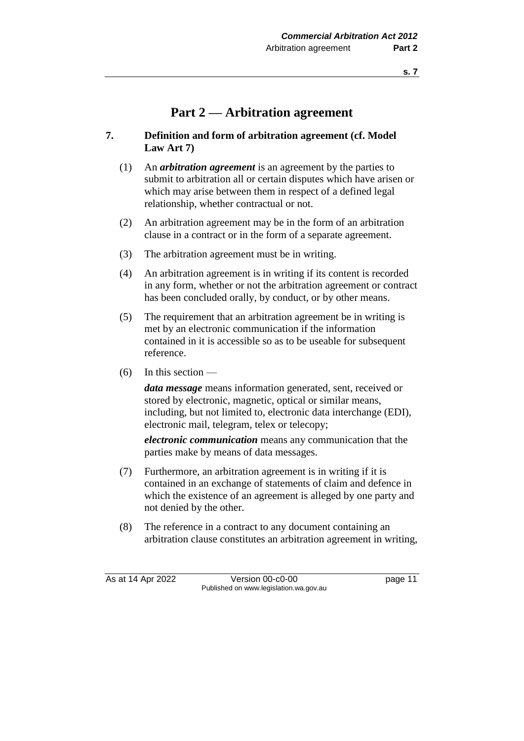# Part 2 — Arbitration agreement

**7. Definition and form of arbitration agreement (cf. Model Law Art 7)**

(1) An ***arbitration agreement*** is an agreement by the parties to submit to arbitration all or certain disputes which have arisen or which may arise between them in respect of a defined legal relationship, whether contractual or not.

(2) An arbitration agreement may be in the form of an arbitration clause in a contract or in the form of a separate agreement.

(3) The arbitration agreement must be in writing.

(4) An arbitration agreement is in writing if its content is recorded in any form, whether or not the arbitration agreement or contract has been concluded orally, by conduct, or by other means.

(5) The requirement that an arbitration agreement be in writing is met by an electronic communication if the information contained in it is accessible so as to be useable for subsequent reference.

(6) In this section —

***data message*** means information generated, sent, received or stored by electronic, magnetic, optical or similar means, including, but not limited to, electronic data interchange (EDI), electronic mail, telegram, telex or telecopy;

***electronic communication*** means any communication that the parties make by means of data messages.

(7) Furthermore, an arbitration agreement is in writing if it is contained in an exchange of statements of claim and defence in which the existence of an agreement is alleged by one party and not denied by the other.

(8) The reference in a contract to any document containing an arbitration clause constitutes an arbitration agreement in writing,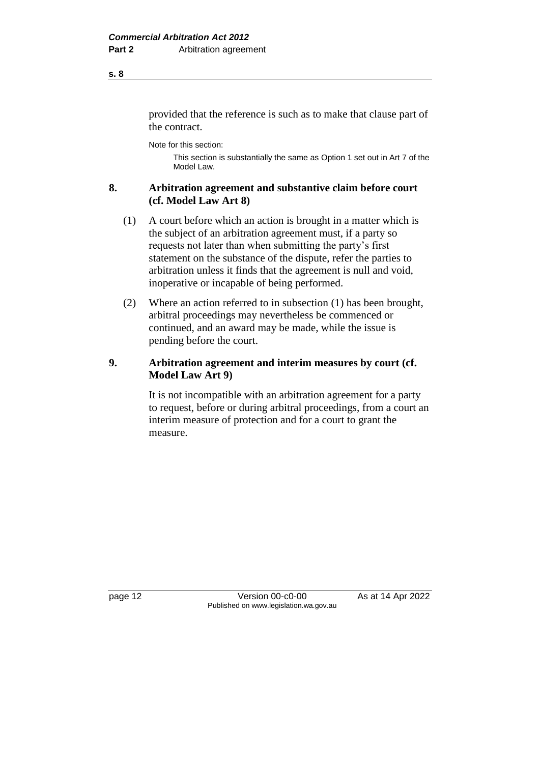provided that the reference is such as to make that clause part of the contract.

Note for this section:

This section is substantially the same as Option 1 set out in Art 7 of the Model Law.

## 8. Arbitration agreement and substantive claim before court (cf. Model Law Art 8)

(1) A court before which an action is brought in a matter which is the subject of an arbitration agreement must, if a party so requests not later than when submitting the party's first statement on the substance of the dispute, refer the parties to arbitration unless it finds that the agreement is null and void, inoperative or incapable of being performed.

(2) Where an action referred to in subsection (1) has been brought, arbitral proceedings may nevertheless be commenced or continued, and an award may be made, while the issue is pending before the court.

## 9. Arbitration agreement and interim measures by court (cf. Model Law Art 9)

It is not incompatible with an arbitration agreement for a party to request, before or during arbitral proceedings, from a court an interim measure of protection and for a court to grant the measure.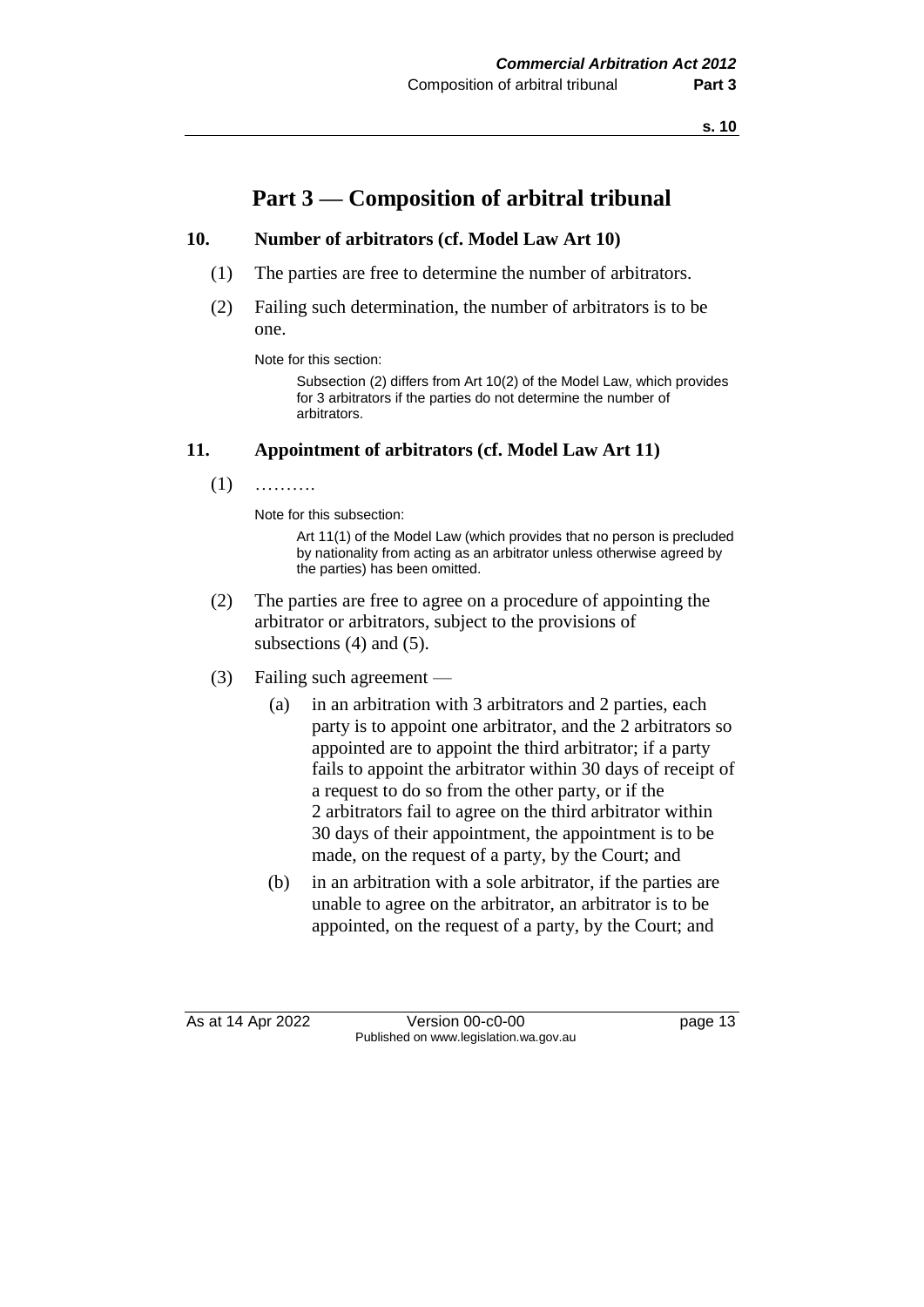# Part 3 — Composition of arbitral tribunal

## 10. Number of arbitrators (cf. Model Law Art 10)

(1) The parties are free to determine the number of arbitrators.

(2) Failing such determination, the number of arbitrators is to be one.

Note for this section:

Subsection (2) differs from Art 10(2) of the Model Law, which provides for 3 arbitrators if the parties do not determine the number of arbitrators.

## 11. Appointment of arbitrators (cf. Model Law Art 11)

(1) ……….

Note for this subsection:

Art 11(1) of the Model Law (which provides that no person is precluded by nationality from acting as an arbitrator unless otherwise agreed by the parties) has been omitted.

(2) The parties are free to agree on a procedure of appointing the arbitrator or arbitrators, subject to the provisions of subsections (4) and (5).

(3) Failing such agreement —

(a) in an arbitration with 3 arbitrators and 2 parties, each party is to appoint one arbitrator, and the 2 arbitrators so appointed are to appoint the third arbitrator; if a party fails to appoint the arbitrator within 30 days of receipt of a request to do so from the other party, or if the 2 arbitrators fail to agree on the third arbitrator within 30 days of their appointment, the appointment is to be made, on the request of a party, by the Court; and

(b) in an arbitration with a sole arbitrator, if the parties are unable to agree on the arbitrator, an arbitrator is to be appointed, on the request of a party, by the Court; and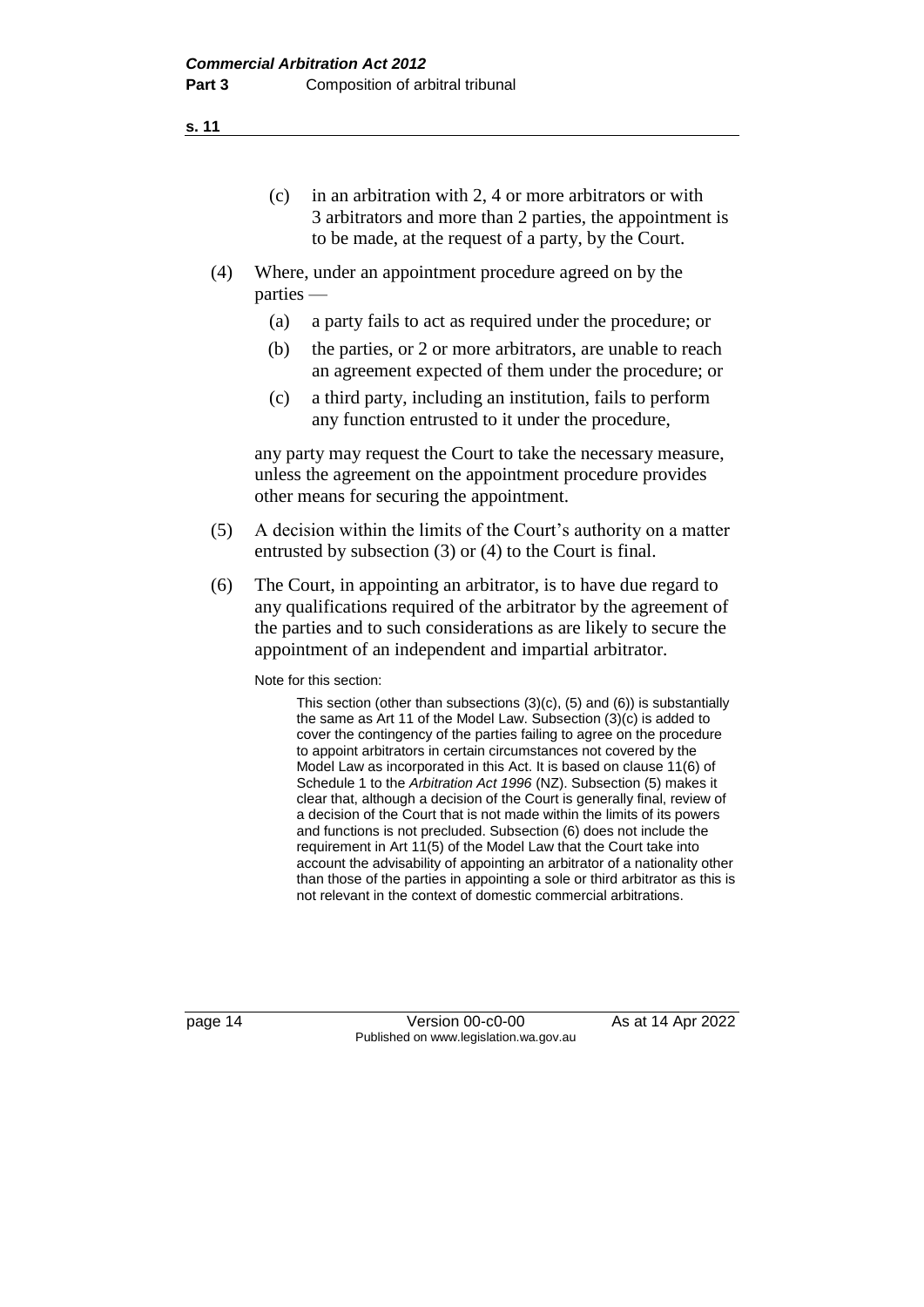(c) in an arbitration with 2, 4 or more arbitrators or with 3 arbitrators and more than 2 parties, the appointment is to be made, at the request of a party, by the Court.

(4) Where, under an appointment procedure agreed on by the parties —

(a) a party fails to act as required under the procedure; or

(b) the parties, or 2 or more arbitrators, are unable to reach an agreement expected of them under the procedure; or

(c) a third party, including an institution, fails to perform any function entrusted to it under the procedure,

any party may request the Court to take the necessary measure, unless the agreement on the appointment procedure provides other means for securing the appointment.

(5) A decision within the limits of the Court's authority on a matter entrusted by subsection (3) or (4) to the Court is final.

(6) The Court, in appointing an arbitrator, is to have due regard to any qualifications required of the arbitrator by the agreement of the parties and to such considerations as are likely to secure the appointment of an independent and impartial arbitrator.

Note for this section:

This section (other than subsections (3)(c), (5) and (6)) is substantially the same as Art 11 of the Model Law. Subsection (3)(c) is added to cover the contingency of the parties failing to agree on the procedure to appoint arbitrators in certain circumstances not covered by the Model Law as incorporated in this Act. It is based on clause 11(6) of Schedule 1 to the *Arbitration Act 1996* (NZ). Subsection (5) makes it clear that, although a decision of the Court is generally final, review of a decision of the Court that is not made within the limits of its powers and functions is not precluded. Subsection (6) does not include the requirement in Art 11(5) of the Model Law that the Court take into account the advisability of appointing an arbitrator of a nationality other than those of the parties in appointing a sole or third arbitrator as this is not relevant in the context of domestic commercial arbitrations.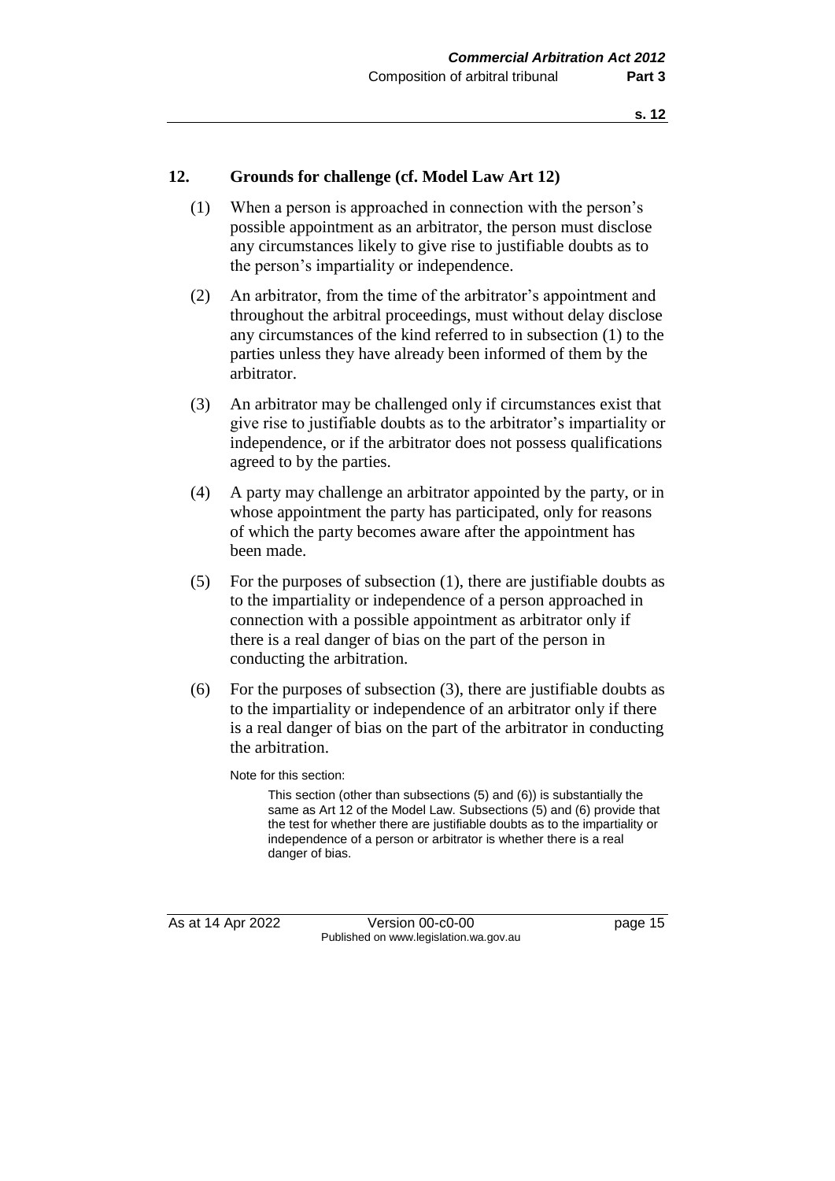## 12. Grounds for challenge (cf. Model Law Art 12)

(1) When a person is approached in connection with the person's possible appointment as an arbitrator, the person must disclose any circumstances likely to give rise to justifiable doubts as to the person's impartiality or independence.

(2) An arbitrator, from the time of the arbitrator's appointment and throughout the arbitral proceedings, must without delay disclose any circumstances of the kind referred to in subsection (1) to the parties unless they have already been informed of them by the arbitrator.

(3) An arbitrator may be challenged only if circumstances exist that give rise to justifiable doubts as to the arbitrator's impartiality or independence, or if the arbitrator does not possess qualifications agreed to by the parties.

(4) A party may challenge an arbitrator appointed by the party, or in whose appointment the party has participated, only for reasons of which the party becomes aware after the appointment has been made.

(5) For the purposes of subsection (1), there are justifiable doubts as to the impartiality or independence of a person approached in connection with a possible appointment as arbitrator only if there is a real danger of bias on the part of the person in conducting the arbitration.

(6) For the purposes of subsection (3), there are justifiable doubts as to the impartiality or independence of an arbitrator only if there is a real danger of bias on the part of the arbitrator in conducting the arbitration.

Note for this section:

> This section (other than subsections (5) and (6)) is substantially the same as Art 12 of the Model Law. Subsections (5) and (6) provide that the test for whether there are justifiable doubts as to the impartiality or independence of a person or arbitrator is whether there is a real danger of bias.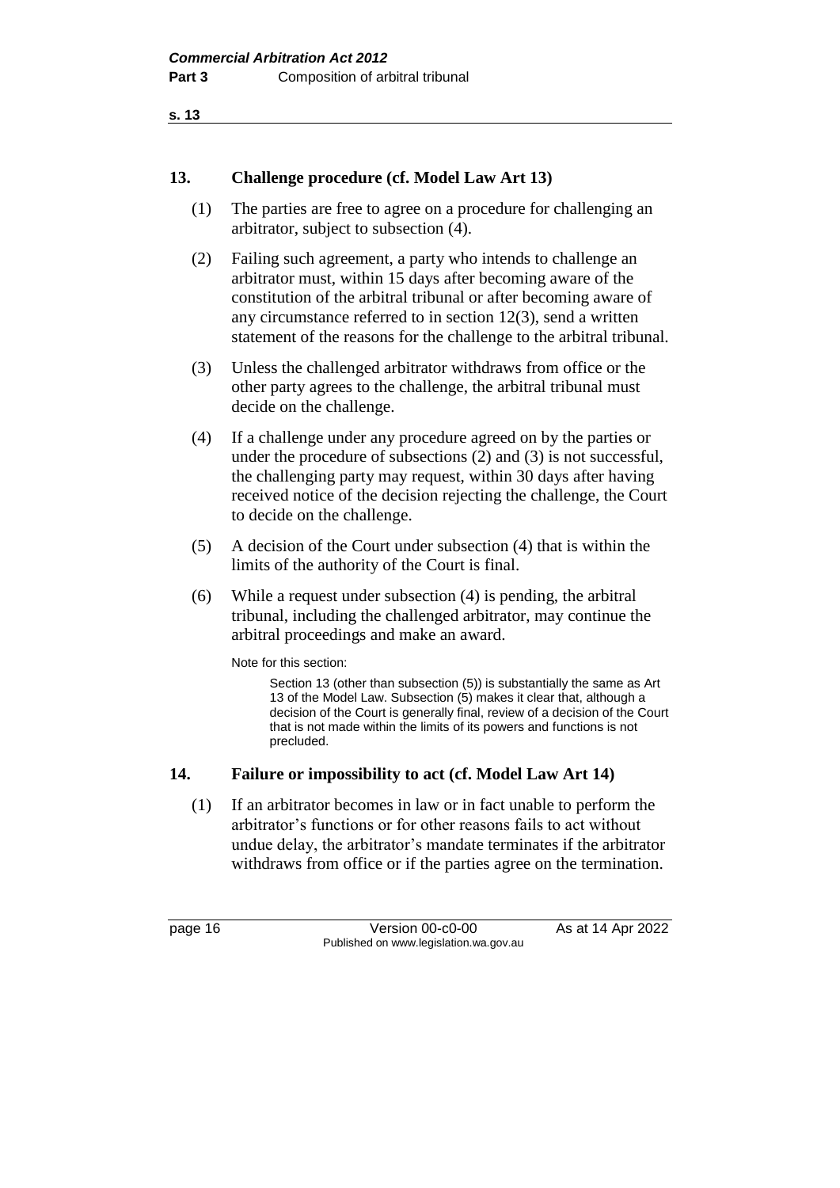## 13. Challenge procedure (cf. Model Law Art 13)

(1) The parties are free to agree on a procedure for challenging an arbitrator, subject to subsection (4).

(2) Failing such agreement, a party who intends to challenge an arbitrator must, within 15 days after becoming aware of the constitution of the arbitral tribunal or after becoming aware of any circumstance referred to in section 12(3), send a written statement of the reasons for the challenge to the arbitral tribunal.

(3) Unless the challenged arbitrator withdraws from office or the other party agrees to the challenge, the arbitral tribunal must decide on the challenge.

(4) If a challenge under any procedure agreed on by the parties or under the procedure of subsections (2) and (3) is not successful, the challenging party may request, within 30 days after having received notice of the decision rejecting the challenge, the Court to decide on the challenge.

(5) A decision of the Court under subsection (4) that is within the limits of the authority of the Court is final.

(6) While a request under subsection (4) is pending, the arbitral tribunal, including the challenged arbitrator, may continue the arbitral proceedings and make an award.

Note for this section:

> Section 13 (other than subsection (5)) is substantially the same as Art 13 of the Model Law. Subsection (5) makes it clear that, although a decision of the Court is generally final, review of a decision of the Court that is not made within the limits of its powers and functions is not precluded.

## 14. Failure or impossibility to act (cf. Model Law Art 14)

(1) If an arbitrator becomes in law or in fact unable to perform the arbitrator's functions or for other reasons fails to act without undue delay, the arbitrator's mandate terminates if the arbitrator withdraws from office or if the parties agree on the termination.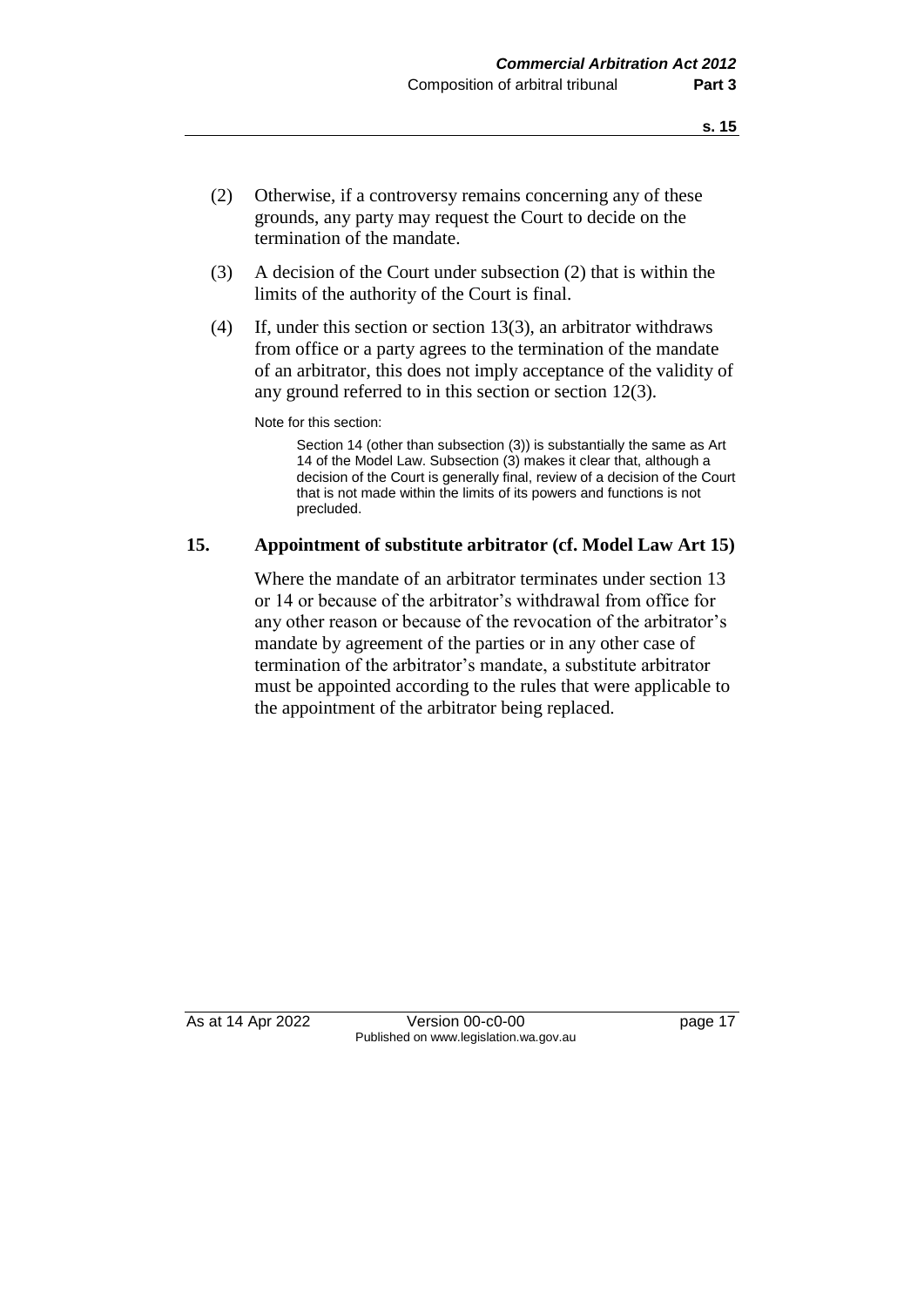(2) Otherwise, if a controversy remains concerning any of these grounds, any party may request the Court to decide on the termination of the mandate.

(3) A decision of the Court under subsection (2) that is within the limits of the authority of the Court is final.

(4) If, under this section or section 13(3), an arbitrator withdraws from office or a party agrees to the termination of the mandate of an arbitrator, this does not imply acceptance of the validity of any ground referred to in this section or section 12(3).

Note for this section:

> Section 14 (other than subsection (3)) is substantially the same as Art 14 of the Model Law. Subsection (3) makes it clear that, although a decision of the Court is generally final, review of a decision of the Court that is not made within the limits of its powers and functions is not precluded.

### 15. Appointment of substitute arbitrator (cf. Model Law Art 15)

Where the mandate of an arbitrator terminates under section 13 or 14 or because of the arbitrator's withdrawal from office for any other reason or because of the revocation of the arbitrator's mandate by agreement of the parties or in any other case of termination of the arbitrator's mandate, a substitute arbitrator must be appointed according to the rules that were applicable to the appointment of the arbitrator being replaced.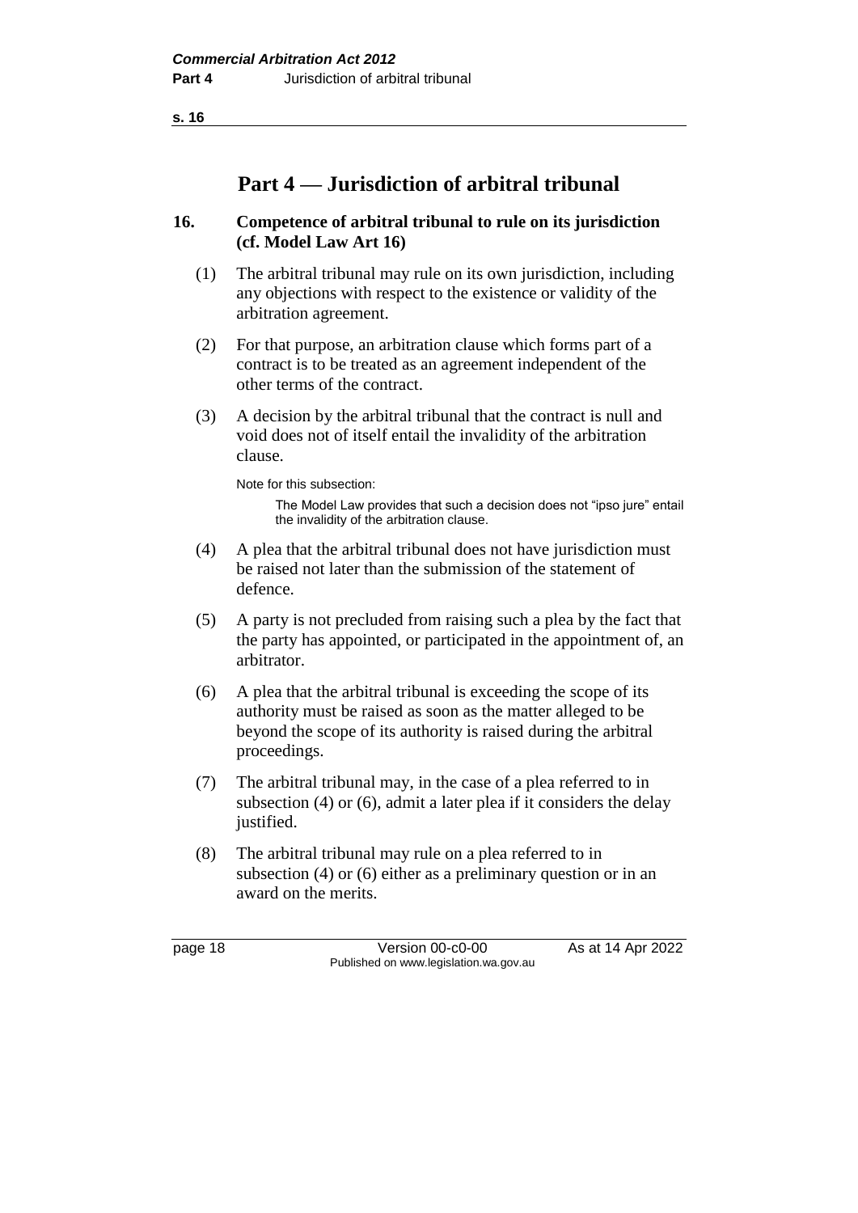# Part 4 — Jurisdiction of arbitral tribunal

**16. Competence of arbitral tribunal to rule on its jurisdiction (cf. Model Law Art 16)**

(1) The arbitral tribunal may rule on its own jurisdiction, including any objections with respect to the existence or validity of the arbitration agreement.

(2) For that purpose, an arbitration clause which forms part of a contract is to be treated as an agreement independent of the other terms of the contract.

(3) A decision by the arbitral tribunal that the contract is null and void does not of itself entail the invalidity of the arbitration clause.

Note for this subsection:

The Model Law provides that such a decision does not "ipso jure" entail the invalidity of the arbitration clause.

(4) A plea that the arbitral tribunal does not have jurisdiction must be raised not later than the submission of the statement of defence.

(5) A party is not precluded from raising such a plea by the fact that the party has appointed, or participated in the appointment of, an arbitrator.

(6) A plea that the arbitral tribunal is exceeding the scope of its authority must be raised as soon as the matter alleged to be beyond the scope of its authority is raised during the arbitral proceedings.

(7) The arbitral tribunal may, in the case of a plea referred to in subsection (4) or (6), admit a later plea if it considers the delay justified.

(8) The arbitral tribunal may rule on a plea referred to in subsection (4) or (6) either as a preliminary question or in an award on the merits.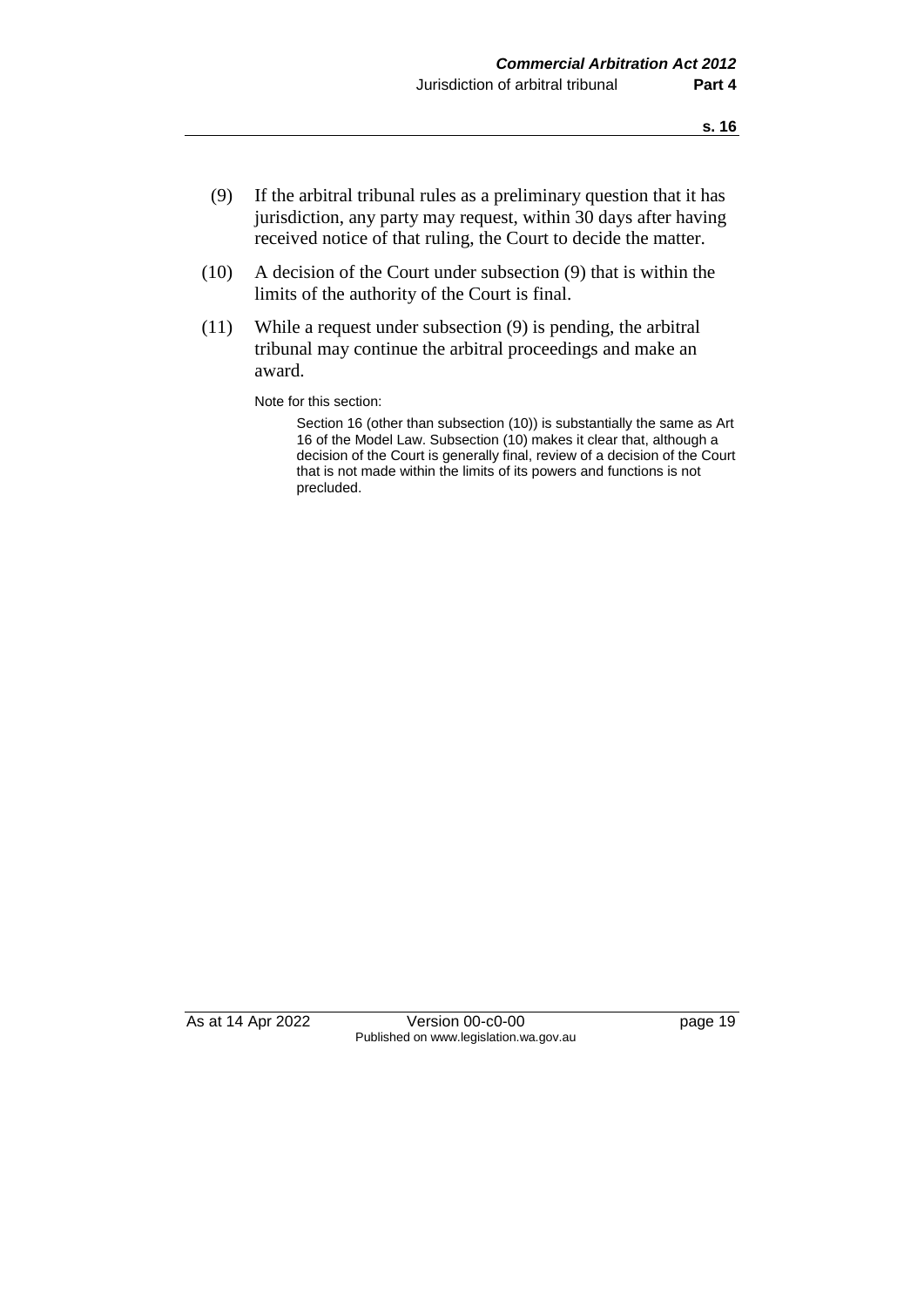(9) If the arbitral tribunal rules as a preliminary question that it has jurisdiction, any party may request, within 30 days after having received notice of that ruling, the Court to decide the matter.

(10) A decision of the Court under subsection (9) that is within the limits of the authority of the Court is final.

(11) While a request under subsection (9) is pending, the arbitral tribunal may continue the arbitral proceedings and make an award.

Note for this section:

Section 16 (other than subsection (10)) is substantially the same as Art 16 of the Model Law. Subsection (10) makes it clear that, although a decision of the Court is generally final, review of a decision of the Court that is not made within the limits of its powers and functions is not precluded.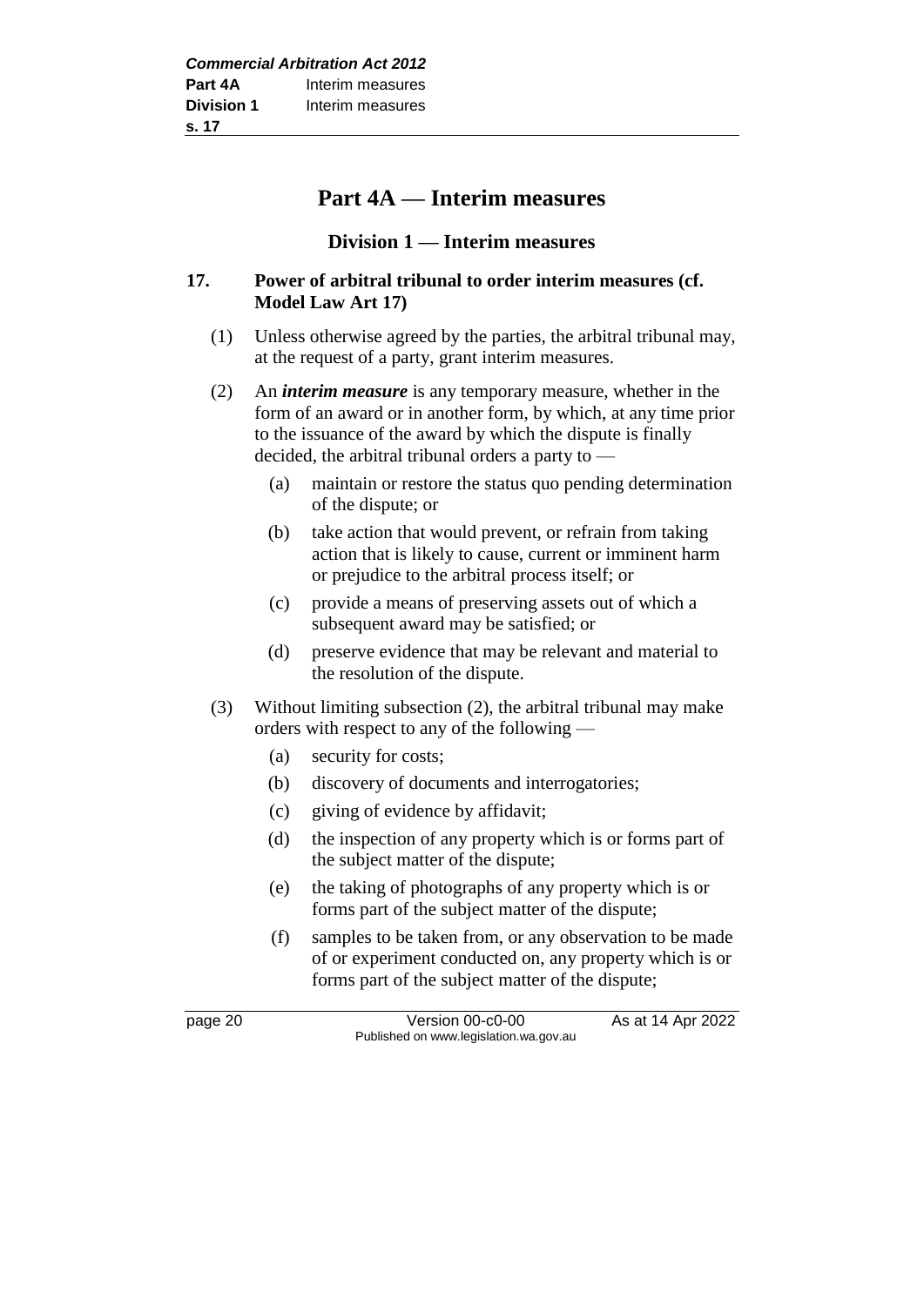# Part 4A — Interim measures

## Division 1 — Interim measures

### 17. Power of arbitral tribunal to order interim measures (cf. Model Law Art 17)

(1) Unless otherwise agreed by the parties, the arbitral tribunal may, at the request of a party, grant interim measures.

(2) An ***interim measure*** is any temporary measure, whether in the form of an award or in another form, by which, at any time prior to the issuance of the award by which the dispute is finally decided, the arbitral tribunal orders a party to —

- (a) maintain or restore the status quo pending determination of the dispute; or
- (b) take action that would prevent, or refrain from taking action that is likely to cause, current or imminent harm or prejudice to the arbitral process itself; or
- (c) provide a means of preserving assets out of which a subsequent award may be satisfied; or
- (d) preserve evidence that may be relevant and material to the resolution of the dispute.

(3) Without limiting subsection (2), the arbitral tribunal may make orders with respect to any of the following —

- (a) security for costs;
- (b) discovery of documents and interrogatories;
- (c) giving of evidence by affidavit;
- (d) the inspection of any property which is or forms part of the subject matter of the dispute;
- (e) the taking of photographs of any property which is or forms part of the subject matter of the dispute;
- (f) samples to be taken from, or any observation to be made of or experiment conducted on, any property which is or forms part of the subject matter of the dispute;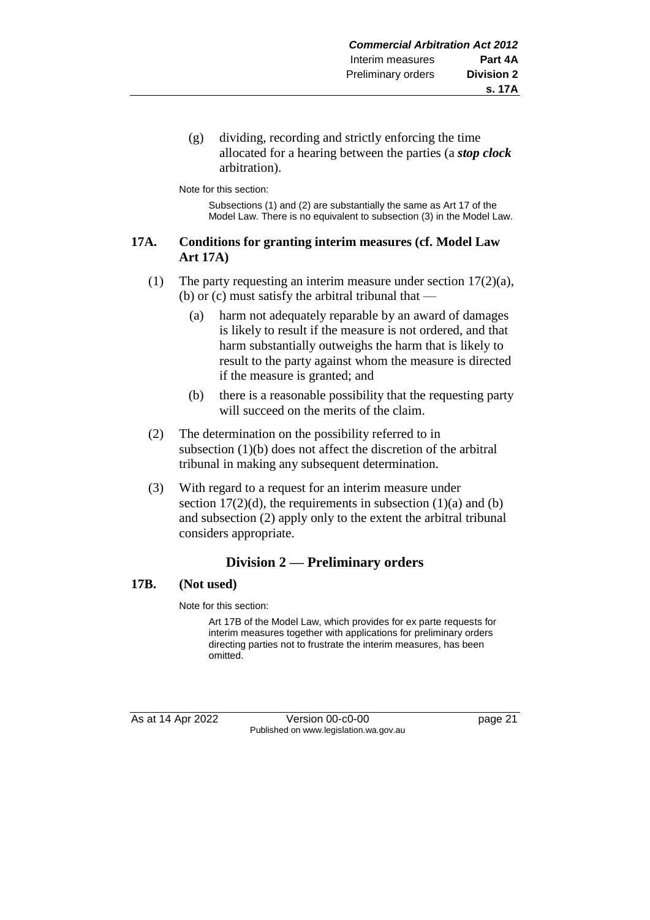(g) dividing, recording and strictly enforcing the time allocated for a hearing between the parties (a ***stop clock*** arbitration).

Note for this section:

Subsections (1) and (2) are substantially the same as Art 17 of the Model Law. There is no equivalent to subsection (3) in the Model Law.

**17A. Conditions for granting interim measures (cf. Model Law Art 17A)**

(1) The party requesting an interim measure under section 17(2)(a), (b) or (c) must satisfy the arbitral tribunal that —

(a) harm not adequately reparable by an award of damages is likely to result if the measure is not ordered, and that harm substantially outweighs the harm that is likely to result to the party against whom the measure is directed if the measure is granted; and

(b) there is a reasonable possibility that the requesting party will succeed on the merits of the claim.

(2) The determination on the possibility referred to in subsection (1)(b) does not affect the discretion of the arbitral tribunal in making any subsequent determination.

(3) With regard to a request for an interim measure under section 17(2)(d), the requirements in subsection (1)(a) and (b) and subsection (2) apply only to the extent the arbitral tribunal considers appropriate.

## Division 2 — Preliminary orders

**17B. (Not used)**

Note for this section:

Art 17B of the Model Law, which provides for ex parte requests for interim measures together with applications for preliminary orders directing parties not to frustrate the interim measures, has been omitted.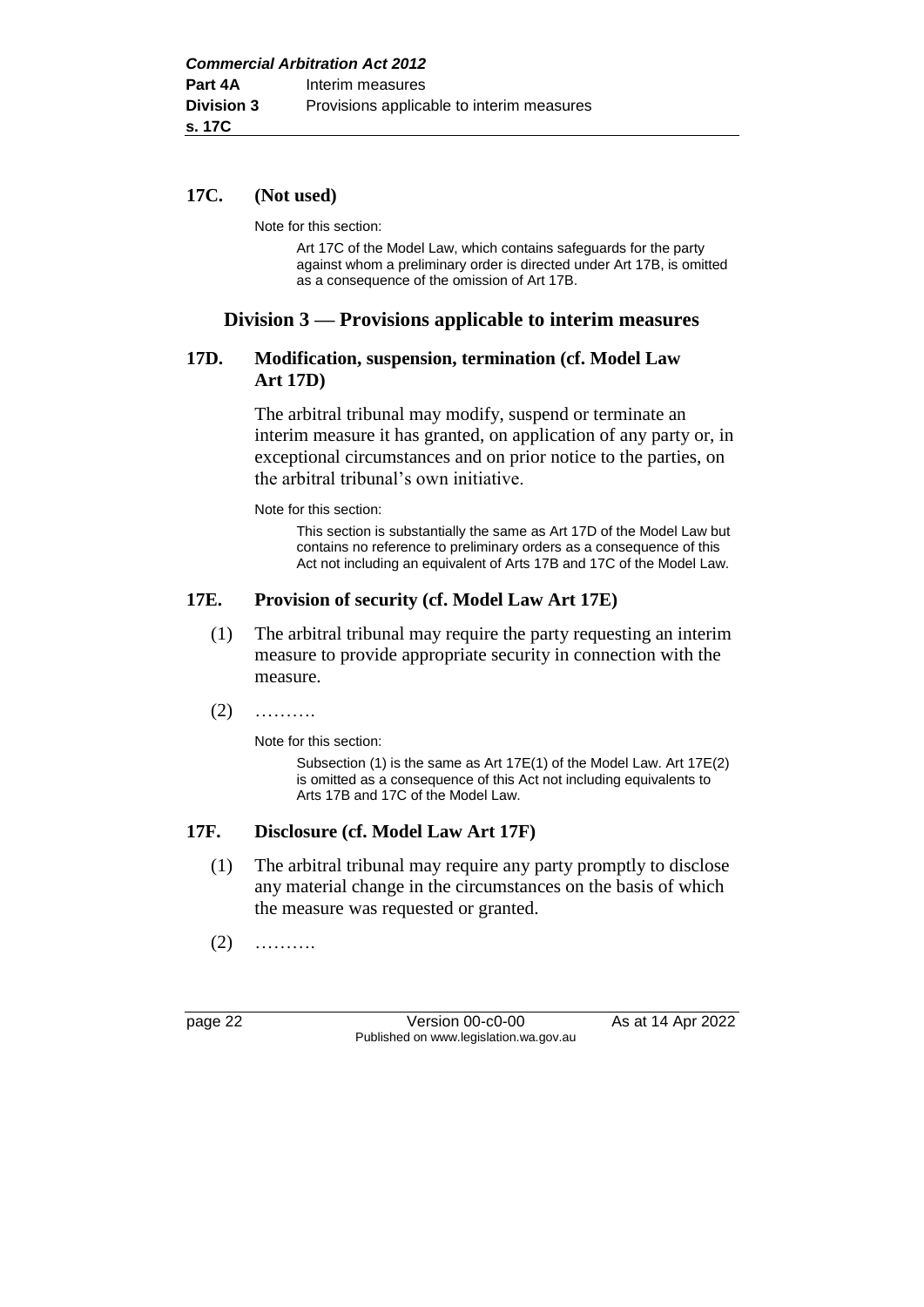## 17C. (Not used)

Note for this section:

> Art 17C of the Model Law, which contains safeguards for the party against whom a preliminary order is directed under Art 17B, is omitted as a consequence of the omission of Art 17B.

# Division 3 — Provisions applicable to interim measures

## 17D. Modification, suspension, termination (cf. Model Law Art 17D)

The arbitral tribunal may modify, suspend or terminate an interim measure it has granted, on application of any party or, in exceptional circumstances and on prior notice to the parties, on the arbitral tribunal's own initiative.

Note for this section:

> This section is substantially the same as Art 17D of the Model Law but contains no reference to preliminary orders as a consequence of this Act not including an equivalent of Arts 17B and 17C of the Model Law.

## 17E. Provision of security (cf. Model Law Art 17E)

(1) The arbitral tribunal may require the party requesting an interim measure to provide appropriate security in connection with the measure.

(2) ……….

Note for this section:

> Subsection (1) is the same as Art 17E(1) of the Model Law. Art 17E(2) is omitted as a consequence of this Act not including equivalents to Arts 17B and 17C of the Model Law.

## 17F. Disclosure (cf. Model Law Art 17F)

(1) The arbitral tribunal may require any party promptly to disclose any material change in the circumstances on the basis of which the measure was requested or granted.

(2) ……….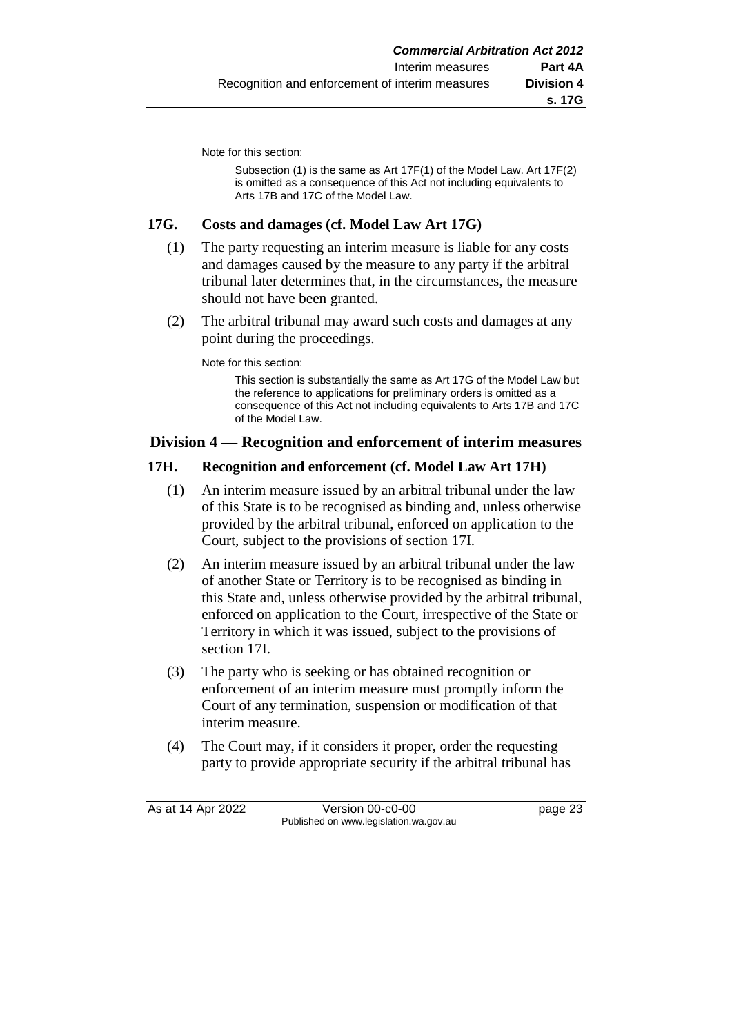Note for this section:

Subsection (1) is the same as Art 17F(1) of the Model Law. Art 17F(2) is omitted as a consequence of this Act not including equivalents to Arts 17B and 17C of the Model Law.

### 17G. Costs and damages (cf. Model Law Art 17G)

(1) The party requesting an interim measure is liable for any costs and damages caused by the measure to any party if the arbitral tribunal later determines that, in the circumstances, the measure should not have been granted.

(2) The arbitral tribunal may award such costs and damages at any point during the proceedings.

Note for this section:

This section is substantially the same as Art 17G of the Model Law but the reference to applications for preliminary orders is omitted as a consequence of this Act not including equivalents to Arts 17B and 17C of the Model Law.

## Division 4 — Recognition and enforcement of interim measures

### 17H. Recognition and enforcement (cf. Model Law Art 17H)

(1) An interim measure issued by an arbitral tribunal under the law of this State is to be recognised as binding and, unless otherwise provided by the arbitral tribunal, enforced on application to the Court, subject to the provisions of section 17I.

(2) An interim measure issued by an arbitral tribunal under the law of another State or Territory is to be recognised as binding in this State and, unless otherwise provided by the arbitral tribunal, enforced on application to the Court, irrespective of the State or Territory in which it was issued, subject to the provisions of section 17I.

(3) The party who is seeking or has obtained recognition or enforcement of an interim measure must promptly inform the Court of any termination, suspension or modification of that interim measure.

(4) The Court may, if it considers it proper, order the requesting party to provide appropriate security if the arbitral tribunal has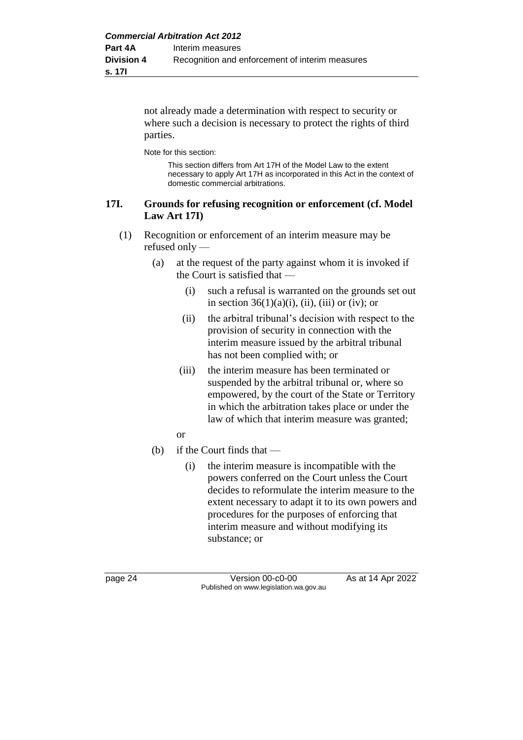not already made a determination with respect to security or where such a decision is necessary to protect the rights of third parties.

Note for this section:

This section differs from Art 17H of the Model Law to the extent necessary to apply Art 17H as incorporated in this Act in the context of domestic commercial arbitrations.

### 17I. Grounds for refusing recognition or enforcement (cf. Model Law Art 17I)

(1) Recognition or enforcement of an interim measure may be refused only —

(a) at the request of the party against whom it is invoked if the Court is satisfied that —

(i) such a refusal is warranted on the grounds set out in section 36(1)(a)(i), (ii), (iii) or (iv); or

(ii) the arbitral tribunal's decision with respect to the provision of security in connection with the interim measure issued by the arbitral tribunal has not been complied with; or

(iii) the interim measure has been terminated or suspended by the arbitral tribunal or, where so empowered, by the court of the State or Territory in which the arbitration takes place or under the law of which that interim measure was granted;

or

(b) if the Court finds that —

(i) the interim measure is incompatible with the powers conferred on the Court unless the Court decides to reformulate the interim measure to the extent necessary to adapt it to its own powers and procedures for the purposes of enforcing that interim measure and without modifying its substance; or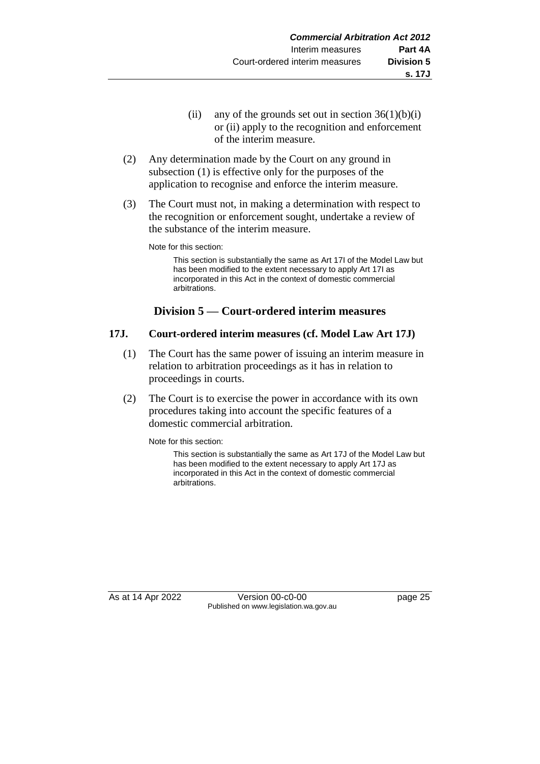(ii) any of the grounds set out in section 36(1)(b)(i) or (ii) apply to the recognition and enforcement of the interim measure.

(2) Any determination made by the Court on any ground in subsection (1) is effective only for the purposes of the application to recognise and enforce the interim measure.

(3) The Court must not, in making a determination with respect to the recognition or enforcement sought, undertake a review of the substance of the interim measure.

Note for this section:

> This section is substantially the same as Art 17I of the Model Law but has been modified to the extent necessary to apply Art 17I as incorporated in this Act in the context of domestic commercial arbitrations.

## Division 5 — Court-ordered interim measures

### 17J. Court-ordered interim measures (cf. Model Law Art 17J)

(1) The Court has the same power of issuing an interim measure in relation to arbitration proceedings as it has in relation to proceedings in courts.

(2) The Court is to exercise the power in accordance with its own procedures taking into account the specific features of a domestic commercial arbitration.

Note for this section:

> This section is substantially the same as Art 17J of the Model Law but has been modified to the extent necessary to apply Art 17J as incorporated in this Act in the context of domestic commercial arbitrations.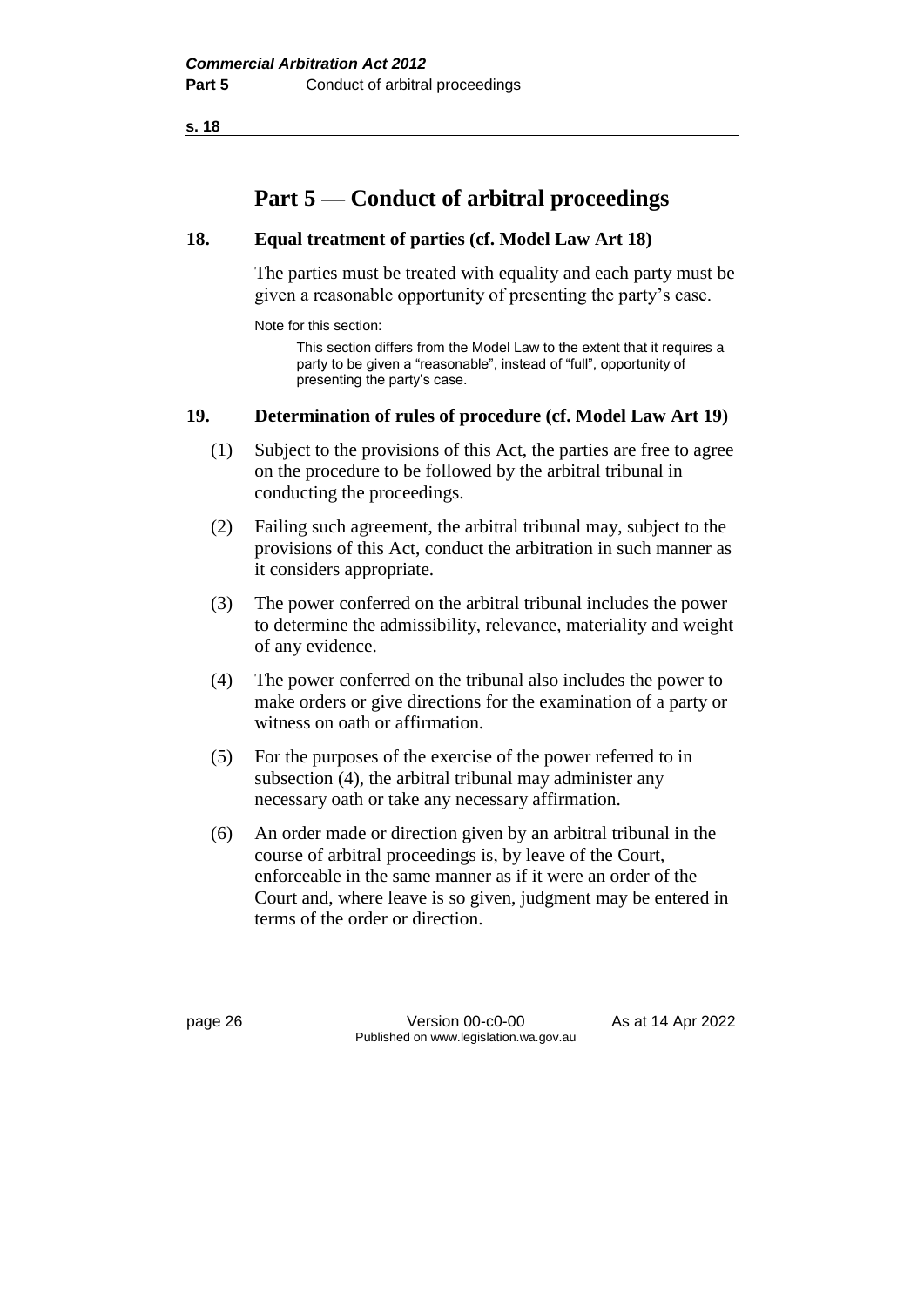# Part 5 — Conduct of arbitral proceedings

## 18. Equal treatment of parties (cf. Model Law Art 18)

The parties must be treated with equality and each party must be given a reasonable opportunity of presenting the party's case.

Note for this section:

This section differs from the Model Law to the extent that it requires a party to be given a "reasonable", instead of "full", opportunity of presenting the party's case.

## 19. Determination of rules of procedure (cf. Model Law Art 19)

(1) Subject to the provisions of this Act, the parties are free to agree on the procedure to be followed by the arbitral tribunal in conducting the proceedings.

(2) Failing such agreement, the arbitral tribunal may, subject to the provisions of this Act, conduct the arbitration in such manner as it considers appropriate.

(3) The power conferred on the arbitral tribunal includes the power to determine the admissibility, relevance, materiality and weight of any evidence.

(4) The power conferred on the tribunal also includes the power to make orders or give directions for the examination of a party or witness on oath or affirmation.

(5) For the purposes of the exercise of the power referred to in subsection (4), the arbitral tribunal may administer any necessary oath or take any necessary affirmation.

(6) An order made or direction given by an arbitral tribunal in the course of arbitral proceedings is, by leave of the Court, enforceable in the same manner as if it were an order of the Court and, where leave is so given, judgment may be entered in terms of the order or direction.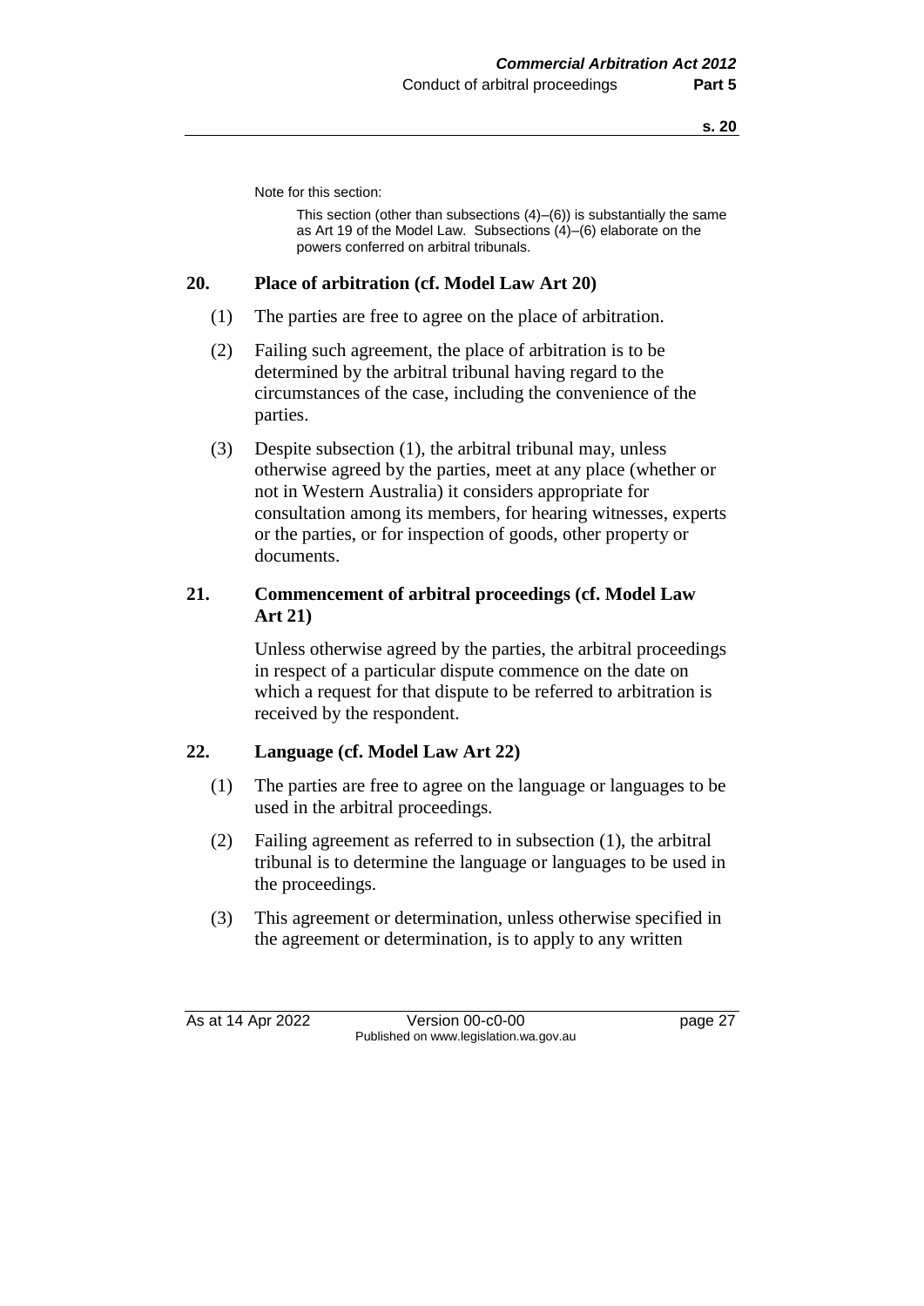Note for this section:

This section (other than subsections (4)–(6)) is substantially the same as Art 19 of the Model Law. Subsections (4)–(6) elaborate on the powers conferred on arbitral tribunals.

## 20. Place of arbitration (cf. Model Law Art 20)

(1) The parties are free to agree on the place of arbitration.

(2) Failing such agreement, the place of arbitration is to be determined by the arbitral tribunal having regard to the circumstances of the case, including the convenience of the parties.

(3) Despite subsection (1), the arbitral tribunal may, unless otherwise agreed by the parties, meet at any place (whether or not in Western Australia) it considers appropriate for consultation among its members, for hearing witnesses, experts or the parties, or for inspection of goods, other property or documents.

## 21. Commencement of arbitral proceedings (cf. Model Law Art 21)

Unless otherwise agreed by the parties, the arbitral proceedings in respect of a particular dispute commence on the date on which a request for that dispute to be referred to arbitration is received by the respondent.

## 22. Language (cf. Model Law Art 22)

(1) The parties are free to agree on the language or languages to be used in the arbitral proceedings.

(2) Failing agreement as referred to in subsection (1), the arbitral tribunal is to determine the language or languages to be used in the proceedings.

(3) This agreement or determination, unless otherwise specified in the agreement or determination, is to apply to any written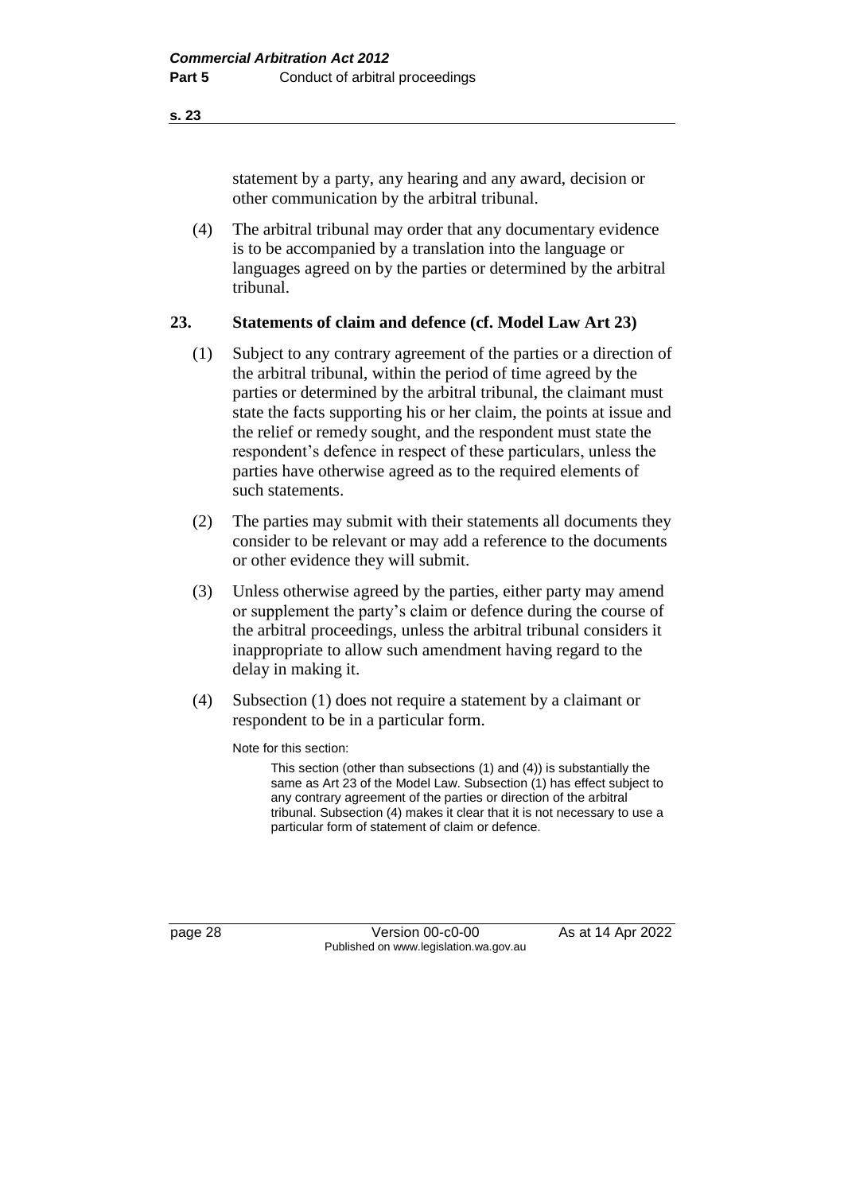statement by a party, any hearing and any award, decision or other communication by the arbitral tribunal.

(4) The arbitral tribunal may order that any documentary evidence is to be accompanied by a translation into the language or languages agreed on by the parties or determined by the arbitral tribunal.

## 23. Statements of claim and defence (cf. Model Law Art 23)

(1) Subject to any contrary agreement of the parties or a direction of the arbitral tribunal, within the period of time agreed by the parties or determined by the arbitral tribunal, the claimant must state the facts supporting his or her claim, the points at issue and the relief or remedy sought, and the respondent must state the respondent's defence in respect of these particulars, unless the parties have otherwise agreed as to the required elements of such statements.

(2) The parties may submit with their statements all documents they consider to be relevant or may add a reference to the documents or other evidence they will submit.

(3) Unless otherwise agreed by the parties, either party may amend or supplement the party's claim or defence during the course of the arbitral proceedings, unless the arbitral tribunal considers it inappropriate to allow such amendment having regard to the delay in making it.

(4) Subsection (1) does not require a statement by a claimant or respondent to be in a particular form.

Note for this section:

This section (other than subsections (1) and (4)) is substantially the same as Art 23 of the Model Law. Subsection (1) has effect subject to any contrary agreement of the parties or direction of the arbitral tribunal. Subsection (4) makes it clear that it is not necessary to use a particular form of statement of claim or defence.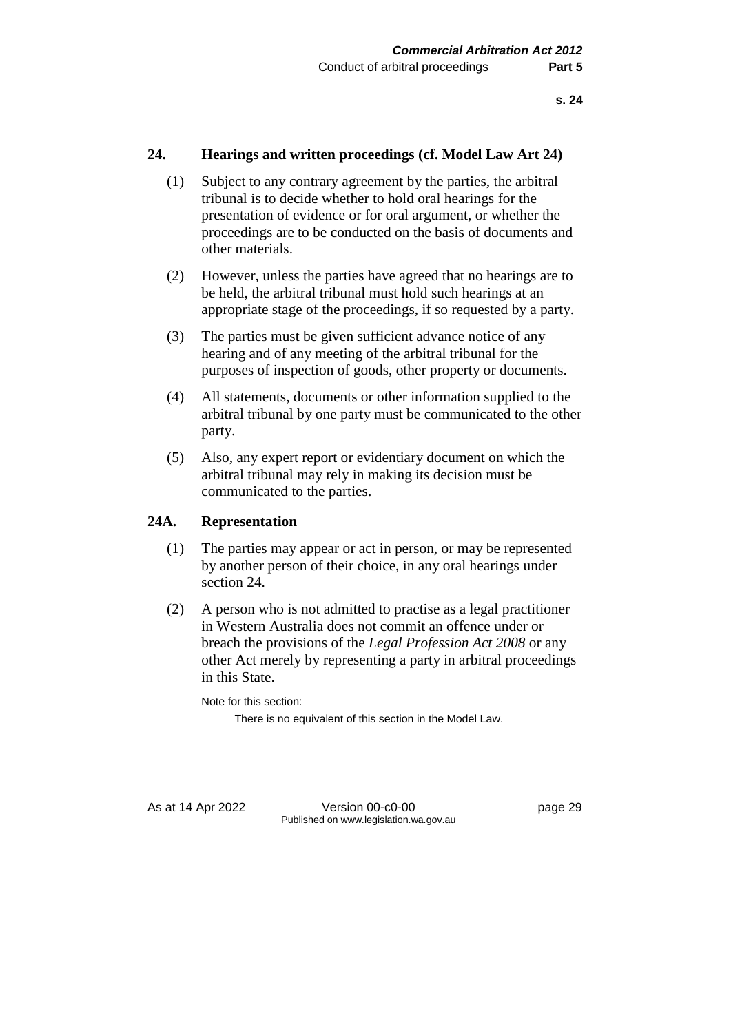## 24. Hearings and written proceedings (cf. Model Law Art 24)

(1) Subject to any contrary agreement by the parties, the arbitral tribunal is to decide whether to hold oral hearings for the presentation of evidence or for oral argument, or whether the proceedings are to be conducted on the basis of documents and other materials.

(2) However, unless the parties have agreed that no hearings are to be held, the arbitral tribunal must hold such hearings at an appropriate stage of the proceedings, if so requested by a party.

(3) The parties must be given sufficient advance notice of any hearing and of any meeting of the arbitral tribunal for the purposes of inspection of goods, other property or documents.

(4) All statements, documents or other information supplied to the arbitral tribunal by one party must be communicated to the other party.

(5) Also, any expert report or evidentiary document on which the arbitral tribunal may rely in making its decision must be communicated to the parties.

## 24A. Representation

(1) The parties may appear or act in person, or may be represented by another person of their choice, in any oral hearings under section 24.

(2) A person who is not admitted to practise as a legal practitioner in Western Australia does not commit an offence under or breach the provisions of the *Legal Profession Act 2008* or any other Act merely by representing a party in arbitral proceedings in this State.

Note for this section:

There is no equivalent of this section in the Model Law.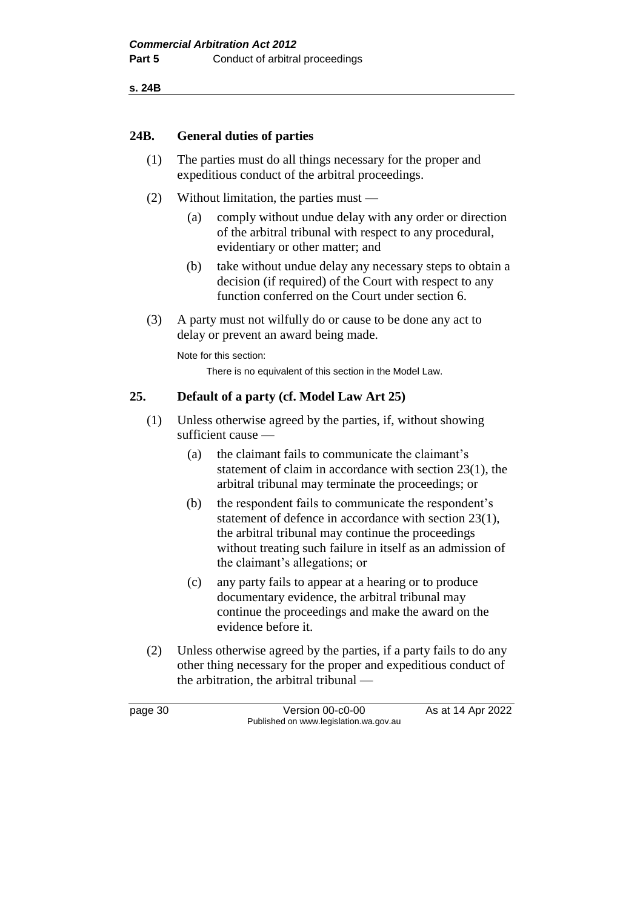## 24B. General duties of parties

(1) The parties must do all things necessary for the proper and expeditious conduct of the arbitral proceedings.

(2) Without limitation, the parties must —

(a) comply without undue delay with any order or direction of the arbitral tribunal with respect to any procedural, evidentiary or other matter; and

(b) take without undue delay any necessary steps to obtain a decision (if required) of the Court with respect to any function conferred on the Court under section 6.

(3) A party must not wilfully do or cause to be done any act to delay or prevent an award being made.

Note for this section:

There is no equivalent of this section in the Model Law.

## 25. Default of a party (cf. Model Law Art 25)

(1) Unless otherwise agreed by the parties, if, without showing sufficient cause —

(a) the claimant fails to communicate the claimant's statement of claim in accordance with section 23(1), the arbitral tribunal may terminate the proceedings; or

(b) the respondent fails to communicate the respondent's statement of defence in accordance with section 23(1), the arbitral tribunal may continue the proceedings without treating such failure in itself as an admission of the claimant's allegations; or

(c) any party fails to appear at a hearing or to produce documentary evidence, the arbitral tribunal may continue the proceedings and make the award on the evidence before it.

(2) Unless otherwise agreed by the parties, if a party fails to do any other thing necessary for the proper and expeditious conduct of the arbitration, the arbitral tribunal —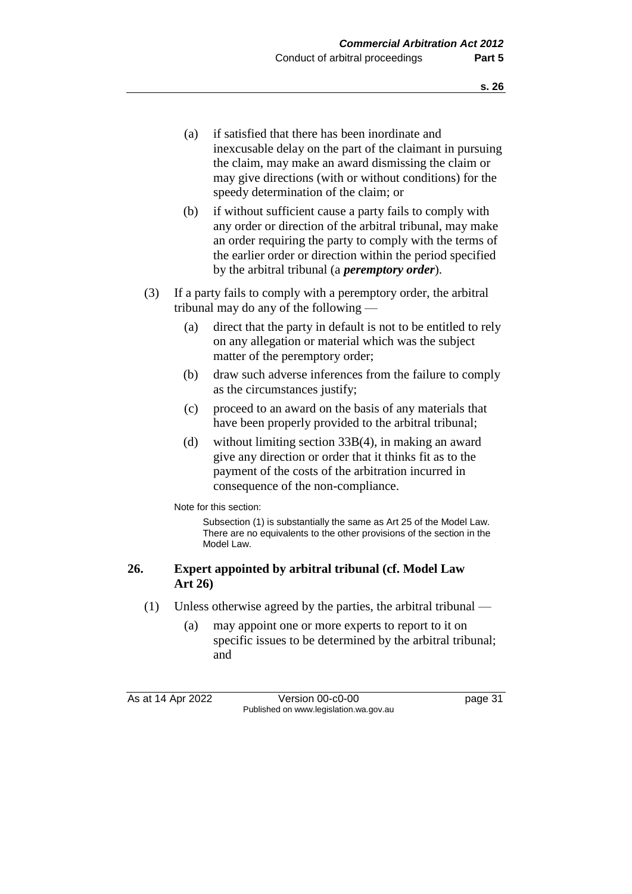(a) if satisfied that there has been inordinate and inexcusable delay on the part of the claimant in pursuing the claim, may make an award dismissing the claim or may give directions (with or without conditions) for the speedy determination of the claim; or

(b) if without sufficient cause a party fails to comply with any order or direction of the arbitral tribunal, may make an order requiring the party to comply with the terms of the earlier order or direction within the period specified by the arbitral tribunal (a ***peremptory order***).

(3) If a party fails to comply with a peremptory order, the arbitral tribunal may do any of the following —

(a) direct that the party in default is not to be entitled to rely on any allegation or material which was the subject matter of the peremptory order;

(b) draw such adverse inferences from the failure to comply as the circumstances justify;

(c) proceed to an award on the basis of any materials that have been properly provided to the arbitral tribunal;

(d) without limiting section 33B(4), in making an award give any direction or order that it thinks fit as to the payment of the costs of the arbitration incurred in consequence of the non-compliance.

Note for this section:

Subsection (1) is substantially the same as Art 25 of the Model Law. There are no equivalents to the other provisions of the section in the Model Law.

## 26. Expert appointed by arbitral tribunal (cf. Model Law Art 26)

(1) Unless otherwise agreed by the parties, the arbitral tribunal —

(a) may appoint one or more experts to report to it on specific issues to be determined by the arbitral tribunal; and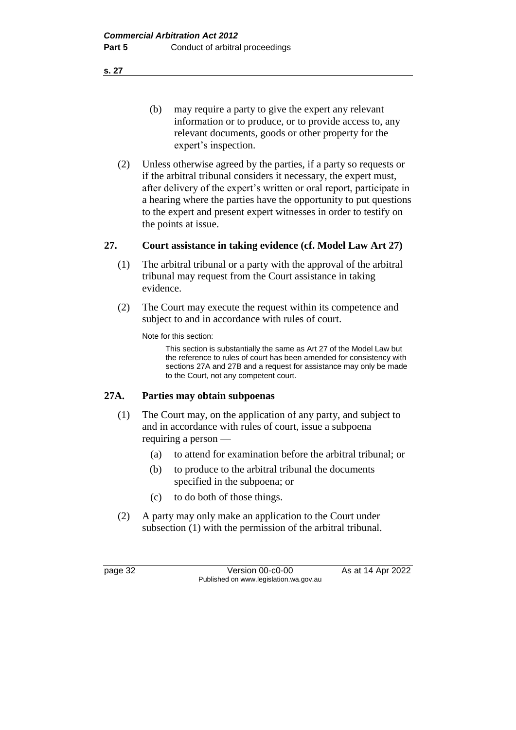(b) may require a party to give the expert any relevant information or to produce, or to provide access to, any relevant documents, goods or other property for the expert's inspection.

(2) Unless otherwise agreed by the parties, if a party so requests or if the arbitral tribunal considers it necessary, the expert must, after delivery of the expert's written or oral report, participate in a hearing where the parties have the opportunity to put questions to the expert and present expert witnesses in order to testify on the points at issue.

## 27. Court assistance in taking evidence (cf. Model Law Art 27)

(1) The arbitral tribunal or a party with the approval of the arbitral tribunal may request from the Court assistance in taking evidence.

(2) The Court may execute the request within its competence and subject to and in accordance with rules of court.

Note for this section:

This section is substantially the same as Art 27 of the Model Law but the reference to rules of court has been amended for consistency with sections 27A and 27B and a request for assistance may only be made to the Court, not any competent court.

## 27A. Parties may obtain subpoenas

(1) The Court may, on the application of any party, and subject to and in accordance with rules of court, issue a subpoena requiring a person —

(a) to attend for examination before the arbitral tribunal; or

(b) to produce to the arbitral tribunal the documents specified in the subpoena; or

(c) to do both of those things.

(2) A party may only make an application to the Court under subsection (1) with the permission of the arbitral tribunal.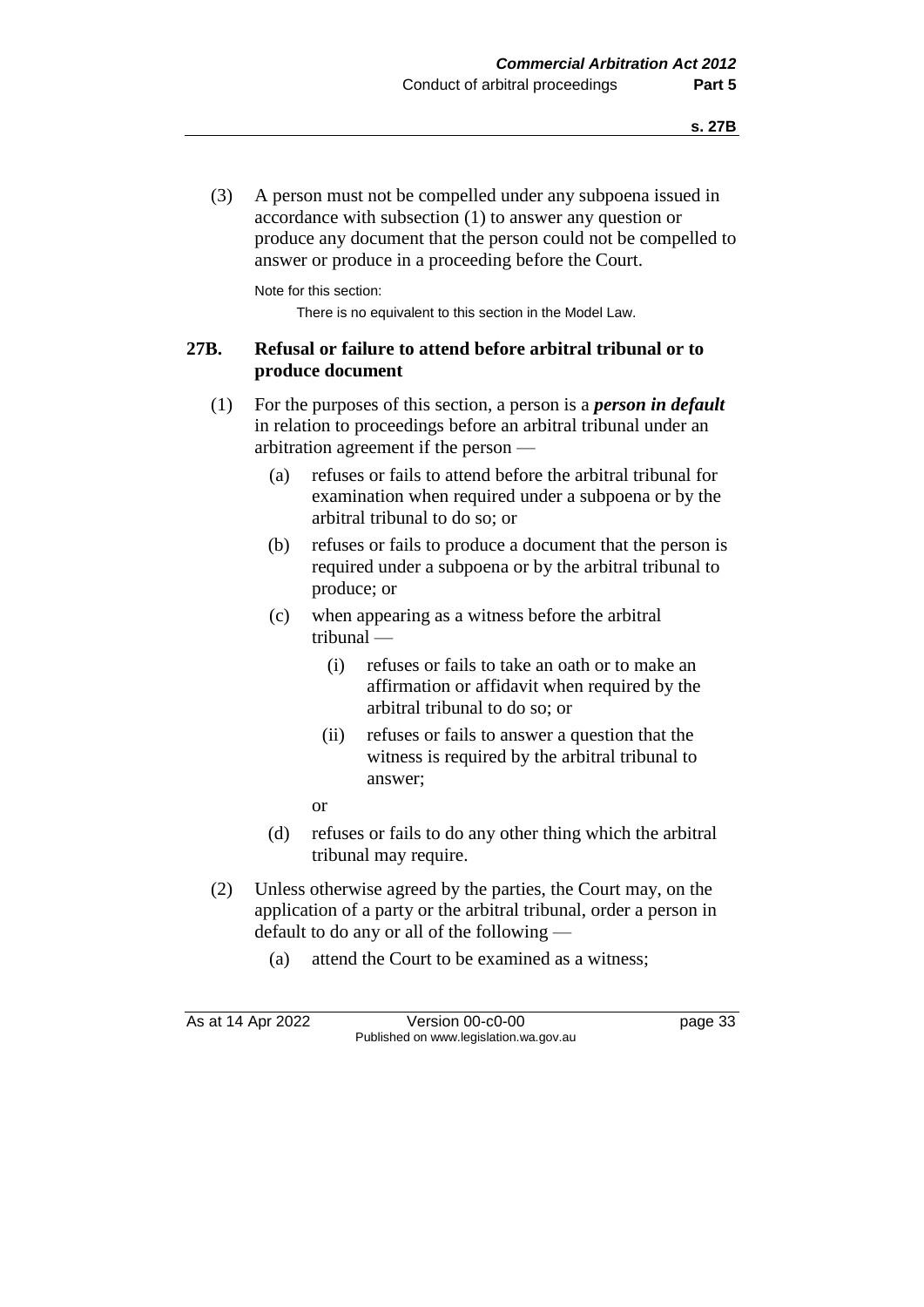(3) A person must not be compelled under any subpoena issued in accordance with subsection (1) to answer any question or produce any document that the person could not be compelled to answer or produce in a proceeding before the Court.

Note for this section:

There is no equivalent to this section in the Model Law.

### 27B. Refusal or failure to attend before arbitral tribunal or to produce document

(1) For the purposes of this section, a person is a ***person in default*** in relation to proceedings before an arbitral tribunal under an arbitration agreement if the person —

(a) refuses or fails to attend before the arbitral tribunal for examination when required under a subpoena or by the arbitral tribunal to do so; or

(b) refuses or fails to produce a document that the person is required under a subpoena or by the arbitral tribunal to produce; or

(c) when appearing as a witness before the arbitral tribunal —

(i) refuses or fails to take an oath or to make an affirmation or affidavit when required by the arbitral tribunal to do so; or

(ii) refuses or fails to answer a question that the witness is required by the arbitral tribunal to answer;

or

(d) refuses or fails to do any other thing which the arbitral tribunal may require.

(2) Unless otherwise agreed by the parties, the Court may, on the application of a party or the arbitral tribunal, order a person in default to do any or all of the following —

(a) attend the Court to be examined as a witness;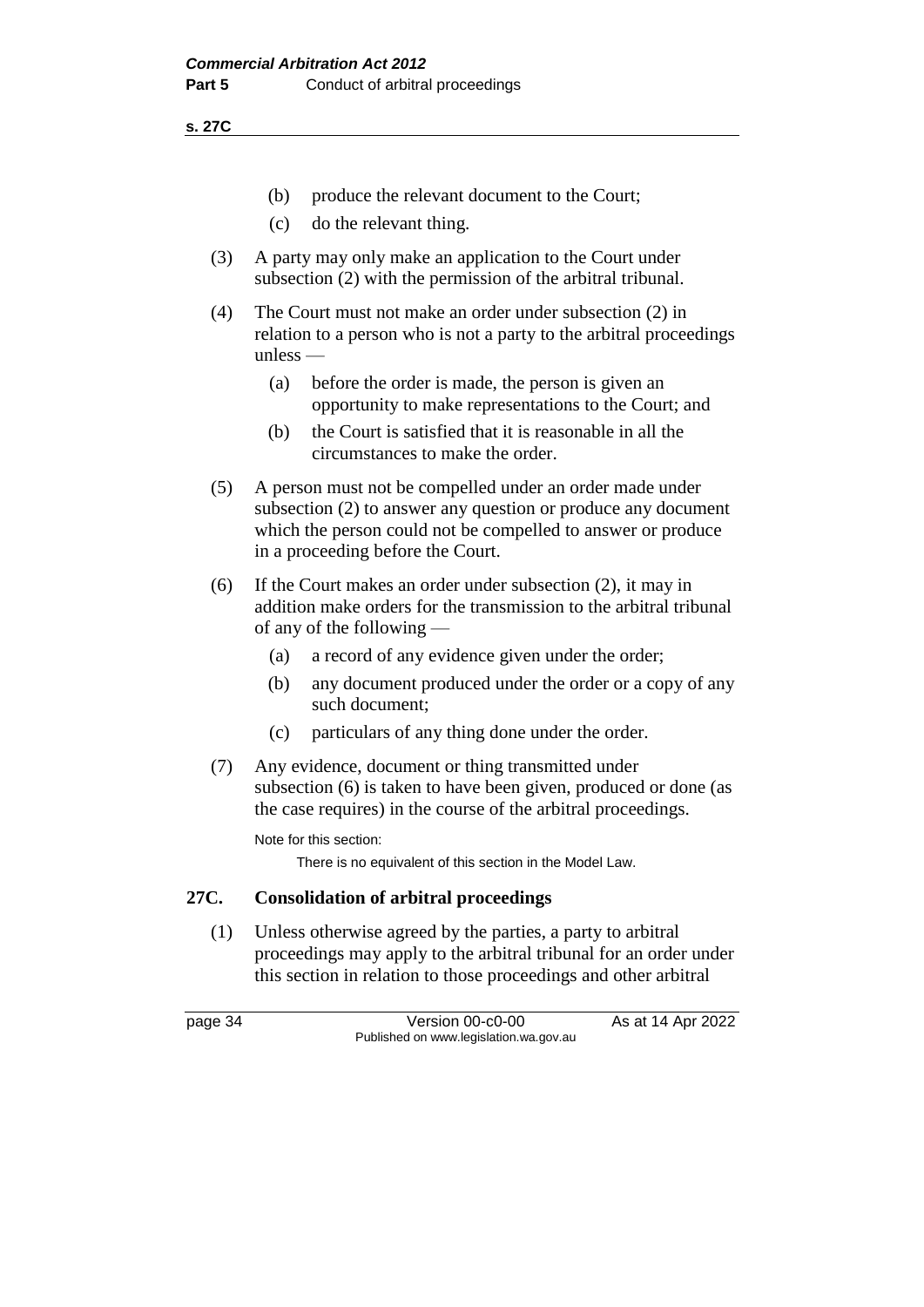(b) produce the relevant document to the Court;

(c) do the relevant thing.

(3) A party may only make an application to the Court under subsection (2) with the permission of the arbitral tribunal.

(4) The Court must not make an order under subsection (2) in relation to a person who is not a party to the arbitral proceedings unless —

(a) before the order is made, the person is given an opportunity to make representations to the Court; and

(b) the Court is satisfied that it is reasonable in all the circumstances to make the order.

(5) A person must not be compelled under an order made under subsection (2) to answer any question or produce any document which the person could not be compelled to answer or produce in a proceeding before the Court.

(6) If the Court makes an order under subsection (2), it may in addition make orders for the transmission to the arbitral tribunal of any of the following —

(a) a record of any evidence given under the order;

(b) any document produced under the order or a copy of any such document;

(c) particulars of any thing done under the order.

(7) Any evidence, document or thing transmitted under subsection (6) is taken to have been given, produced or done (as the case requires) in the course of the arbitral proceedings.

Note for this section:

There is no equivalent of this section in the Model Law.

### 27C. Consolidation of arbitral proceedings

(1) Unless otherwise agreed by the parties, a party to arbitral proceedings may apply to the arbitral tribunal for an order under this section in relation to those proceedings and other arbitral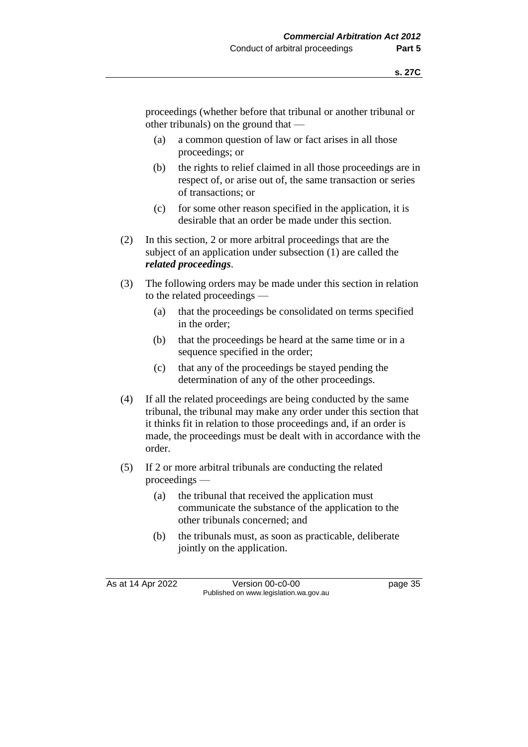proceedings (whether before that tribunal or another tribunal or other tribunals) on the ground that —

(a) a common question of law or fact arises in all those proceedings; or

(b) the rights to relief claimed in all those proceedings are in respect of, or arise out of, the same transaction or series of transactions; or

(c) for some other reason specified in the application, it is desirable that an order be made under this section.

(2) In this section, 2 or more arbitral proceedings that are the subject of an application under subsection (1) are called the ***related proceedings***.

(3) The following orders may be made under this section in relation to the related proceedings —

(a) that the proceedings be consolidated on terms specified in the order;

(b) that the proceedings be heard at the same time or in a sequence specified in the order;

(c) that any of the proceedings be stayed pending the determination of any of the other proceedings.

(4) If all the related proceedings are being conducted by the same tribunal, the tribunal may make any order under this section that it thinks fit in relation to those proceedings and, if an order is made, the proceedings must be dealt with in accordance with the order.

(5) If 2 or more arbitral tribunals are conducting the related proceedings —

(a) the tribunal that received the application must communicate the substance of the application to the other tribunals concerned; and

(b) the tribunals must, as soon as practicable, deliberate jointly on the application.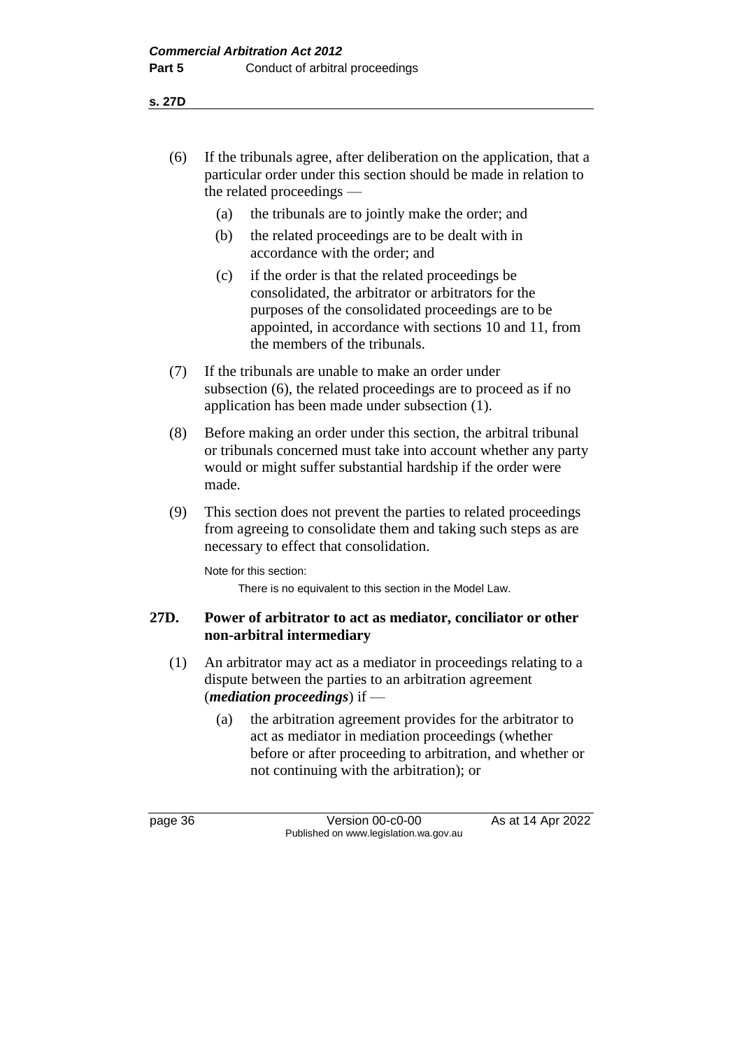(6) If the tribunals agree, after deliberation on the application, that a particular order under this section should be made in relation to the related proceedings —

  (a) the tribunals are to jointly make the order; and

  (b) the related proceedings are to be dealt with in accordance with the order; and

  (c) if the order is that the related proceedings be consolidated, the arbitrator or arbitrators for the purposes of the consolidated proceedings are to be appointed, in accordance with sections 10 and 11, from the members of the tribunals.

(7) If the tribunals are unable to make an order under subsection (6), the related proceedings are to proceed as if no application has been made under subsection (1).

(8) Before making an order under this section, the arbitral tribunal or tribunals concerned must take into account whether any party would or might suffer substantial hardship if the order were made.

(9) This section does not prevent the parties to related proceedings from agreeing to consolidate them and taking such steps as are necessary to effect that consolidation.

Note for this section:

There is no equivalent to this section in the Model Law.

### 27D. Power of arbitrator to act as mediator, conciliator or other non-arbitral intermediary

(1) An arbitrator may act as a mediator in proceedings relating to a dispute between the parties to an arbitration agreement (***mediation proceedings***) if —

  (a) the arbitration agreement provides for the arbitrator to act as mediator in mediation proceedings (whether before or after proceeding to arbitration, and whether or not continuing with the arbitration); or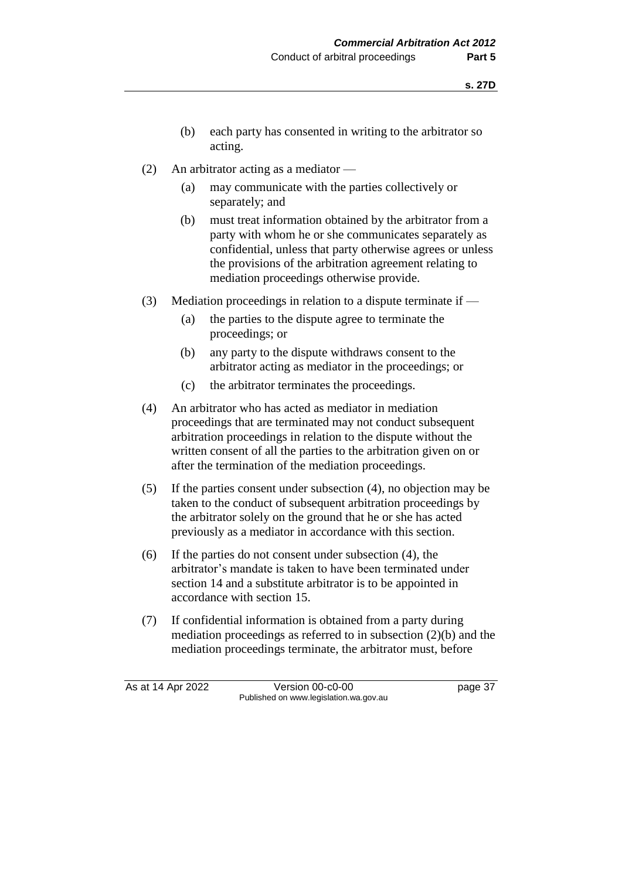(b) each party has consented in writing to the arbitrator so acting.

(2) An arbitrator acting as a mediator —

(a) may communicate with the parties collectively or separately; and

(b) must treat information obtained by the arbitrator from a party with whom he or she communicates separately as confidential, unless that party otherwise agrees or unless the provisions of the arbitration agreement relating to mediation proceedings otherwise provide.

(3) Mediation proceedings in relation to a dispute terminate if —

(a) the parties to the dispute agree to terminate the proceedings; or

(b) any party to the dispute withdraws consent to the arbitrator acting as mediator in the proceedings; or

(c) the arbitrator terminates the proceedings.

(4) An arbitrator who has acted as mediator in mediation proceedings that are terminated may not conduct subsequent arbitration proceedings in relation to the dispute without the written consent of all the parties to the arbitration given on or after the termination of the mediation proceedings.

(5) If the parties consent under subsection (4), no objection may be taken to the conduct of subsequent arbitration proceedings by the arbitrator solely on the ground that he or she has acted previously as a mediator in accordance with this section.

(6) If the parties do not consent under subsection (4), the arbitrator's mandate is taken to have been terminated under section 14 and a substitute arbitrator is to be appointed in accordance with section 15.

(7) If confidential information is obtained from a party during mediation proceedings as referred to in subsection (2)(b) and the mediation proceedings terminate, the arbitrator must, before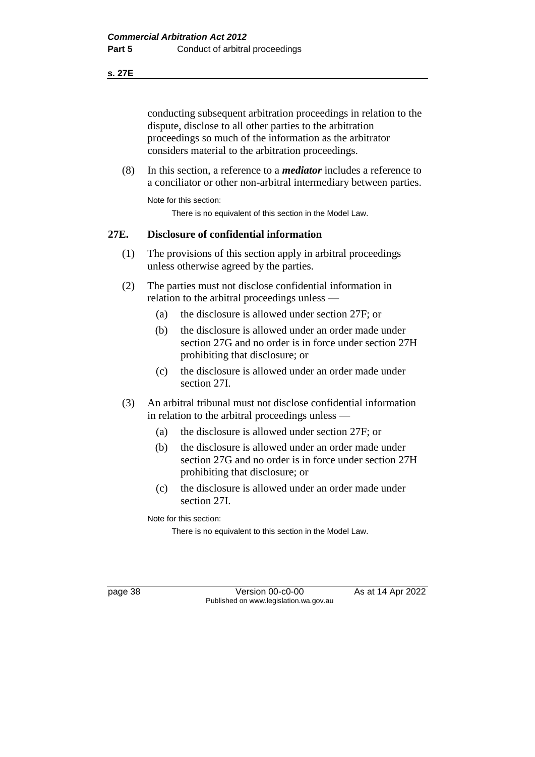conducting subsequent arbitration proceedings in relation to the dispute, disclose to all other parties to the arbitration proceedings so much of the information as the arbitrator considers material to the arbitration proceedings.

(8) In this section, a reference to a ***mediator*** includes a reference to a conciliator or other non-arbitral intermediary between parties.

Note for this section:

There is no equivalent of this section in the Model Law.

## 27E. Disclosure of confidential information

(1) The provisions of this section apply in arbitral proceedings unless otherwise agreed by the parties.

(2) The parties must not disclose confidential information in relation to the arbitral proceedings unless —

- (a) the disclosure is allowed under section 27F; or
- (b) the disclosure is allowed under an order made under section 27G and no order is in force under section 27H prohibiting that disclosure; or
- (c) the disclosure is allowed under an order made under section 27I.

(3) An arbitral tribunal must not disclose confidential information in relation to the arbitral proceedings unless —

- (a) the disclosure is allowed under section 27F; or
- (b) the disclosure is allowed under an order made under section 27G and no order is in force under section 27H prohibiting that disclosure; or
- (c) the disclosure is allowed under an order made under section 27I.

Note for this section:

There is no equivalent to this section in the Model Law.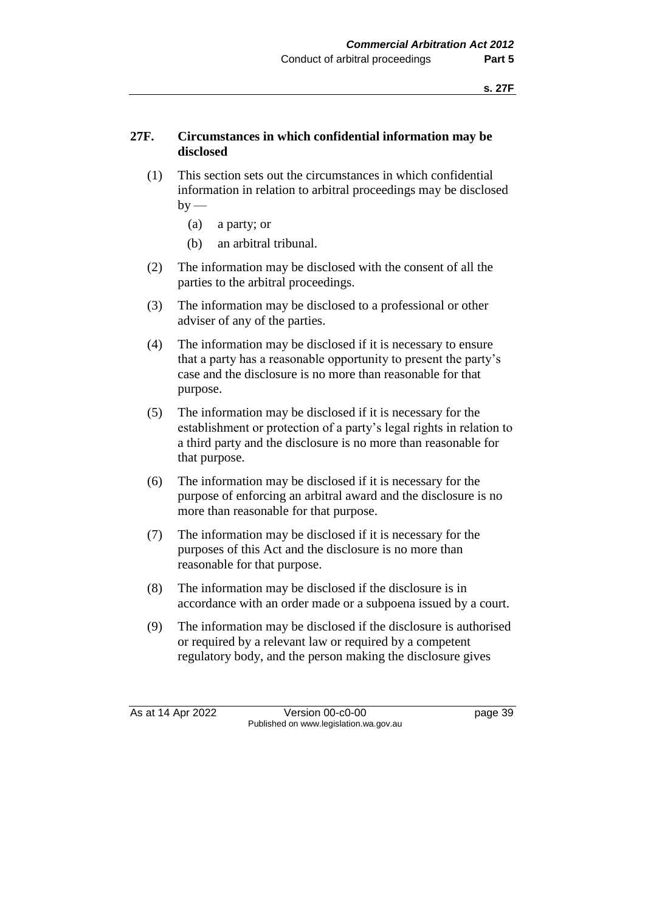### 27F. Circumstances in which confidential information may be disclosed

(1) This section sets out the circumstances in which confidential information in relation to arbitral proceedings may be disclosed by —

  (a) a party; or

  (b) an arbitral tribunal.

(2) The information may be disclosed with the consent of all the parties to the arbitral proceedings.

(3) The information may be disclosed to a professional or other adviser of any of the parties.

(4) The information may be disclosed if it is necessary to ensure that a party has a reasonable opportunity to present the party's case and the disclosure is no more than reasonable for that purpose.

(5) The information may be disclosed if it is necessary for the establishment or protection of a party's legal rights in relation to a third party and the disclosure is no more than reasonable for that purpose.

(6) The information may be disclosed if it is necessary for the purpose of enforcing an arbitral award and the disclosure is no more than reasonable for that purpose.

(7) The information may be disclosed if it is necessary for the purposes of this Act and the disclosure is no more than reasonable for that purpose.

(8) The information may be disclosed if the disclosure is in accordance with an order made or a subpoena issued by a court.

(9) The information may be disclosed if the disclosure is authorised or required by a relevant law or required by a competent regulatory body, and the person making the disclosure gives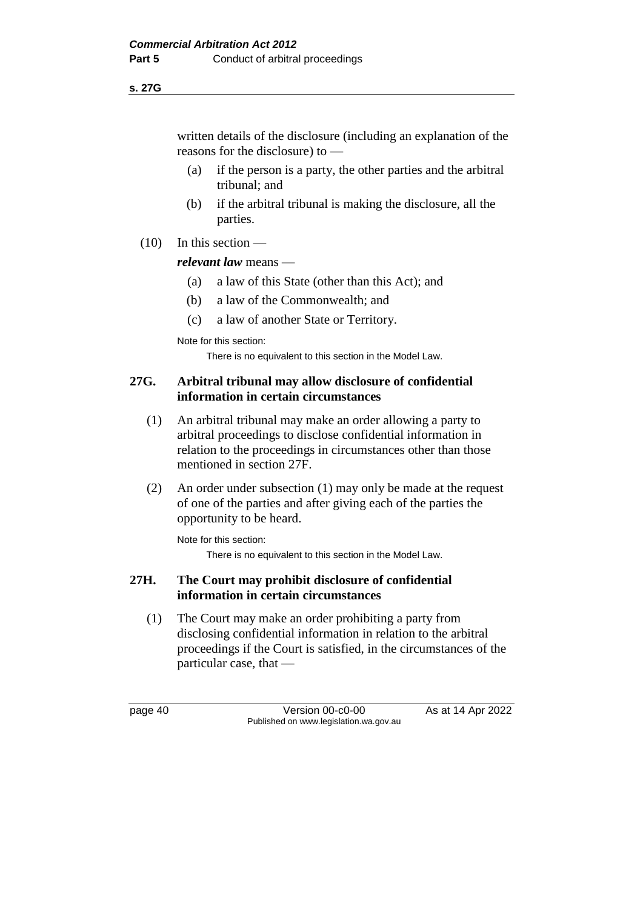written details of the disclosure (including an explanation of the reasons for the disclosure) to —

(a) if the person is a party, the other parties and the arbitral tribunal; and

(b) if the arbitral tribunal is making the disclosure, all the parties.

(10) In this section —

***relevant law*** means —

(a) a law of this State (other than this Act); and

(b) a law of the Commonwealth; and

(c) a law of another State or Territory.

Note for this section:

There is no equivalent to this section in the Model Law.

## 27G. Arbitral tribunal may allow disclosure of confidential information in certain circumstances

(1) An arbitral tribunal may make an order allowing a party to arbitral proceedings to disclose confidential information in relation to the proceedings in circumstances other than those mentioned in section 27F.

(2) An order under subsection (1) may only be made at the request of one of the parties and after giving each of the parties the opportunity to be heard.

Note for this section:

There is no equivalent to this section in the Model Law.

## 27H. The Court may prohibit disclosure of confidential information in certain circumstances

(1) The Court may make an order prohibiting a party from disclosing confidential information in relation to the arbitral proceedings if the Court is satisfied, in the circumstances of the particular case, that —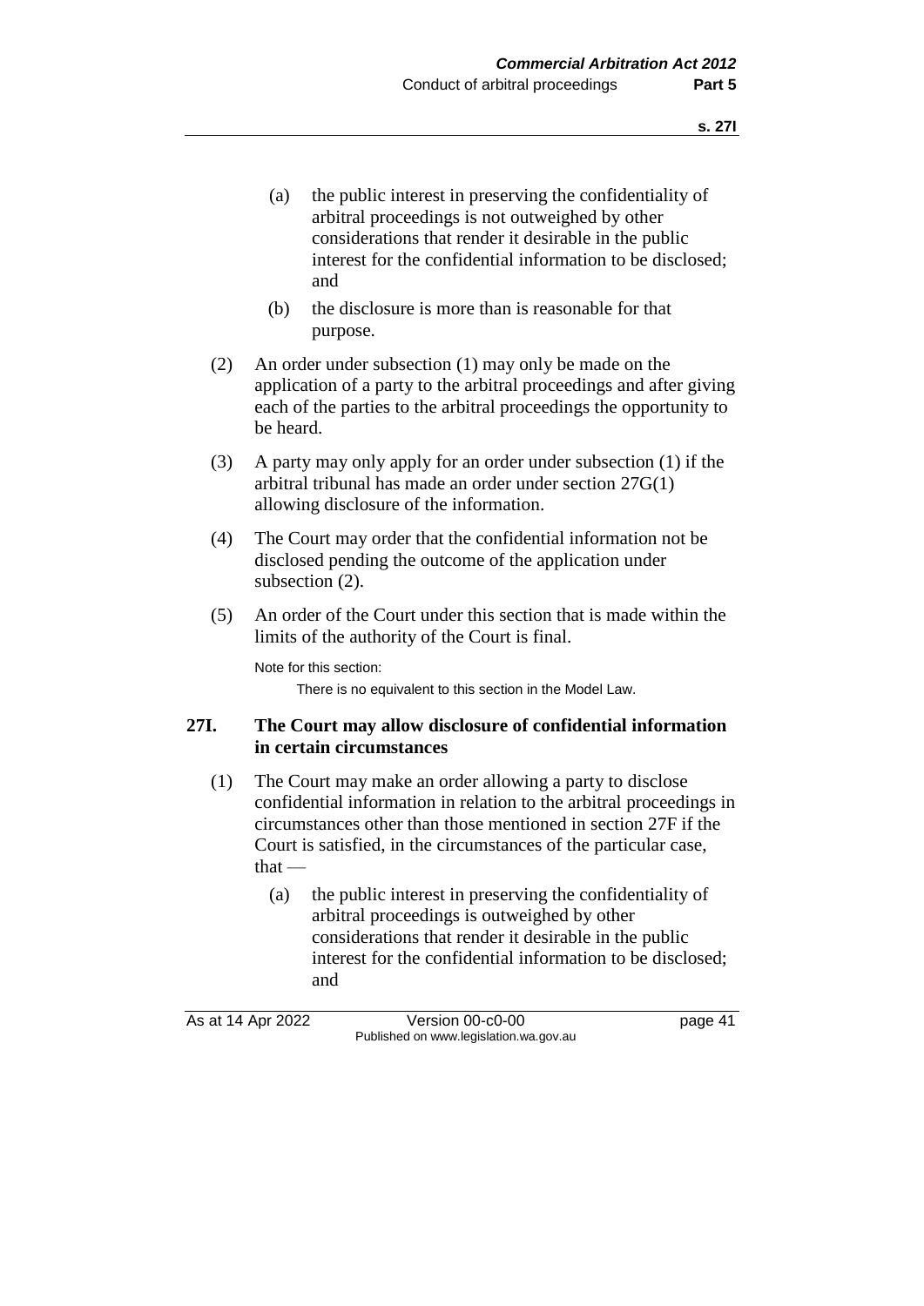(a) the public interest in preserving the confidentiality of arbitral proceedings is not outweighed by other considerations that render it desirable in the public interest for the confidential information to be disclosed; and

(b) the disclosure is more than is reasonable for that purpose.

(2) An order under subsection (1) may only be made on the application of a party to the arbitral proceedings and after giving each of the parties to the arbitral proceedings the opportunity to be heard.

(3) A party may only apply for an order under subsection (1) if the arbitral tribunal has made an order under section 27G(1) allowing disclosure of the information.

(4) The Court may order that the confidential information not be disclosed pending the outcome of the application under subsection (2).

(5) An order of the Court under this section that is made within the limits of the authority of the Court is final.

Note for this section:

There is no equivalent to this section in the Model Law.

### 27I. The Court may allow disclosure of confidential information in certain circumstances

(1) The Court may make an order allowing a party to disclose confidential information in relation to the arbitral proceedings in circumstances other than those mentioned in section 27F if the Court is satisfied, in the circumstances of the particular case, that —

(a) the public interest in preserving the confidentiality of arbitral proceedings is outweighed by other considerations that render it desirable in the public interest for the confidential information to be disclosed; and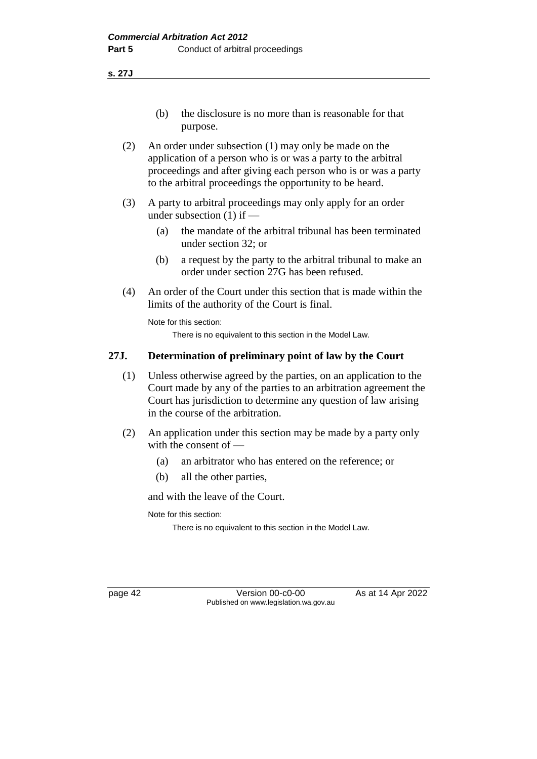(b) the disclosure is no more than is reasonable for that purpose.

(2) An order under subsection (1) may only be made on the application of a person who is or was a party to the arbitral proceedings and after giving each person who is or was a party to the arbitral proceedings the opportunity to be heard.

(3) A party to arbitral proceedings may only apply for an order under subsection (1) if —

(a) the mandate of the arbitral tribunal has been terminated under section 32; or

(b) a request by the party to the arbitral tribunal to make an order under section 27G has been refused.

(4) An order of the Court under this section that is made within the limits of the authority of the Court is final.

Note for this section:

There is no equivalent to this section in the Model Law.

## 27J. Determination of preliminary point of law by the Court

(1) Unless otherwise agreed by the parties, on an application to the Court made by any of the parties to an arbitration agreement the Court has jurisdiction to determine any question of law arising in the course of the arbitration.

(2) An application under this section may be made by a party only with the consent of —

(a) an arbitrator who has entered on the reference; or

(b) all the other parties,

and with the leave of the Court.

Note for this section:

There is no equivalent to this section in the Model Law.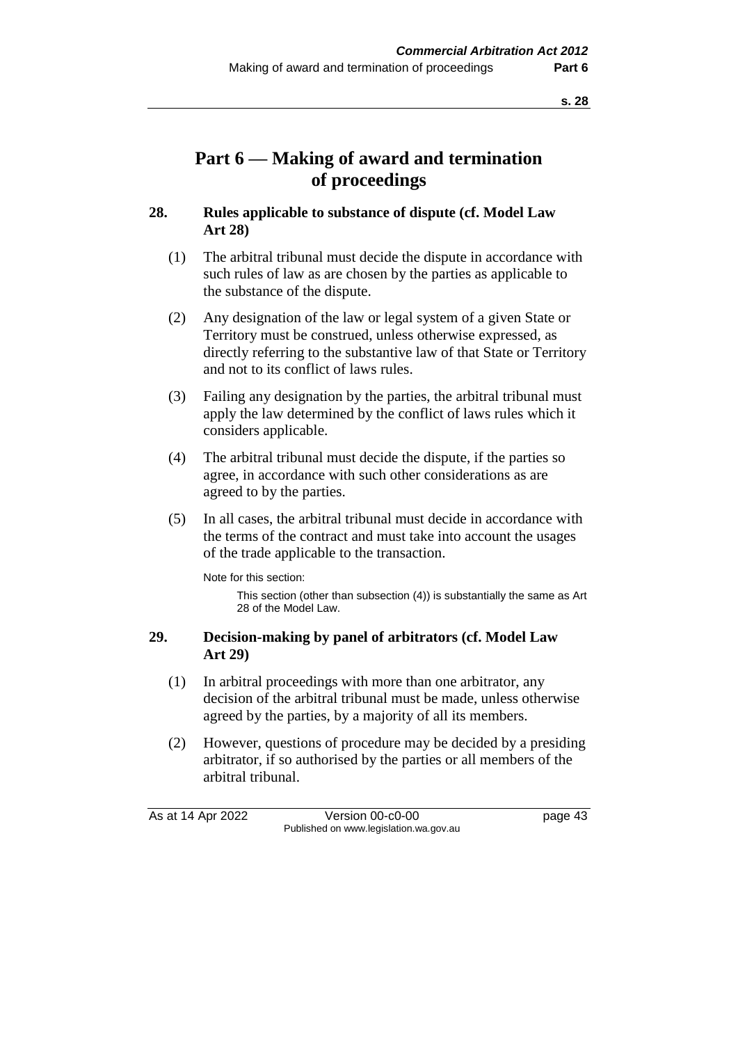# Part 6 — Making of award and termination of proceedings

## 28. Rules applicable to substance of dispute (cf. Model Law Art 28)

(1) The arbitral tribunal must decide the dispute in accordance with such rules of law as are chosen by the parties as applicable to the substance of the dispute.

(2) Any designation of the law or legal system of a given State or Territory must be construed, unless otherwise expressed, as directly referring to the substantive law of that State or Territory and not to its conflict of laws rules.

(3) Failing any designation by the parties, the arbitral tribunal must apply the law determined by the conflict of laws rules which it considers applicable.

(4) The arbitral tribunal must decide the dispute, if the parties so agree, in accordance with such other considerations as are agreed to by the parties.

(5) In all cases, the arbitral tribunal must decide in accordance with the terms of the contract and must take into account the usages of the trade applicable to the transaction.

Note for this section:

This section (other than subsection (4)) is substantially the same as Art 28 of the Model Law.

## 29. Decision-making by panel of arbitrators (cf. Model Law Art 29)

(1) In arbitral proceedings with more than one arbitrator, any decision of the arbitral tribunal must be made, unless otherwise agreed by the parties, by a majority of all its members.

(2) However, questions of procedure may be decided by a presiding arbitrator, if so authorised by the parties or all members of the arbitral tribunal.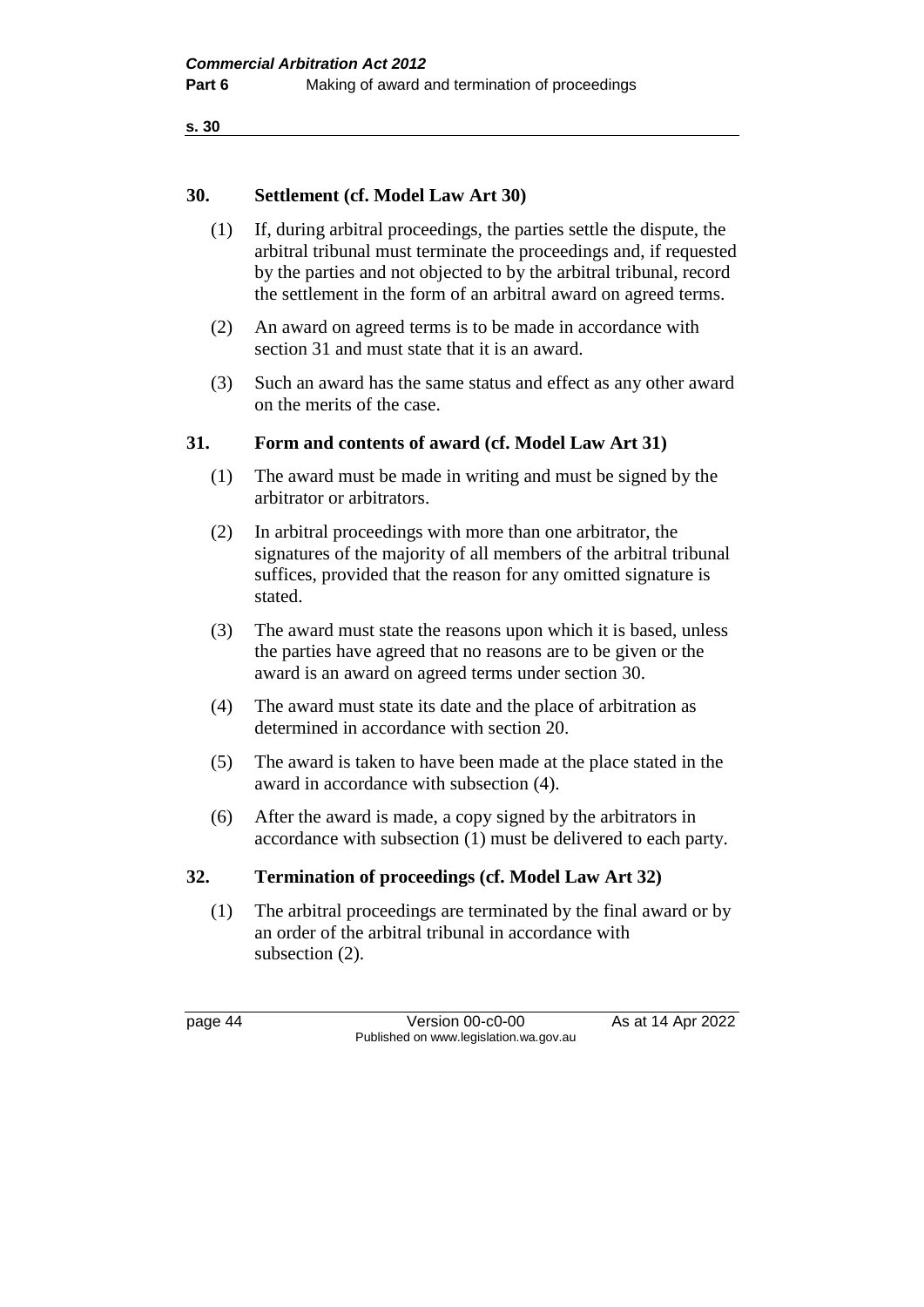### 30. Settlement (cf. Model Law Art 30)

(1) If, during arbitral proceedings, the parties settle the dispute, the arbitral tribunal must terminate the proceedings and, if requested by the parties and not objected to by the arbitral tribunal, record the settlement in the form of an arbitral award on agreed terms.

(2) An award on agreed terms is to be made in accordance with section 31 and must state that it is an award.

(3) Such an award has the same status and effect as any other award on the merits of the case.

### 31. Form and contents of award (cf. Model Law Art 31)

(1) The award must be made in writing and must be signed by the arbitrator or arbitrators.

(2) In arbitral proceedings with more than one arbitrator, the signatures of the majority of all members of the arbitral tribunal suffices, provided that the reason for any omitted signature is stated.

(3) The award must state the reasons upon which it is based, unless the parties have agreed that no reasons are to be given or the award is an award on agreed terms under section 30.

(4) The award must state its date and the place of arbitration as determined in accordance with section 20.

(5) The award is taken to have been made at the place stated in the award in accordance with subsection (4).

(6) After the award is made, a copy signed by the arbitrators in accordance with subsection (1) must be delivered to each party.

### 32. Termination of proceedings (cf. Model Law Art 32)

(1) The arbitral proceedings are terminated by the final award or by an order of the arbitral tribunal in accordance with subsection (2).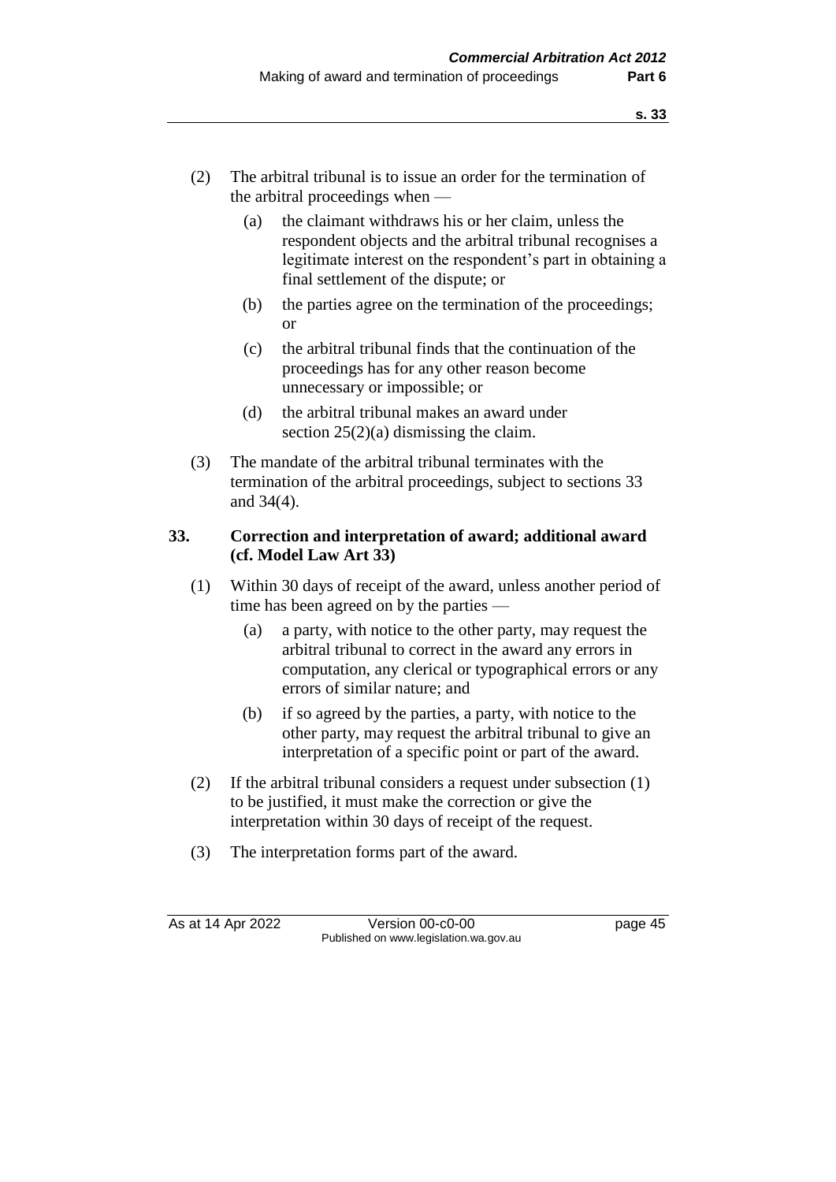(2) The arbitral tribunal is to issue an order for the termination of the arbitral proceedings when —

  (a) the claimant withdraws his or her claim, unless the respondent objects and the arbitral tribunal recognises a legitimate interest on the respondent's part in obtaining a final settlement of the dispute; or

  (b) the parties agree on the termination of the proceedings; or

  (c) the arbitral tribunal finds that the continuation of the proceedings has for any other reason become unnecessary or impossible; or

  (d) the arbitral tribunal makes an award under section 25(2)(a) dismissing the claim.

(3) The mandate of the arbitral tribunal terminates with the termination of the arbitral proceedings, subject to sections 33 and 34(4).

### 33. Correction and interpretation of award; additional award (cf. Model Law Art 33)

(1) Within 30 days of receipt of the award, unless another period of time has been agreed on by the parties —

  (a) a party, with notice to the other party, may request the arbitral tribunal to correct in the award any errors in computation, any clerical or typographical errors or any errors of similar nature; and

  (b) if so agreed by the parties, a party, with notice to the other party, may request the arbitral tribunal to give an interpretation of a specific point or part of the award.

(2) If the arbitral tribunal considers a request under subsection (1) to be justified, it must make the correction or give the interpretation within 30 days of receipt of the request.

(3) The interpretation forms part of the award.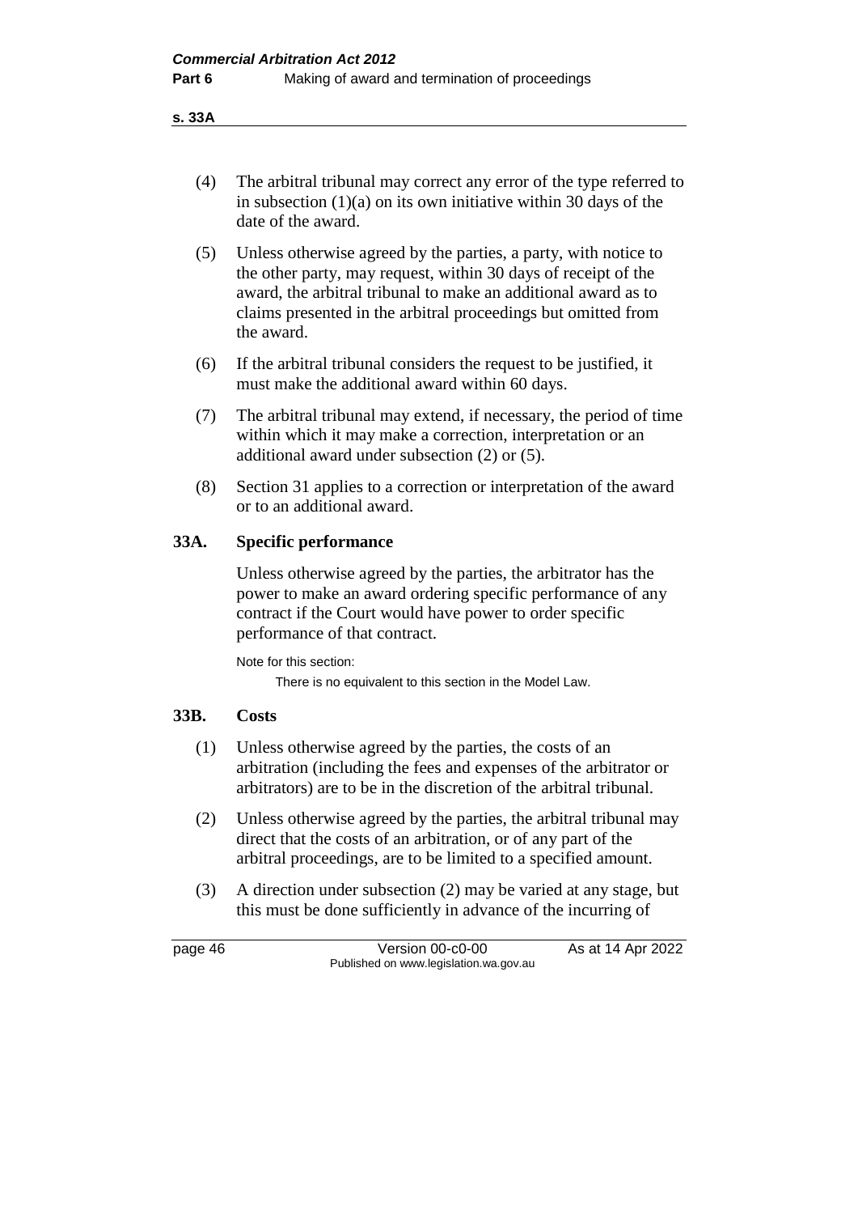(4) The arbitral tribunal may correct any error of the type referred to in subsection (1)(a) on its own initiative within 30 days of the date of the award.

(5) Unless otherwise agreed by the parties, a party, with notice to the other party, may request, within 30 days of receipt of the award, the arbitral tribunal to make an additional award as to claims presented in the arbitral proceedings but omitted from the award.

(6) If the arbitral tribunal considers the request to be justified, it must make the additional award within 60 days.

(7) The arbitral tribunal may extend, if necessary, the period of time within which it may make a correction, interpretation or an additional award under subsection (2) or (5).

(8) Section 31 applies to a correction or interpretation of the award or to an additional award.

## 33A. Specific performance

Unless otherwise agreed by the parties, the arbitrator has the power to make an award ordering specific performance of any contract if the Court would have power to order specific performance of that contract.

Note for this section:

There is no equivalent to this section in the Model Law.

## 33B. Costs

(1) Unless otherwise agreed by the parties, the costs of an arbitration (including the fees and expenses of the arbitrator or arbitrators) are to be in the discretion of the arbitral tribunal.

(2) Unless otherwise agreed by the parties, the arbitral tribunal may direct that the costs of an arbitration, or of any part of the arbitral proceedings, are to be limited to a specified amount.

(3) A direction under subsection (2) may be varied at any stage, but this must be done sufficiently in advance of the incurring of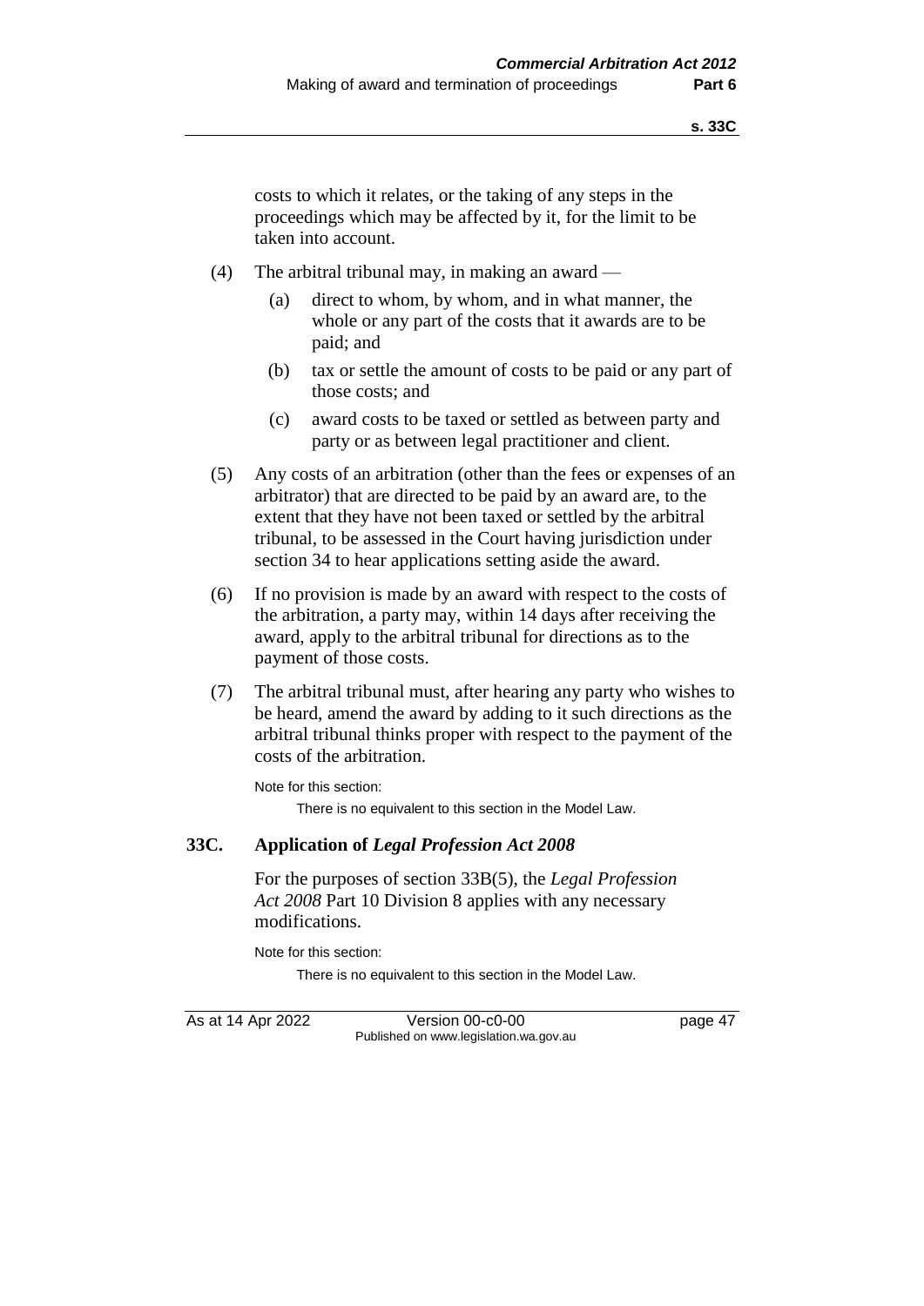costs to which it relates, or the taking of any steps in the proceedings which may be affected by it, for the limit to be taken into account.

(4) The arbitral tribunal may, in making an award —

(a) direct to whom, by whom, and in what manner, the whole or any part of the costs that it awards are to be paid; and

(b) tax or settle the amount of costs to be paid or any part of those costs; and

(c) award costs to be taxed or settled as between party and party or as between legal practitioner and client.

(5) Any costs of an arbitration (other than the fees or expenses of an arbitrator) that are directed to be paid by an award are, to the extent that they have not been taxed or settled by the arbitral tribunal, to be assessed in the Court having jurisdiction under section 34 to hear applications setting aside the award.

(6) If no provision is made by an award with respect to the costs of the arbitration, a party may, within 14 days after receiving the award, apply to the arbitral tribunal for directions as to the payment of those costs.

(7) The arbitral tribunal must, after hearing any party who wishes to be heard, amend the award by adding to it such directions as the arbitral tribunal thinks proper with respect to the payment of the costs of the arbitration.

Note for this section:

There is no equivalent to this section in the Model Law.

### 33C. Application of *Legal Profession Act 2008*

For the purposes of section 33B(5), the *Legal Profession Act 2008* Part 10 Division 8 applies with any necessary modifications.

Note for this section:

There is no equivalent to this section in the Model Law.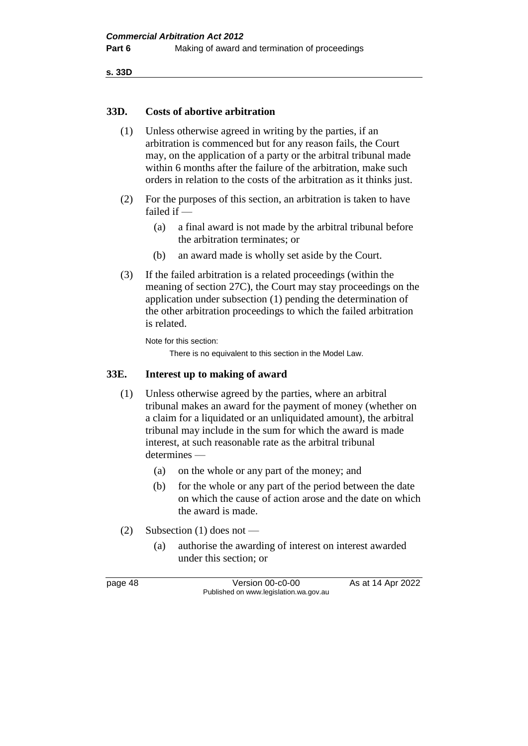## 33D. Costs of abortive arbitration

(1) Unless otherwise agreed in writing by the parties, if an arbitration is commenced but for any reason fails, the Court may, on the application of a party or the arbitral tribunal made within 6 months after the failure of the arbitration, make such orders in relation to the costs of the arbitration as it thinks just.

(2) For the purposes of this section, an arbitration is taken to have failed if —

  (a) a final award is not made by the arbitral tribunal before the arbitration terminates; or

  (b) an award made is wholly set aside by the Court.

(3) If the failed arbitration is a related proceedings (within the meaning of section 27C), the Court may stay proceedings on the application under subsection (1) pending the determination of the other arbitration proceedings to which the failed arbitration is related.

Note for this section:

There is no equivalent to this section in the Model Law.

## 33E. Interest up to making of award

(1) Unless otherwise agreed by the parties, where an arbitral tribunal makes an award for the payment of money (whether on a claim for a liquidated or an unliquidated amount), the arbitral tribunal may include in the sum for which the award is made interest, at such reasonable rate as the arbitral tribunal determines —

  (a) on the whole or any part of the money; and

  (b) for the whole or any part of the period between the date on which the cause of action arose and the date on which the award is made.

(2) Subsection (1) does not —

  (a) authorise the awarding of interest on interest awarded under this section; or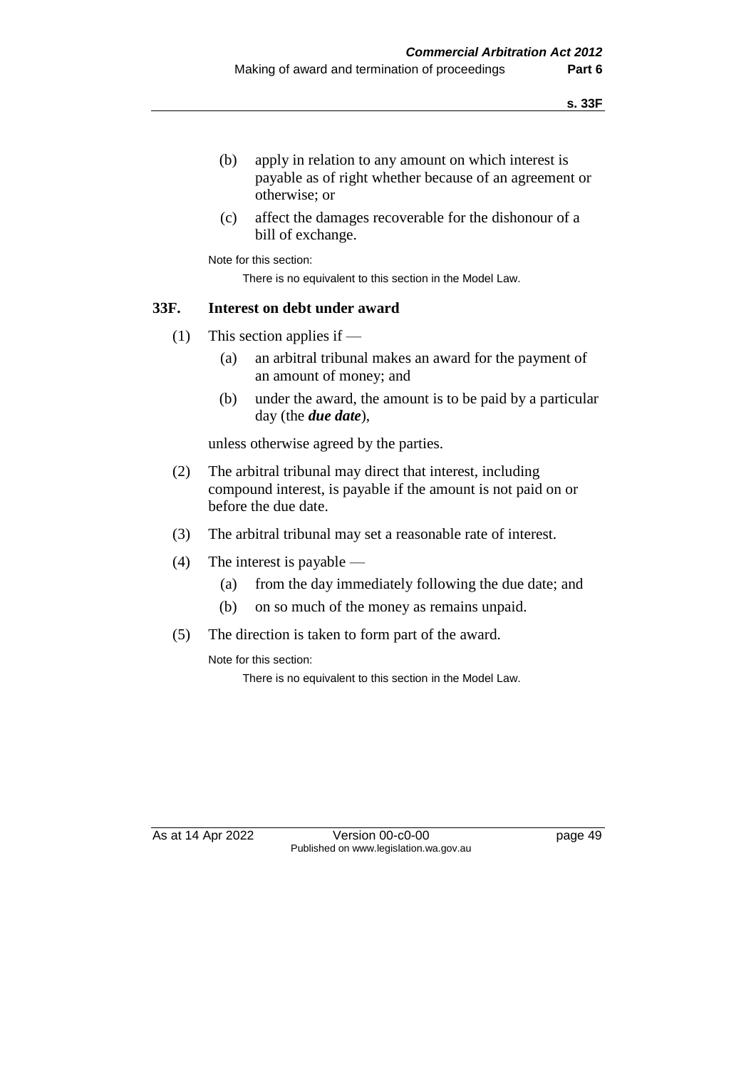(b) apply in relation to any amount on which interest is payable as of right whether because of an agreement or otherwise; or

(c) affect the damages recoverable for the dishonour of a bill of exchange.

Note for this section:

There is no equivalent to this section in the Model Law.

### 33F. Interest on debt under award

(1) This section applies if —

(a) an arbitral tribunal makes an award for the payment of an amount of money; and

(b) under the award, the amount is to be paid by a particular day (the ***due date***),

unless otherwise agreed by the parties.

(2) The arbitral tribunal may direct that interest, including compound interest, is payable if the amount is not paid on or before the due date.

(3) The arbitral tribunal may set a reasonable rate of interest.

(4) The interest is payable —

(a) from the day immediately following the due date; and

(b) on so much of the money as remains unpaid.

(5) The direction is taken to form part of the award.

Note for this section:

There is no equivalent to this section in the Model Law.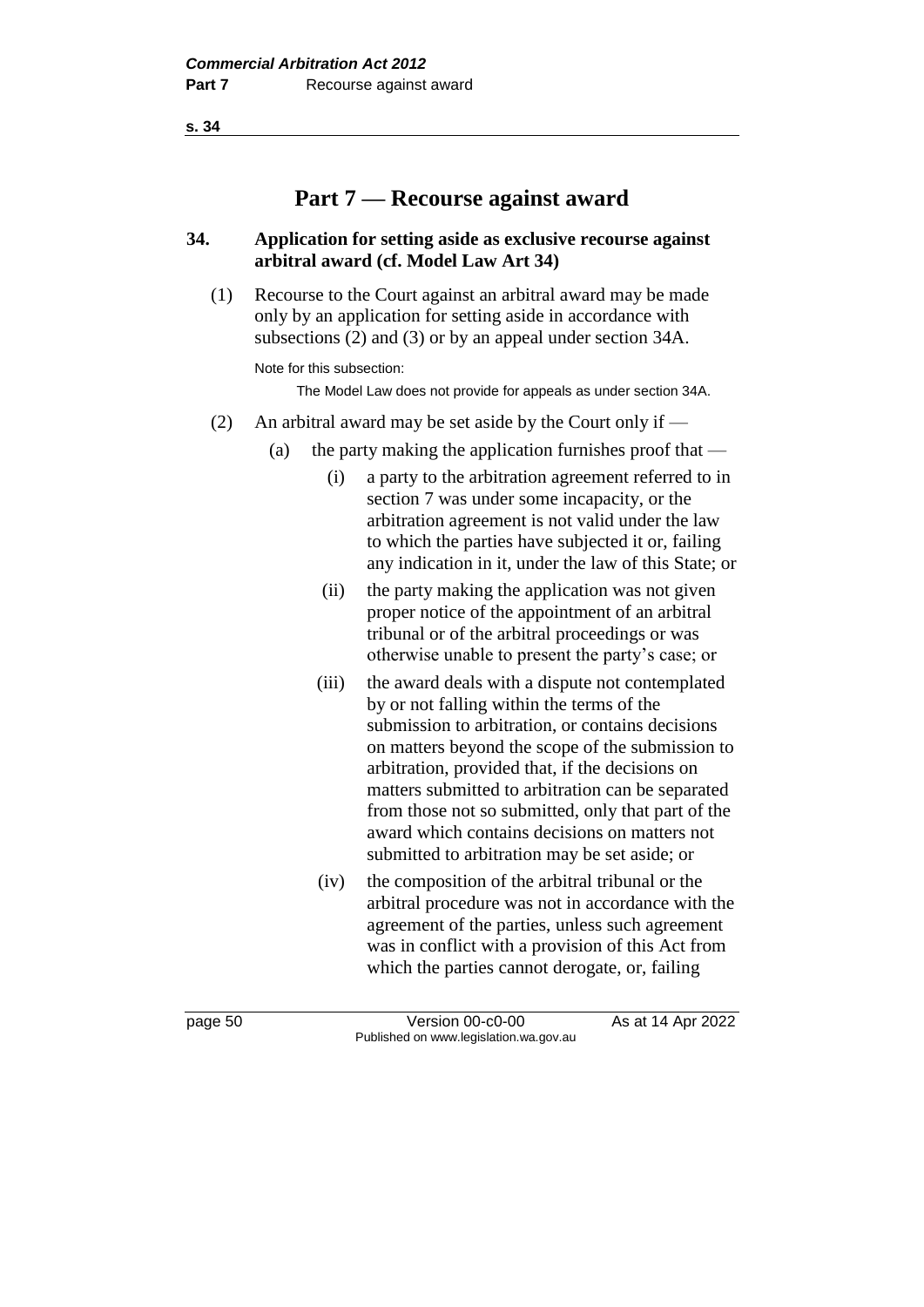# Part 7 — Recourse against award

### 34. Application for setting aside as exclusive recourse against arbitral award (cf. Model Law Art 34)

(1) Recourse to the Court against an arbitral award may be made only by an application for setting aside in accordance with subsections (2) and (3) or by an appeal under section 34A.

Note for this subsection:

The Model Law does not provide for appeals as under section 34A.

(2) An arbitral award may be set aside by the Court only if —

(a) the party making the application furnishes proof that —

(i) a party to the arbitration agreement referred to in section 7 was under some incapacity, or the arbitration agreement is not valid under the law to which the parties have subjected it or, failing any indication in it, under the law of this State; or

(ii) the party making the application was not given proper notice of the appointment of an arbitral tribunal or of the arbitral proceedings or was otherwise unable to present the party's case; or

(iii) the award deals with a dispute not contemplated by or not falling within the terms of the submission to arbitration, or contains decisions on matters beyond the scope of the submission to arbitration, provided that, if the decisions on matters submitted to arbitration can be separated from those not so submitted, only that part of the award which contains decisions on matters not submitted to arbitration may be set aside; or

(iv) the composition of the arbitral tribunal or the arbitral procedure was not in accordance with the agreement of the parties, unless such agreement was in conflict with a provision of this Act from which the parties cannot derogate, or, failing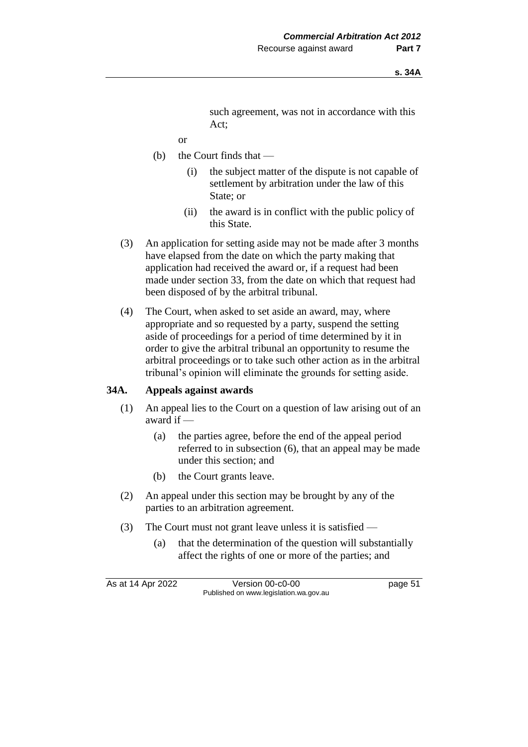such agreement, was not in accordance with this Act;

or

(b) the Court finds that —

(i) the subject matter of the dispute is not capable of settlement by arbitration under the law of this State; or

(ii) the award is in conflict with the public policy of this State.

(3) An application for setting aside may not be made after 3 months have elapsed from the date on which the party making that application had received the award or, if a request had been made under section 33, from the date on which that request had been disposed of by the arbitral tribunal.

(4) The Court, when asked to set aside an award, may, where appropriate and so requested by a party, suspend the setting aside of proceedings for a period of time determined by it in order to give the arbitral tribunal an opportunity to resume the arbitral proceedings or to take such other action as in the arbitral tribunal's opinion will eliminate the grounds for setting aside.

### 34A. Appeals against awards

(1) An appeal lies to the Court on a question of law arising out of an award if —

(a) the parties agree, before the end of the appeal period referred to in subsection (6), that an appeal may be made under this section; and

(b) the Court grants leave.

(2) An appeal under this section may be brought by any of the parties to an arbitration agreement.

(3) The Court must not grant leave unless it is satisfied —

(a) that the determination of the question will substantially affect the rights of one or more of the parties; and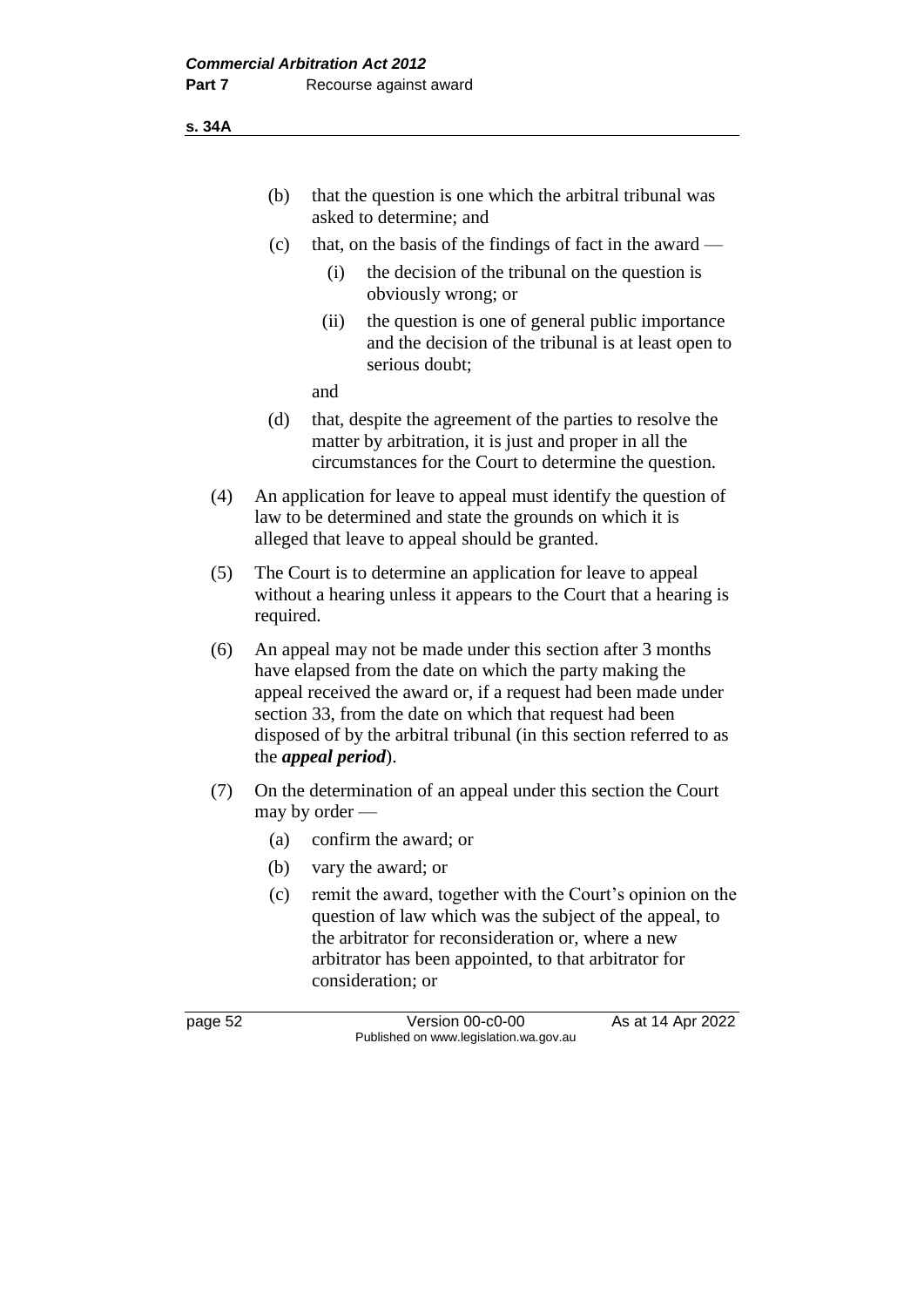(b) that the question is one which the arbitral tribunal was asked to determine; and

(c) that, on the basis of the findings of fact in the award —

  (i) the decision of the tribunal on the question is obviously wrong; or

  (ii) the question is one of general public importance and the decision of the tribunal is at least open to serious doubt;

and

(d) that, despite the agreement of the parties to resolve the matter by arbitration, it is just and proper in all the circumstances for the Court to determine the question.

(4) An application for leave to appeal must identify the question of law to be determined and state the grounds on which it is alleged that leave to appeal should be granted.

(5) The Court is to determine an application for leave to appeal without a hearing unless it appears to the Court that a hearing is required.

(6) An appeal may not be made under this section after 3 months have elapsed from the date on which the party making the appeal received the award or, if a request had been made under section 33, from the date on which that request had been disposed of by the arbitral tribunal (in this section referred to as the ***appeal period***).

(7) On the determination of an appeal under this section the Court may by order —

  (a) confirm the award; or

  (b) vary the award; or

  (c) remit the award, together with the Court's opinion on the question of law which was the subject of the appeal, to the arbitrator for reconsideration or, where a new arbitrator has been appointed, to that arbitrator for consideration; or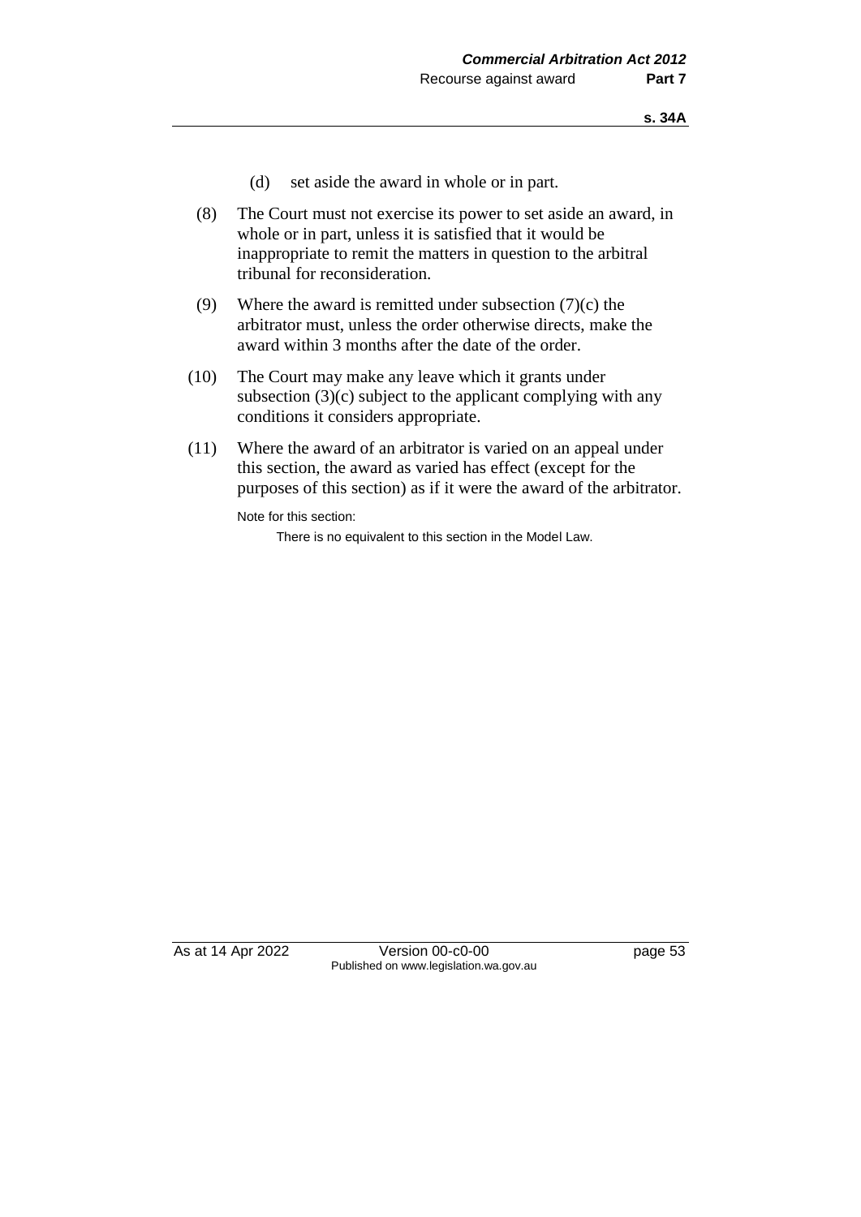(d) set aside the award in whole or in part.

(8) The Court must not exercise its power to set aside an award, in whole or in part, unless it is satisfied that it would be inappropriate to remit the matters in question to the arbitral tribunal for reconsideration.

(9) Where the award is remitted under subsection (7)(c) the arbitrator must, unless the order otherwise directs, make the award within 3 months after the date of the order.

(10) The Court may make any leave which it grants under subsection (3)(c) subject to the applicant complying with any conditions it considers appropriate.

(11) Where the award of an arbitrator is varied on an appeal under this section, the award as varied has effect (except for the purposes of this section) as if it were the award of the arbitrator.

Note for this section:

There is no equivalent to this section in the Model Law.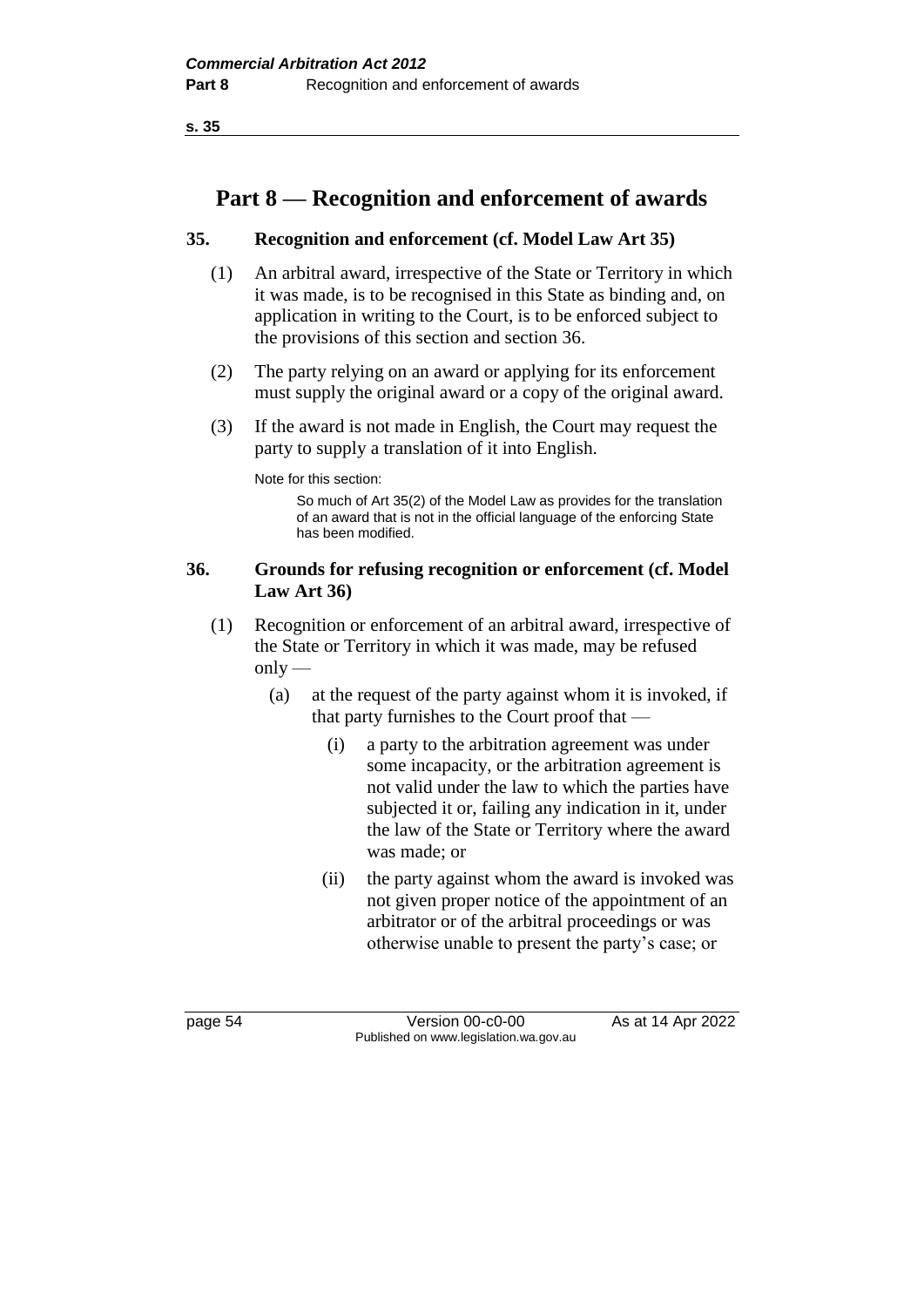# Part 8 — Recognition and enforcement of awards

### 35. Recognition and enforcement (cf. Model Law Art 35)

(1) An arbitral award, irrespective of the State or Territory in which it was made, is to be recognised in this State as binding and, on application in writing to the Court, is to be enforced subject to the provisions of this section and section 36.

(2) The party relying on an award or applying for its enforcement must supply the original award or a copy of the original award.

(3) If the award is not made in English, the Court may request the party to supply a translation of it into English.

Note for this section:

So much of Art 35(2) of the Model Law as provides for the translation of an award that is not in the official language of the enforcing State has been modified.

### 36. Grounds for refusing recognition or enforcement (cf. Model Law Art 36)

(1) Recognition or enforcement of an arbitral award, irrespective of the State or Territory in which it was made, may be refused only —

(a) at the request of the party against whom it is invoked, if that party furnishes to the Court proof that —

(i) a party to the arbitration agreement was under some incapacity, or the arbitration agreement is not valid under the law to which the parties have subjected it or, failing any indication in it, under the law of the State or Territory where the award was made; or

(ii) the party against whom the award is invoked was not given proper notice of the appointment of an arbitrator or of the arbitral proceedings or was otherwise unable to present the party's case; or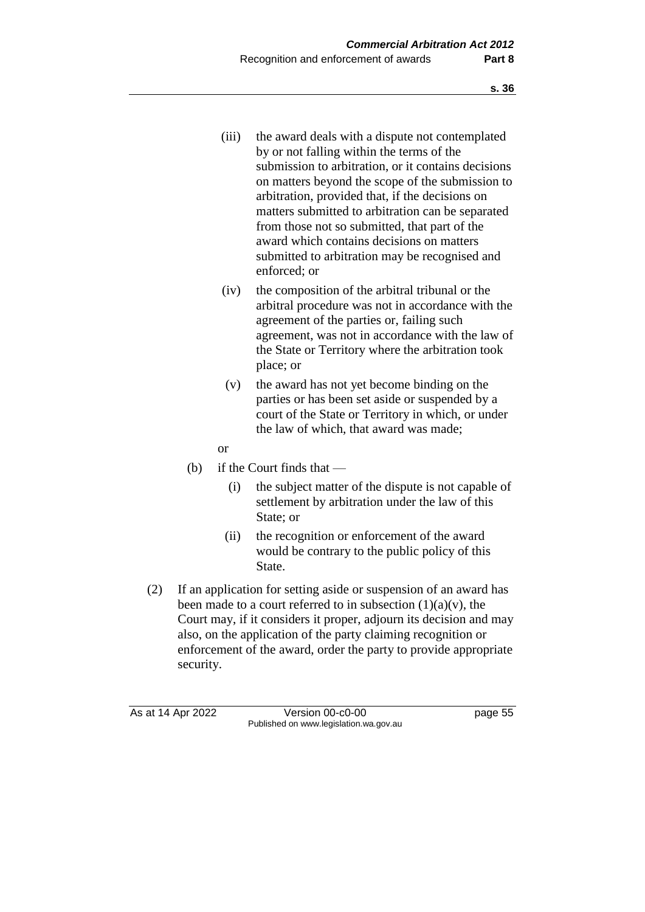(iii) the award deals with a dispute not contemplated by or not falling within the terms of the submission to arbitration, or it contains decisions on matters beyond the scope of the submission to arbitration, provided that, if the decisions on matters submitted to arbitration can be separated from those not so submitted, that part of the award which contains decisions on matters submitted to arbitration may be recognised and enforced; or

(iv) the composition of the arbitral tribunal or the arbitral procedure was not in accordance with the agreement of the parties or, failing such agreement, was not in accordance with the law of the State or Territory where the arbitration took place; or

(v) the award has not yet become binding on the parties or has been set aside or suspended by a court of the State or Territory in which, or under the law of which, that award was made;

or

(b) if the Court finds that —

(i) the subject matter of the dispute is not capable of settlement by arbitration under the law of this State; or

(ii) the recognition or enforcement of the award would be contrary to the public policy of this State.

(2) If an application for setting aside or suspension of an award has been made to a court referred to in subsection (1)(a)(v), the Court may, if it considers it proper, adjourn its decision and may also, on the application of the party claiming recognition or enforcement of the award, order the party to provide appropriate security.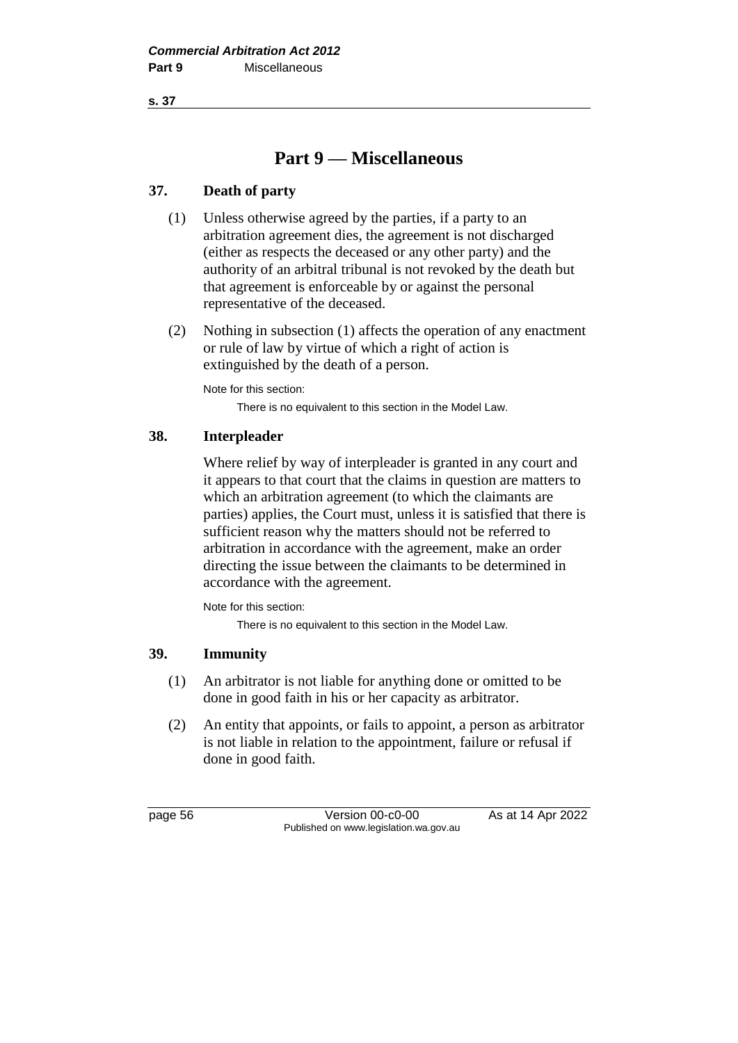# Part 9 — Miscellaneous

### 37. Death of party

(1) Unless otherwise agreed by the parties, if a party to an arbitration agreement dies, the agreement is not discharged (either as respects the deceased or any other party) and the authority of an arbitral tribunal is not revoked by the death but that agreement is enforceable by or against the personal representative of the deceased.

(2) Nothing in subsection (1) affects the operation of any enactment or rule of law by virtue of which a right of action is extinguished by the death of a person.

Note for this section:

There is no equivalent to this section in the Model Law.

### 38. Interpleader

Where relief by way of interpleader is granted in any court and it appears to that court that the claims in question are matters to which an arbitration agreement (to which the claimants are parties) applies, the Court must, unless it is satisfied that there is sufficient reason why the matters should not be referred to arbitration in accordance with the agreement, make an order directing the issue between the claimants to be determined in accordance with the agreement.

Note for this section:

There is no equivalent to this section in the Model Law.

### 39. Immunity

(1) An arbitrator is not liable for anything done or omitted to be done in good faith in his or her capacity as arbitrator.

(2) An entity that appoints, or fails to appoint, a person as arbitrator is not liable in relation to the appointment, failure or refusal if done in good faith.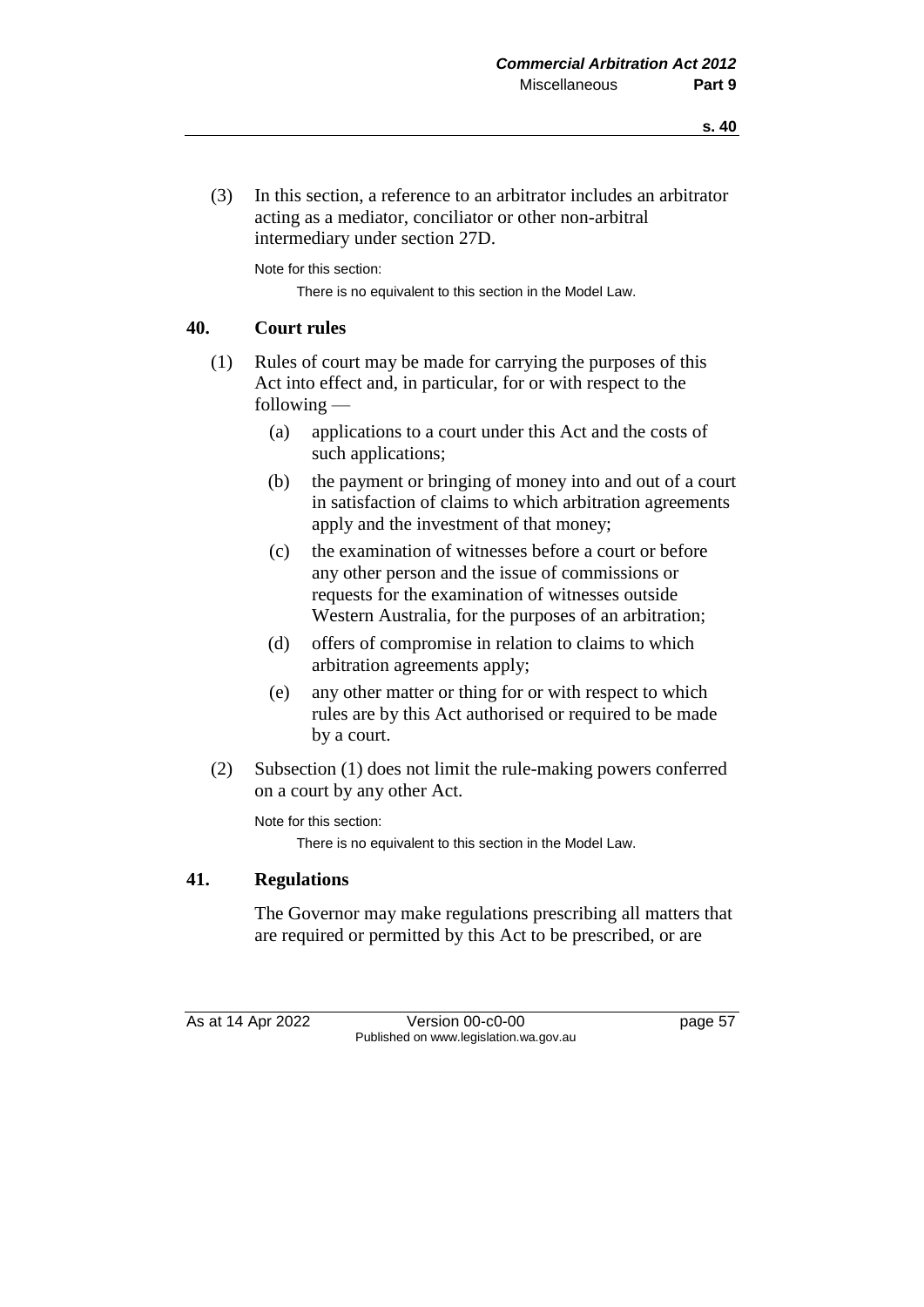(3) In this section, a reference to an arbitrator includes an arbitrator acting as a mediator, conciliator or other non-arbitral intermediary under section 27D.

Note for this section:

There is no equivalent to this section in the Model Law.

## 40. Court rules

(1) Rules of court may be made for carrying the purposes of this Act into effect and, in particular, for or with respect to the following —

- (a) applications to a court under this Act and the costs of such applications;
- (b) the payment or bringing of money into and out of a court in satisfaction of claims to which arbitration agreements apply and the investment of that money;
- (c) the examination of witnesses before a court or before any other person and the issue of commissions or requests for the examination of witnesses outside Western Australia, for the purposes of an arbitration;
- (d) offers of compromise in relation to claims to which arbitration agreements apply;
- (e) any other matter or thing for or with respect to which rules are by this Act authorised or required to be made by a court.

(2) Subsection (1) does not limit the rule-making powers conferred on a court by any other Act.

Note for this section:

There is no equivalent to this section in the Model Law.

## 41. Regulations

The Governor may make regulations prescribing all matters that are required or permitted by this Act to be prescribed, or are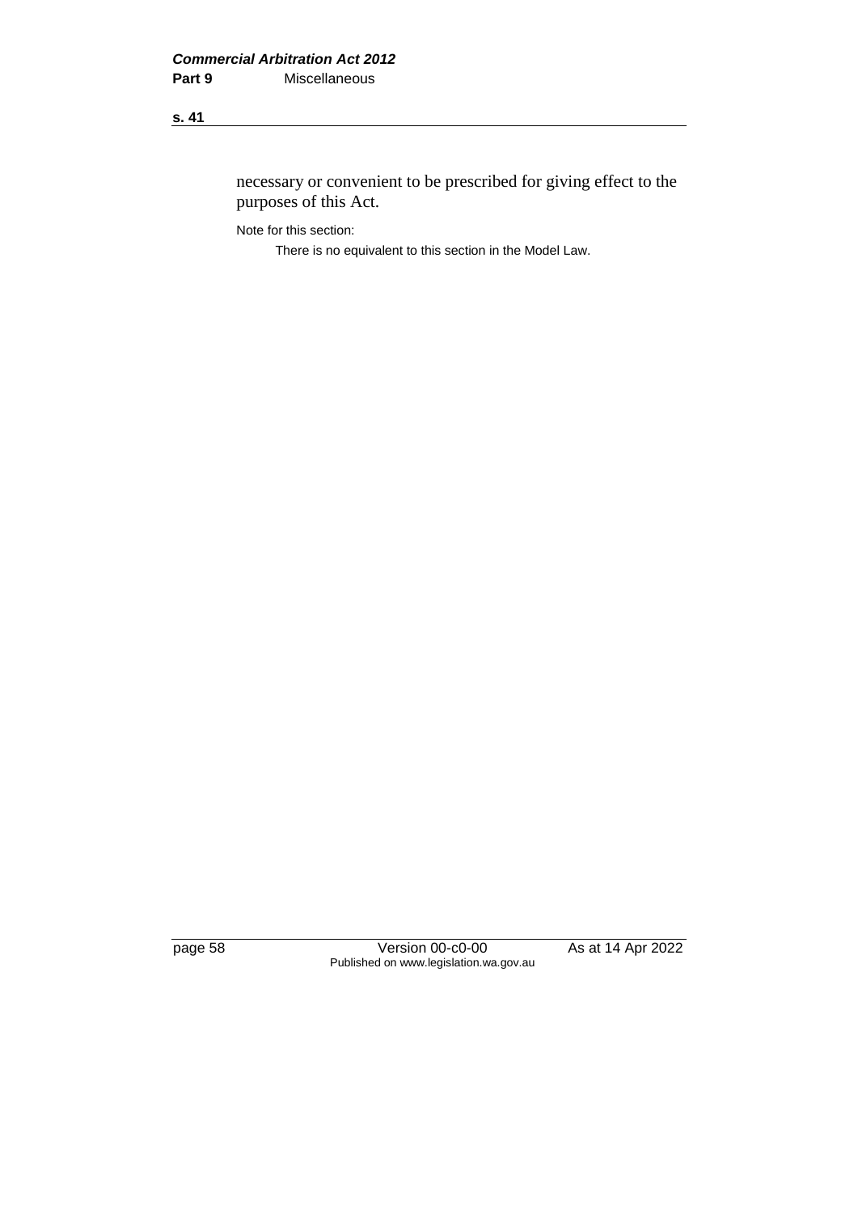necessary or convenient to be prescribed for giving effect to the purposes of this Act.

Note for this section:

There is no equivalent to this section in the Model Law.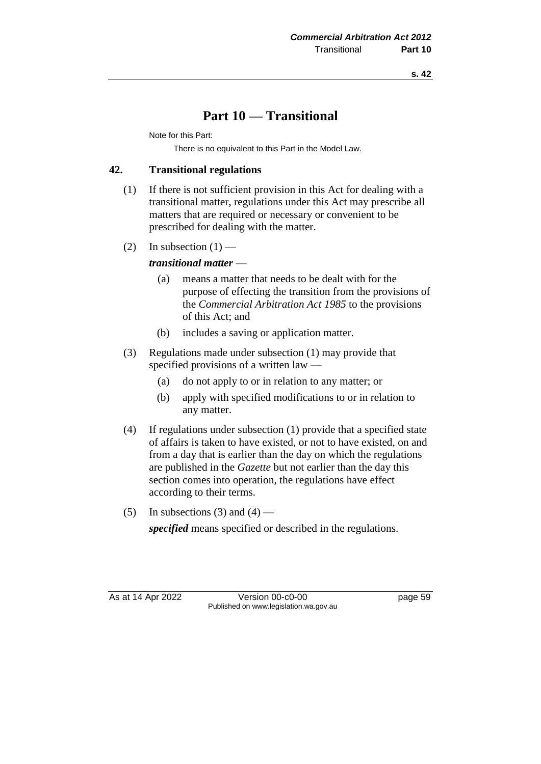# Part 10 — Transitional

Note for this Part:

There is no equivalent to this Part in the Model Law.

## 42. Transitional regulations

(1) If there is not sufficient provision in this Act for dealing with a transitional matter, regulations under this Act may prescribe all matters that are required or necessary or convenient to be prescribed for dealing with the matter.

(2) In subsection (1) —

***transitional matter*** —

(a) means a matter that needs to be dealt with for the purpose of effecting the transition from the provisions of the *Commercial Arbitration Act 1985* to the provisions of this Act; and

(b) includes a saving or application matter.

(3) Regulations made under subsection (1) may provide that specified provisions of a written law —

(a) do not apply to or in relation to any matter; or

(b) apply with specified modifications to or in relation to any matter.

(4) If regulations under subsection (1) provide that a specified state of affairs is taken to have existed, or not to have existed, on and from a day that is earlier than the day on which the regulations are published in the *Gazette* but not earlier than the day this section comes into operation, the regulations have effect according to their terms.

(5) In subsections (3) and (4) —

***specified*** means specified or described in the regulations.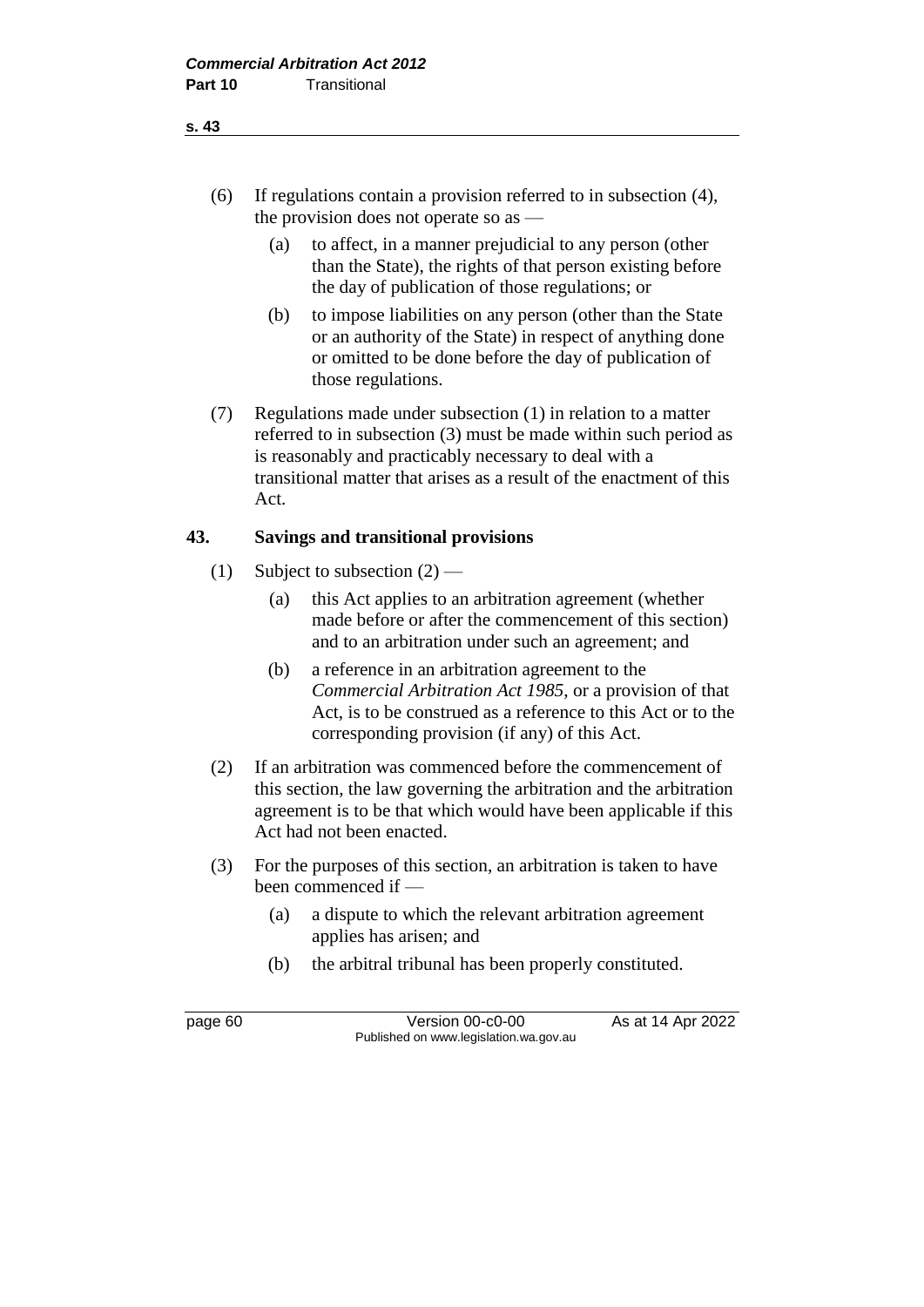(6) If regulations contain a provision referred to in subsection (4), the provision does not operate so as —

(a) to affect, in a manner prejudicial to any person (other than the State), the rights of that person existing before the day of publication of those regulations; or

(b) to impose liabilities on any person (other than the State or an authority of the State) in respect of anything done or omitted to be done before the day of publication of those regulations.

(7) Regulations made under subsection (1) in relation to a matter referred to in subsection (3) must be made within such period as is reasonably and practicably necessary to deal with a transitional matter that arises as a result of the enactment of this Act.

## 43. Savings and transitional provisions

(1) Subject to subsection (2) —

(a) this Act applies to an arbitration agreement (whether made before or after the commencement of this section) and to an arbitration under such an agreement; and

(b) a reference in an arbitration agreement to the *Commercial Arbitration Act 1985*, or a provision of that Act, is to be construed as a reference to this Act or to the corresponding provision (if any) of this Act.

(2) If an arbitration was commenced before the commencement of this section, the law governing the arbitration and the arbitration agreement is to be that which would have been applicable if this Act had not been enacted.

(3) For the purposes of this section, an arbitration is taken to have been commenced if —

(a) a dispute to which the relevant arbitration agreement applies has arisen; and

(b) the arbitral tribunal has been properly constituted.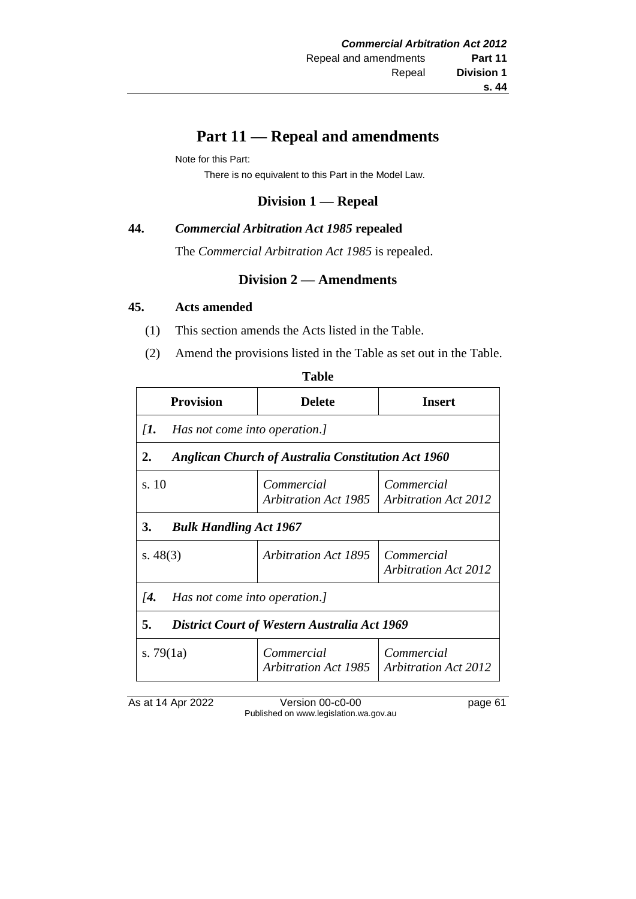# Part 11 — Repeal and amendments

Note for this Part:

There is no equivalent to this Part in the Model Law.

## Division 1 — Repeal

### 44. *Commercial Arbitration Act 1985* repealed

The *Commercial Arbitration Act 1985* is repealed.

## Division 2 — Amendments

### 45. Acts amended

(1) This section amends the Acts listed in the Table.

(2) Amend the provisions listed in the Table as set out in the Table.

**Table**

| Provision | Delete | Insert |
|---|---|---|
| *[1. Has not come into operation.]* | | |
| **2. *Anglican Church of Australia Constitution Act 1960*** | | |
| s. 10 | *Commercial Arbitration Act 1985* | *Commercial Arbitration Act 2012* |
| **3. *Bulk Handling Act 1967*** | | |
| s. 48(3) | *Arbitration Act 1895* | *Commercial Arbitration Act 2012* |
| *[4. Has not come into operation.]* | | |
| **5. *District Court of Western Australia Act 1969*** | | |
| s. 79(1a) | *Commercial Arbitration Act 1985* | *Commercial Arbitration Act 2012* |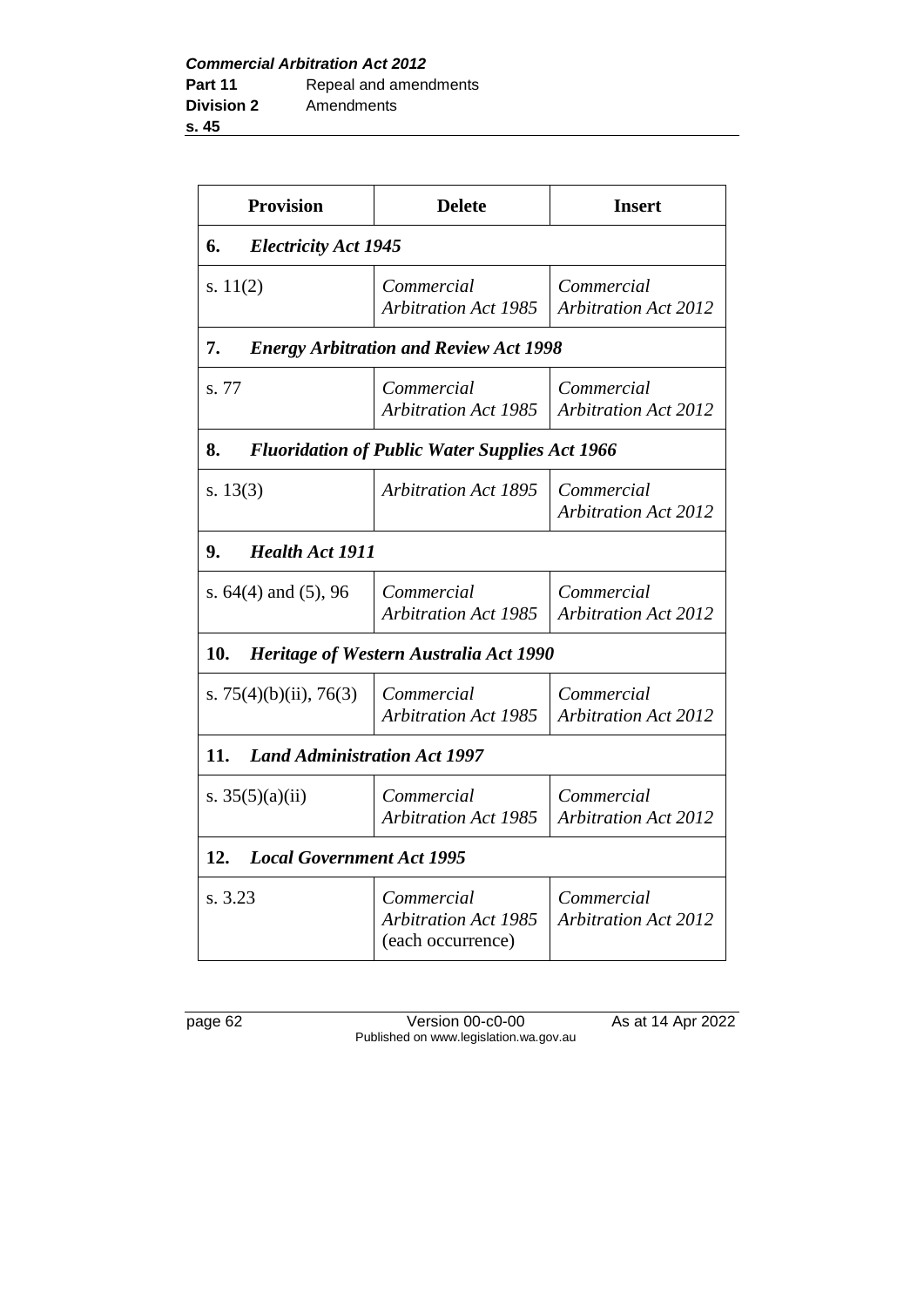| Provision | Delete | Insert |
|---|---|---|
| **6. *Electricity Act 1945*** | | |
| s. 11(2) | *Commercial Arbitration Act 1985* | *Commercial Arbitration Act 2012* |
| **7. *Energy Arbitration and Review Act 1998*** | | |
| s. 77 | *Commercial Arbitration Act 1985* | *Commercial Arbitration Act 2012* |
| **8. *Fluoridation of Public Water Supplies Act 1966*** | | |
| s. 13(3) | *Arbitration Act 1895* | *Commercial Arbitration Act 2012* |
| **9. *Health Act 1911*** | | |
| s. 64(4) and (5), 96 | *Commercial Arbitration Act 1985* | *Commercial Arbitration Act 2012* |
| **10. *Heritage of Western Australia Act 1990*** | | |
| s. 75(4)(b)(ii), 76(3) | *Commercial Arbitration Act 1985* | *Commercial Arbitration Act 2012* |
| **11. *Land Administration Act 1997*** | | |
| s. 35(5)(a)(ii) | *Commercial Arbitration Act 1985* | *Commercial Arbitration Act 2012* |
| **12. *Local Government Act 1995*** | | |
| s. 3.23 | *Commercial Arbitration Act 1985* (each occurrence) | *Commercial Arbitration Act 2012* |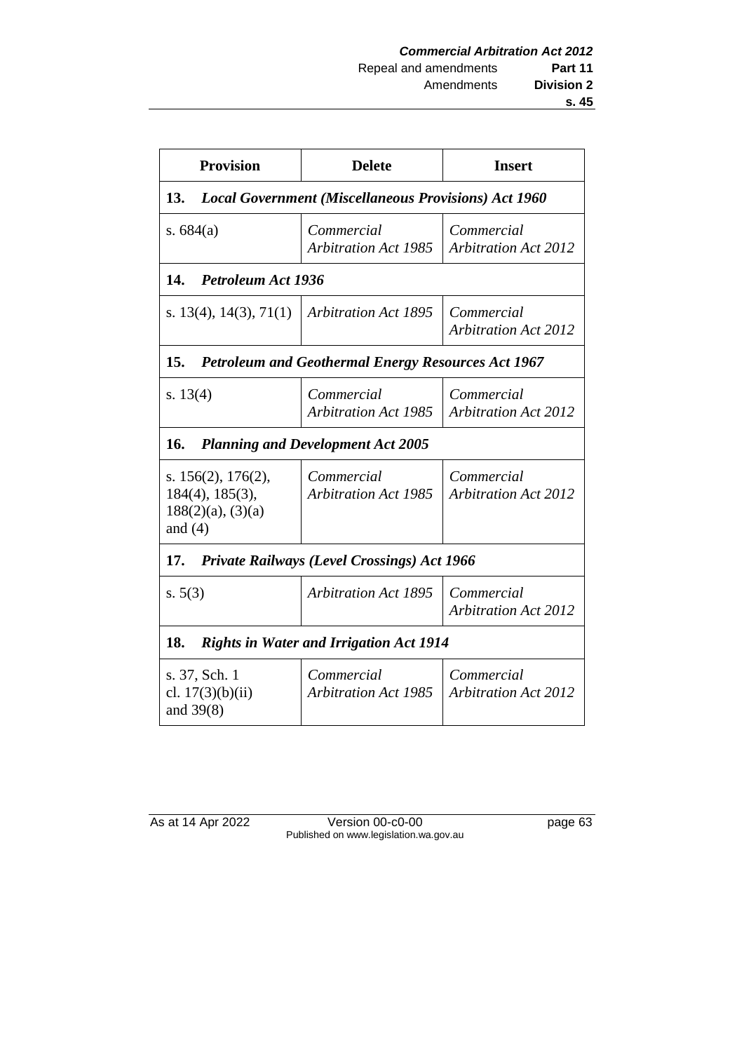| Provision | Delete | Insert |
|---|---|---|
| **13. *Local Government (Miscellaneous Provisions) Act 1960*** | | |
| s. 684(a) | *Commercial Arbitration Act 1985* | *Commercial Arbitration Act 2012* |
| **14. *Petroleum Act 1936*** | | |
| s. 13(4), 14(3), 71(1) | *Arbitration Act 1895* | *Commercial Arbitration Act 2012* |
| **15. *Petroleum and Geothermal Energy Resources Act 1967*** | | |
| s. 13(4) | *Commercial Arbitration Act 1985* | *Commercial Arbitration Act 2012* |
| **16. *Planning and Development Act 2005*** | | |
| s. 156(2), 176(2), 184(4), 185(3), 188(2)(a), (3)(a) and (4) | *Commercial Arbitration Act 1985* | *Commercial Arbitration Act 2012* |
| **17. *Private Railways (Level Crossings) Act 1966*** | | |
| s. 5(3) | *Arbitration Act 1895* | *Commercial Arbitration Act 2012* |
| **18. *Rights in Water and Irrigation Act 1914*** | | |
| s. 37, Sch. 1 cl. 17(3)(b)(ii) and 39(8) | *Commercial Arbitration Act 1985* | *Commercial Arbitration Act 2012* |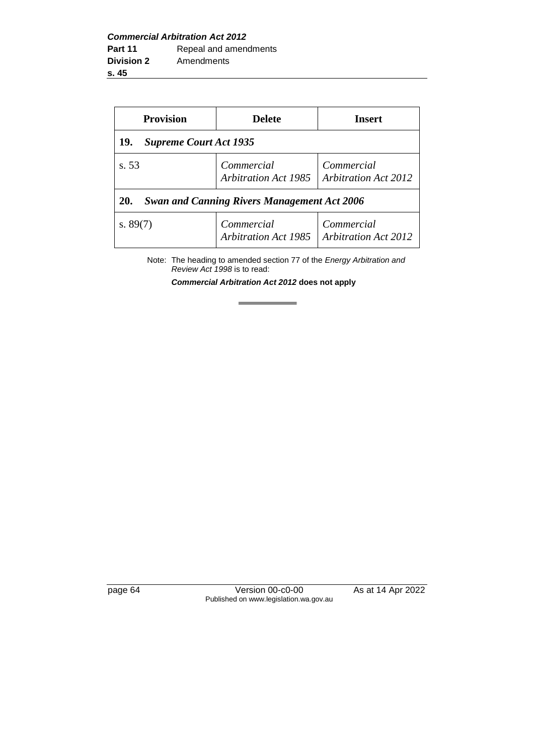| Provision | Delete | Insert |
|---|---|---|
| **19.** ***Supreme Court Act 1935*** | | |
| s. 53 | *Commercial Arbitration Act 1985* | *Commercial Arbitration Act 2012* |
| **20.** ***Swan and Canning Rivers Management Act 2006*** | | |
| s. 89(7) | *Commercial Arbitration Act 1985* | *Commercial Arbitration Act 2012* |

Note: The heading to amended section 77 of the *Energy Arbitration and Review Act 1998* is to read:

***Commercial Arbitration Act 2012*** **does not apply**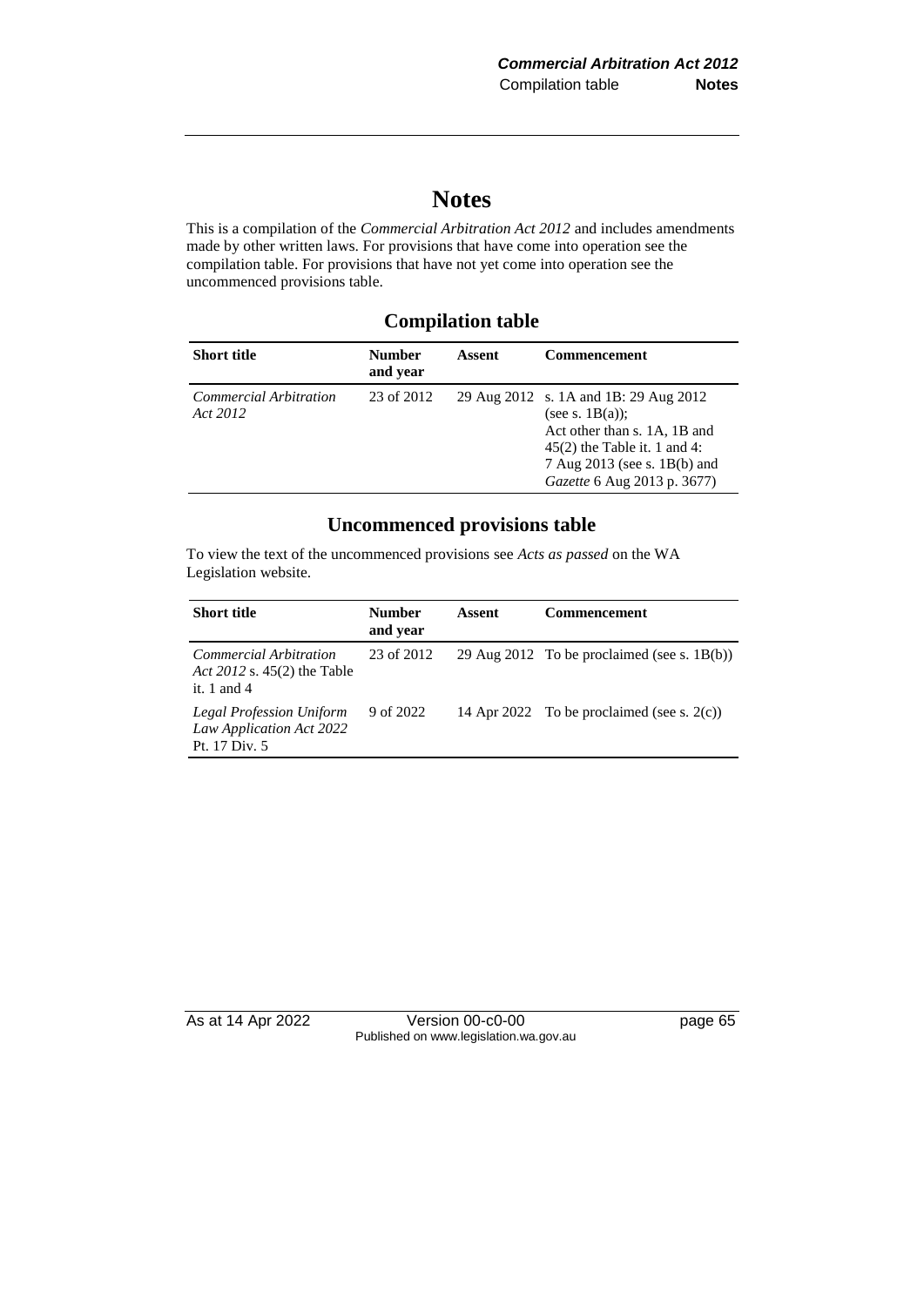# Notes

This is a compilation of the *Commercial Arbitration Act 2012* and includes amendments made by other written laws. For provisions that have come into operation see the compilation table. For provisions that have not yet come into operation see the uncommenced provisions table.

## Compilation table

| Short title | Number and year | Assent | Commencement |
|---|---|---|---|
| *Commercial Arbitration Act 2012* | 23 of 2012 | 29 Aug 2012 | s. 1A and 1B: 29 Aug 2012 (see s. 1B(a)); Act other than s. 1A, 1B and 45(2) the Table it. 1 and 4: 7 Aug 2013 (see s. 1B(b) and *Gazette* 6 Aug 2013 p. 3677) |

## Uncommenced provisions table

To view the text of the uncommenced provisions see *Acts as passed* on the WA Legislation website.

| Short title | Number and year | Assent | Commencement |
|---|---|---|---|
| *Commercial Arbitration Act 2012* s. 45(2) the Table it. 1 and 4 | 23 of 2012 | 29 Aug 2012 | To be proclaimed (see s. 1B(b)) |
| *Legal Profession Uniform Law Application Act 2022* Pt. 17 Div. 5 | 9 of 2022 | 14 Apr 2022 | To be proclaimed (see s. 2(c)) |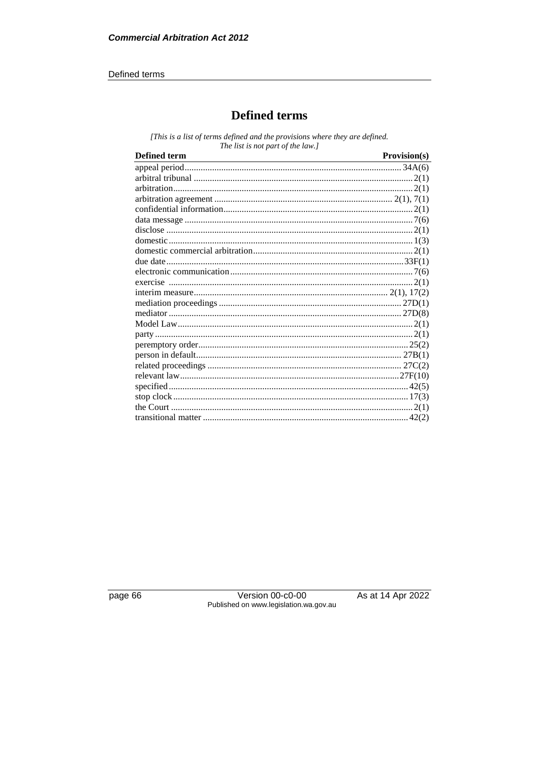# Defined terms

*[This is a list of terms defined and the provisions where they are defined. The list is not part of the law.]*

| Defined term | Provision(s) |
|---|---|
| appeal period | 34A(6) |
| arbitral tribunal | 2(1) |
| arbitration | 2(1) |
| arbitration agreement | 2(1), 7(1) |
| confidential information | 2(1) |
| data message | 7(6) |
| disclose | 2(1) |
| domestic | 1(3) |
| domestic commercial arbitration | 2(1) |
| due date | 33F(1) |
| electronic communication | 7(6) |
| exercise | 2(1) |
| interim measure | 2(1), 17(2) |
| mediation proceedings | 27D(1) |
| mediator | 27D(8) |
| Model Law | 2(1) |
| party | 2(1) |
| peremptory order | 25(2) |
| person in default | 27B(1) |
| related proceedings | 27C(2) |
| relevant law | 27F(10) |
| specified | 42(5) |
| stop clock | 17(3) |
| the Court | 2(1) |
| transitional matter | 42(2) |